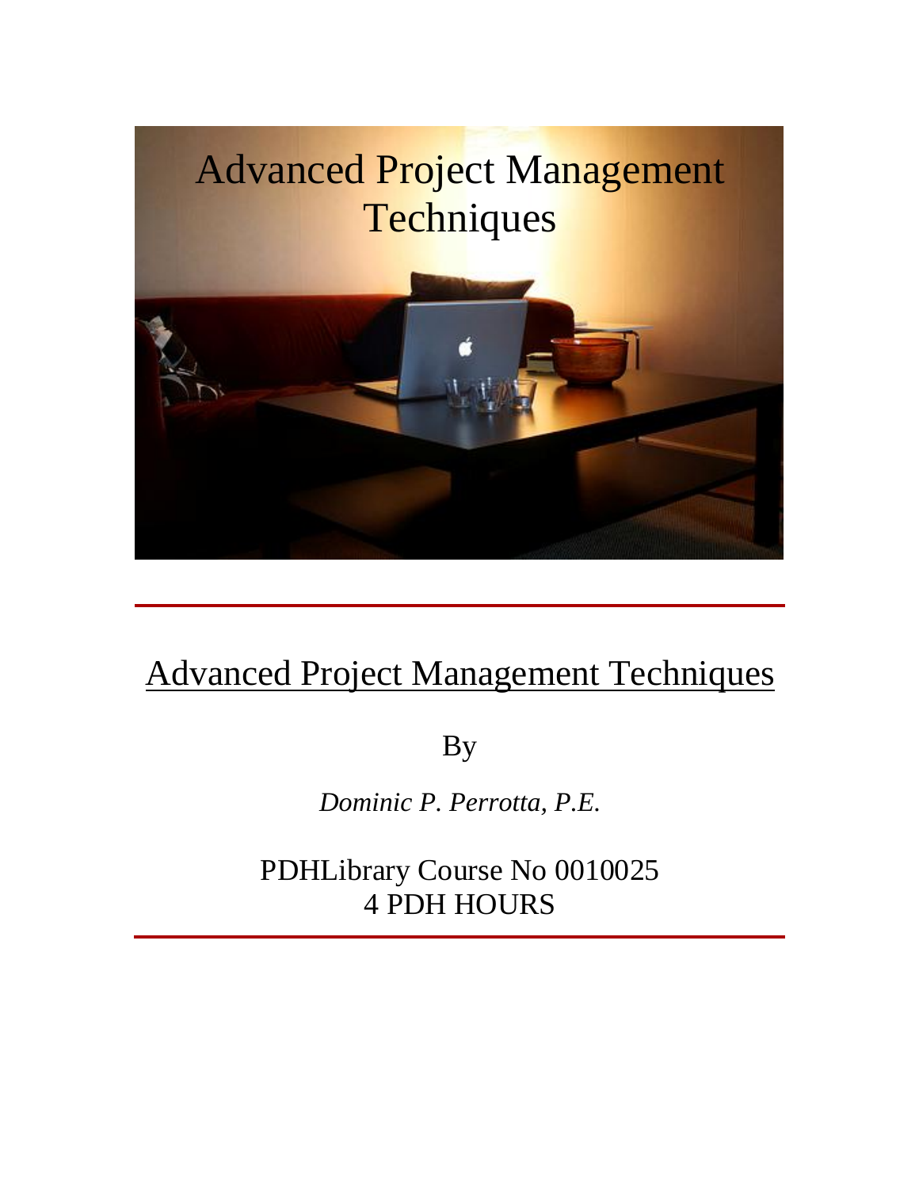# Advanced Project Management Techniques

## Advanced Project Management Techniques

By

*Dominic P. Perrotta, P.E.*

PDHLibrary Course No 0010025
4 PDH HOURS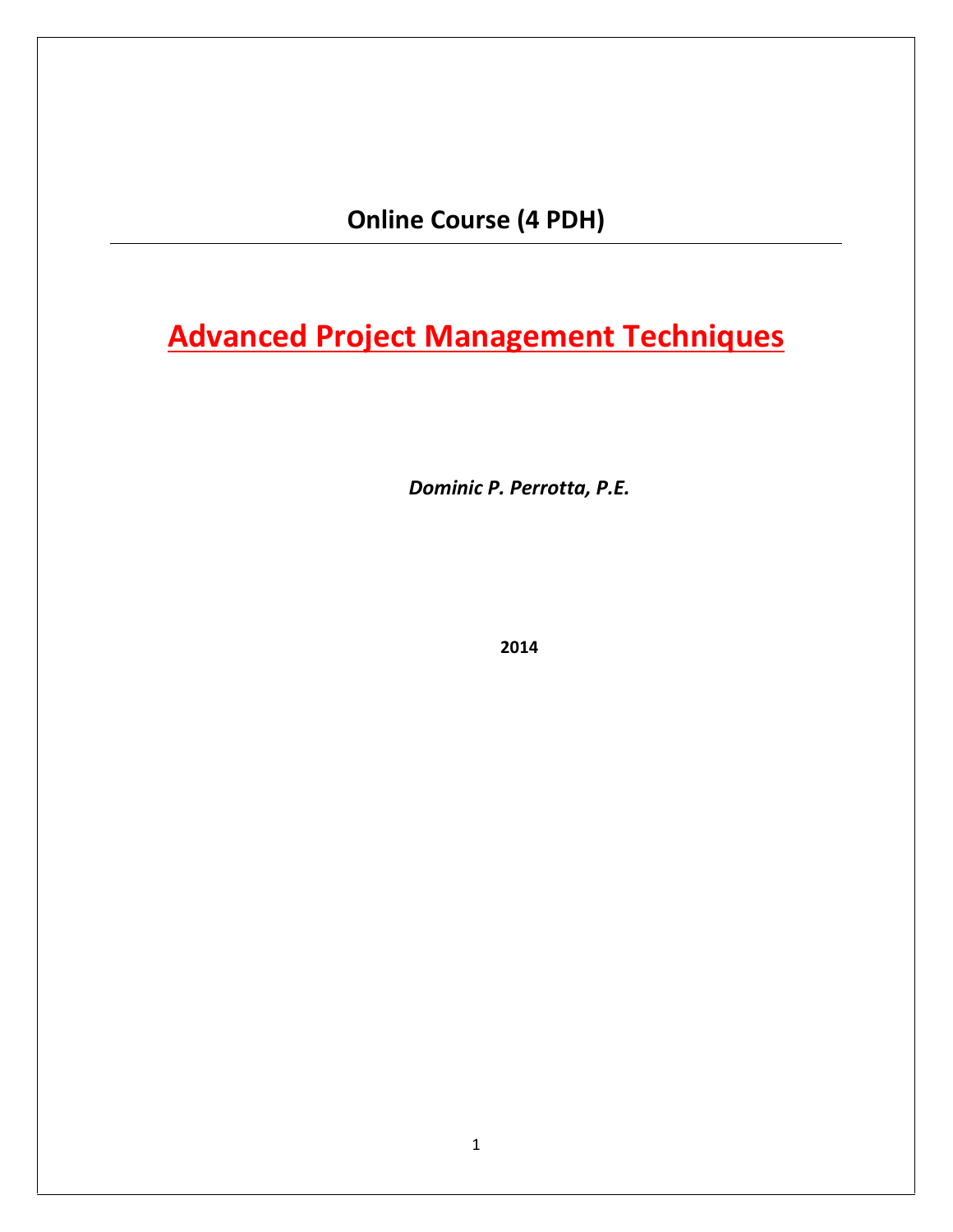**Online Course (4 PDH)**

---

# Advanced Project Management Techniques

***Dominic P. Perrotta, P.E.***

**2014**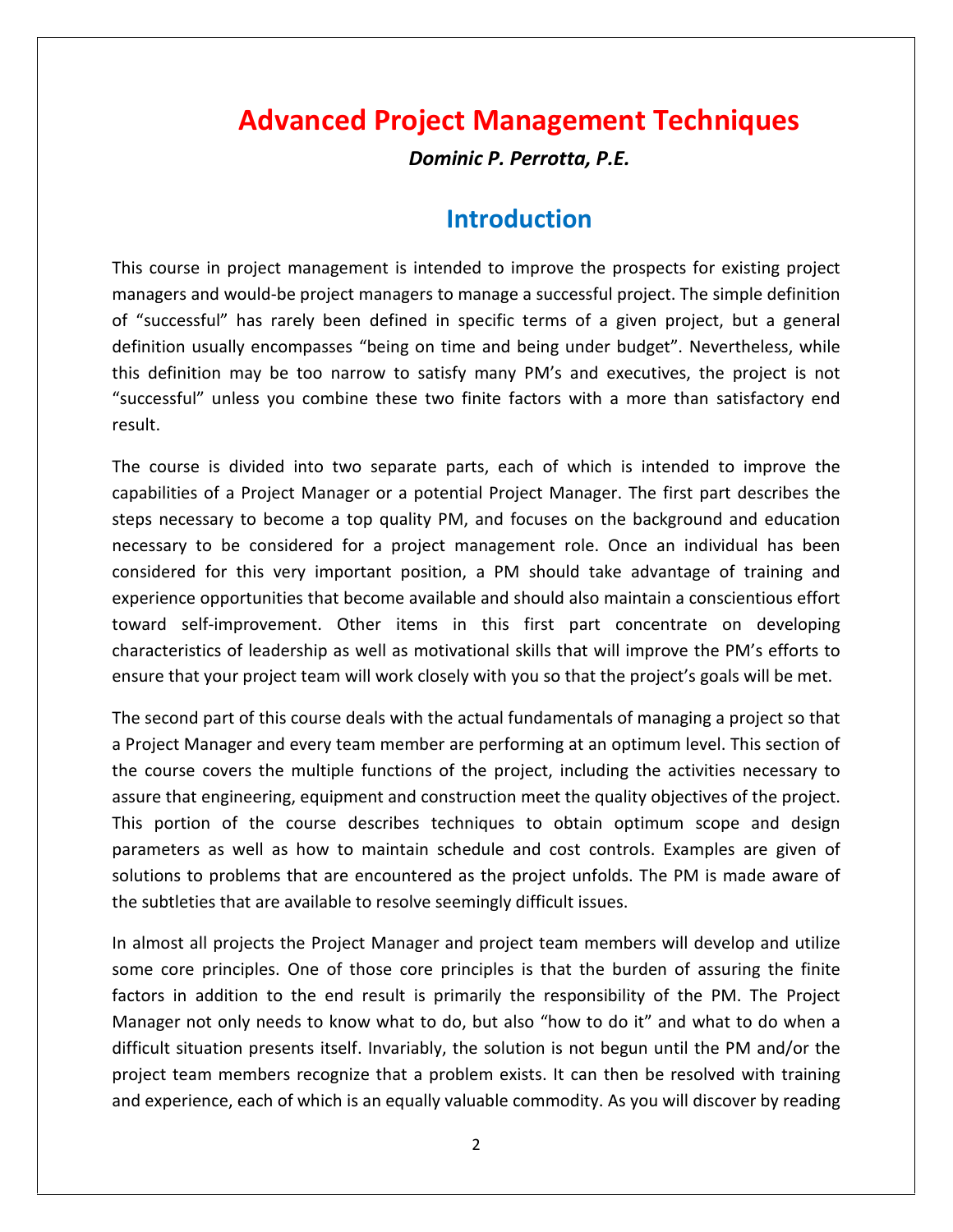# Advanced Project Management Techniques

***Dominic P. Perrotta, P.E.***

## Introduction

This course in project management is intended to improve the prospects for existing project managers and would-be project managers to manage a successful project. The simple definition of "successful" has rarely been defined in specific terms of a given project, but a general definition usually encompasses "being on time and being under budget". Nevertheless, while this definition may be too narrow to satisfy many PM's and executives, the project is not "successful" unless you combine these two finite factors with a more than satisfactory end result.

The course is divided into two separate parts, each of which is intended to improve the capabilities of a Project Manager or a potential Project Manager. The first part describes the steps necessary to become a top quality PM, and focuses on the background and education necessary to be considered for a project management role. Once an individual has been considered for this very important position, a PM should take advantage of training and experience opportunities that become available and should also maintain a conscientious effort toward self-improvement. Other items in this first part concentrate on developing characteristics of leadership as well as motivational skills that will improve the PM's efforts to ensure that your project team will work closely with you so that the project's goals will be met.

The second part of this course deals with the actual fundamentals of managing a project so that a Project Manager and every team member are performing at an optimum level. This section of the course covers the multiple functions of the project, including the activities necessary to assure that engineering, equipment and construction meet the quality objectives of the project. This portion of the course describes techniques to obtain optimum scope and design parameters as well as how to maintain schedule and cost controls. Examples are given of solutions to problems that are encountered as the project unfolds. The PM is made aware of the subtleties that are available to resolve seemingly difficult issues.

In almost all projects the Project Manager and project team members will develop and utilize some core principles. One of those core principles is that the burden of assuring the finite factors in addition to the end result is primarily the responsibility of the PM. The Project Manager not only needs to know what to do, but also "how to do it" and what to do when a difficult situation presents itself. Invariably, the solution is not begun until the PM and/or the project team members recognize that a problem exists. It can then be resolved with training and experience, each of which is an equally valuable commodity. As you will discover by reading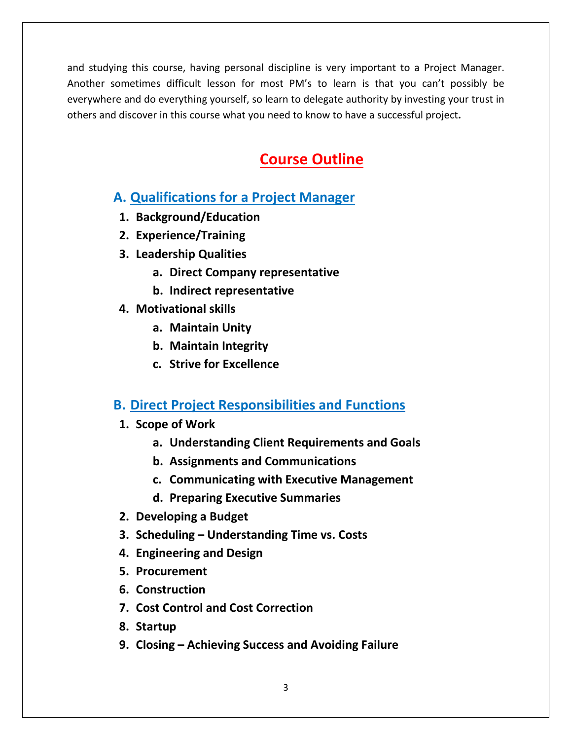and studying this course, having personal discipline is very important to a Project Manager. Another sometimes difficult lesson for most PM's to learn is that you can't possibly be everywhere and do everything yourself, so learn to delegate authority by investing your trust in others and discover in this course what you need to know to have a successful project**.**

# Course Outline

## A. Qualifications for a Project Manager

1. **Background/Education**
2. **Experience/Training**
3. **Leadership Qualities**
   a. **Direct Company representative**
   b. **Indirect representative**
4. **Motivational skills**
   a. **Maintain Unity**
   b. **Maintain Integrity**
   c. **Strive for Excellence**

## B. Direct Project Responsibilities and Functions

1. **Scope of Work**
   a. **Understanding Client Requirements and Goals**
   b. **Assignments and Communications**
   c. **Communicating with Executive Management**
   d. **Preparing Executive Summaries**
2. **Developing a Budget**
3. **Scheduling – Understanding Time vs. Costs**
4. **Engineering and Design**
5. **Procurement**
6. **Construction**
7. **Cost Control and Cost Correction**
8. **Startup**
9. **Closing – Achieving Success and Avoiding Failure**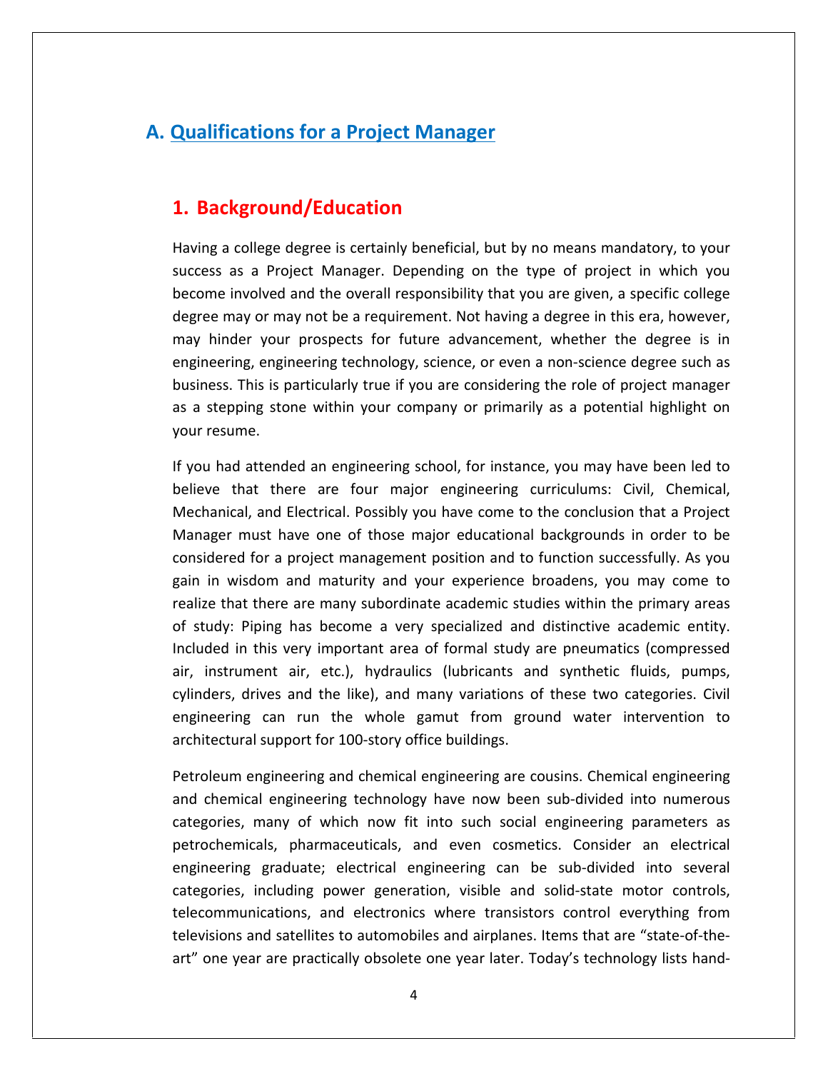# A. Qualifications for a Project Manager

## 1. Background/Education

Having a college degree is certainly beneficial, but by no means mandatory, to your success as a Project Manager. Depending on the type of project in which you become involved and the overall responsibility that you are given, a specific college degree may or may not be a requirement. Not having a degree in this era, however, may hinder your prospects for future advancement, whether the degree is in engineering, engineering technology, science, or even a non-science degree such as business. This is particularly true if you are considering the role of project manager as a stepping stone within your company or primarily as a potential highlight on your resume.

If you had attended an engineering school, for instance, you may have been led to believe that there are four major engineering curriculums: Civil, Chemical, Mechanical, and Electrical. Possibly you have come to the conclusion that a Project Manager must have one of those major educational backgrounds in order to be considered for a project management position and to function successfully. As you gain in wisdom and maturity and your experience broadens, you may come to realize that there are many subordinate academic studies within the primary areas of study: Piping has become a very specialized and distinctive academic entity. Included in this very important area of formal study are pneumatics (compressed air, instrument air, etc.), hydraulics (lubricants and synthetic fluids, pumps, cylinders, drives and the like), and many variations of these two categories. Civil engineering can run the whole gamut from ground water intervention to architectural support for 100-story office buildings.

Petroleum engineering and chemical engineering are cousins. Chemical engineering and chemical engineering technology have now been sub-divided into numerous categories, many of which now fit into such social engineering parameters as petrochemicals, pharmaceuticals, and even cosmetics. Consider an electrical engineering graduate; electrical engineering can be sub-divided into several categories, including power generation, visible and solid-state motor controls, telecommunications, and electronics where transistors control everything from televisions and satellites to automobiles and airplanes. Items that are "state-of-the-art" one year are practically obsolete one year later. Today's technology lists hand-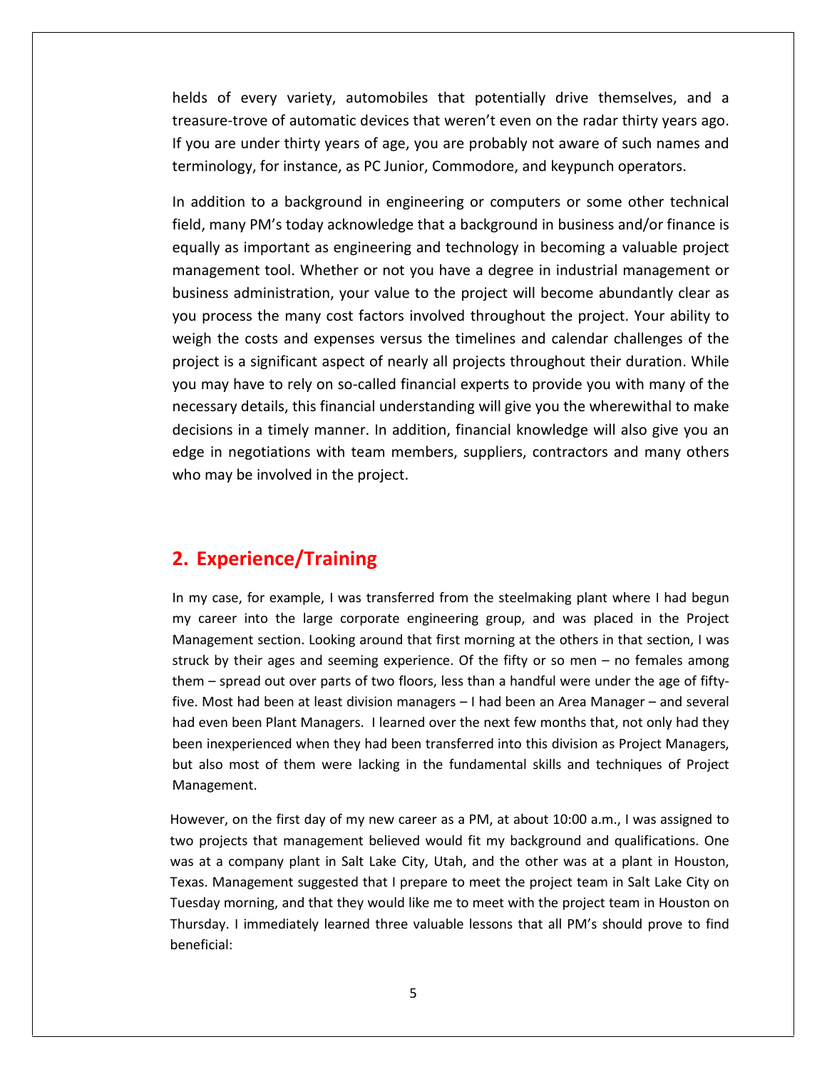helds of every variety, automobiles that potentially drive themselves, and a treasure-trove of automatic devices that weren't even on the radar thirty years ago. If you are under thirty years of age, you are probably not aware of such names and terminology, for instance, as PC Junior, Commodore, and keypunch operators.

In addition to a background in engineering or computers or some other technical field, many PM's today acknowledge that a background in business and/or finance is equally as important as engineering and technology in becoming a valuable project management tool. Whether or not you have a degree in industrial management or business administration, your value to the project will become abundantly clear as you process the many cost factors involved throughout the project. Your ability to weigh the costs and expenses versus the timelines and calendar challenges of the project is a significant aspect of nearly all projects throughout their duration. While you may have to rely on so-called financial experts to provide you with many of the necessary details, this financial understanding will give you the wherewithal to make decisions in a timely manner. In addition, financial knowledge will also give you an edge in negotiations with team members, suppliers, contractors and many others who may be involved in the project.

## 2. Experience/Training

In my case, for example, I was transferred from the steelmaking plant where I had begun my career into the large corporate engineering group, and was placed in the Project Management section. Looking around that first morning at the others in that section, I was struck by their ages and seeming experience. Of the fifty or so men – no females among them – spread out over parts of two floors, less than a handful were under the age of fifty-five. Most had been at least division managers – I had been an Area Manager – and several had even been Plant Managers. I learned over the next few months that, not only had they been inexperienced when they had been transferred into this division as Project Managers, but also most of them were lacking in the fundamental skills and techniques of Project Management.

However, on the first day of my new career as a PM, at about 10:00 a.m., I was assigned to two projects that management believed would fit my background and qualifications. One was at a company plant in Salt Lake City, Utah, and the other was at a plant in Houston, Texas. Management suggested that I prepare to meet the project team in Salt Lake City on Tuesday morning, and that they would like me to meet with the project team in Houston on Thursday. I immediately learned three valuable lessons that all PM's should prove to find beneficial: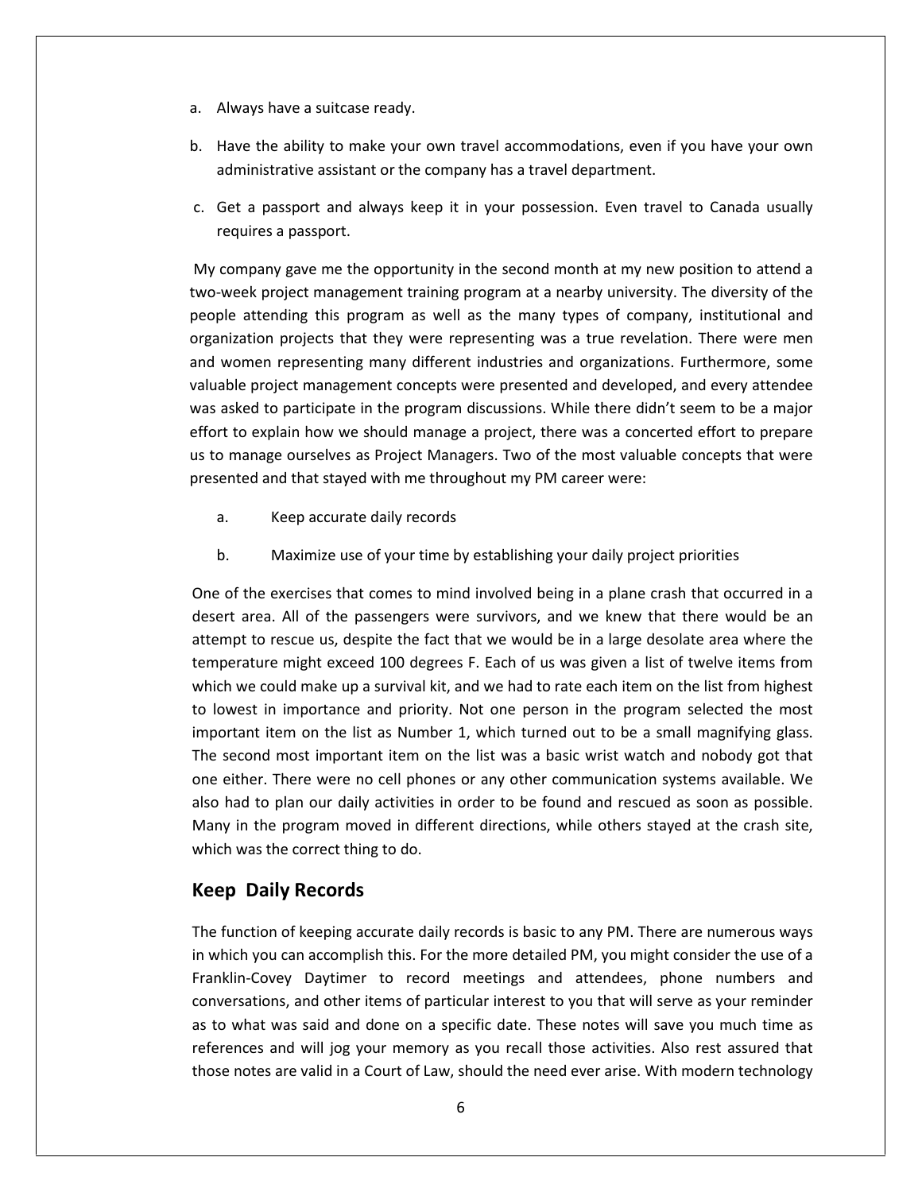a. Always have a suitcase ready.

b. Have the ability to make your own travel accommodations, even if you have your own administrative assistant or the company has a travel department.

c. Get a passport and always keep it in your possession. Even travel to Canada usually requires a passport.

My company gave me the opportunity in the second month at my new position to attend a two-week project management training program at a nearby university. The diversity of the people attending this program as well as the many types of company, institutional and organization projects that they were representing was a true revelation. There were men and women representing many different industries and organizations. Furthermore, some valuable project management concepts were presented and developed, and every attendee was asked to participate in the program discussions. While there didn't seem to be a major effort to explain how we should manage a project, there was a concerted effort to prepare us to manage ourselves as Project Managers. Two of the most valuable concepts that were presented and that stayed with me throughout my PM career were:

a. Keep accurate daily records

b. Maximize use of your time by establishing your daily project priorities

One of the exercises that comes to mind involved being in a plane crash that occurred in a desert area. All of the passengers were survivors, and we knew that there would be an attempt to rescue us, despite the fact that we would be in a large desolate area where the temperature might exceed 100 degrees F. Each of us was given a list of twelve items from which we could make up a survival kit, and we had to rate each item on the list from highest to lowest in importance and priority. Not one person in the program selected the most important item on the list as Number 1, which turned out to be a small magnifying glass. The second most important item on the list was a basic wrist watch and nobody got that one either. There were no cell phones or any other communication systems available. We also had to plan our daily activities in order to be found and rescued as soon as possible. Many in the program moved in different directions, while others stayed at the crash site, which was the correct thing to do.

## Keep Daily Records

The function of keeping accurate daily records is basic to any PM. There are numerous ways in which you can accomplish this. For the more detailed PM, you might consider the use of a Franklin-Covey Daytimer to record meetings and attendees, phone numbers and conversations, and other items of particular interest to you that will serve as your reminder as to what was said and done on a specific date. These notes will save you much time as references and will jog your memory as you recall those activities. Also rest assured that those notes are valid in a Court of Law, should the need ever arise. With modern technology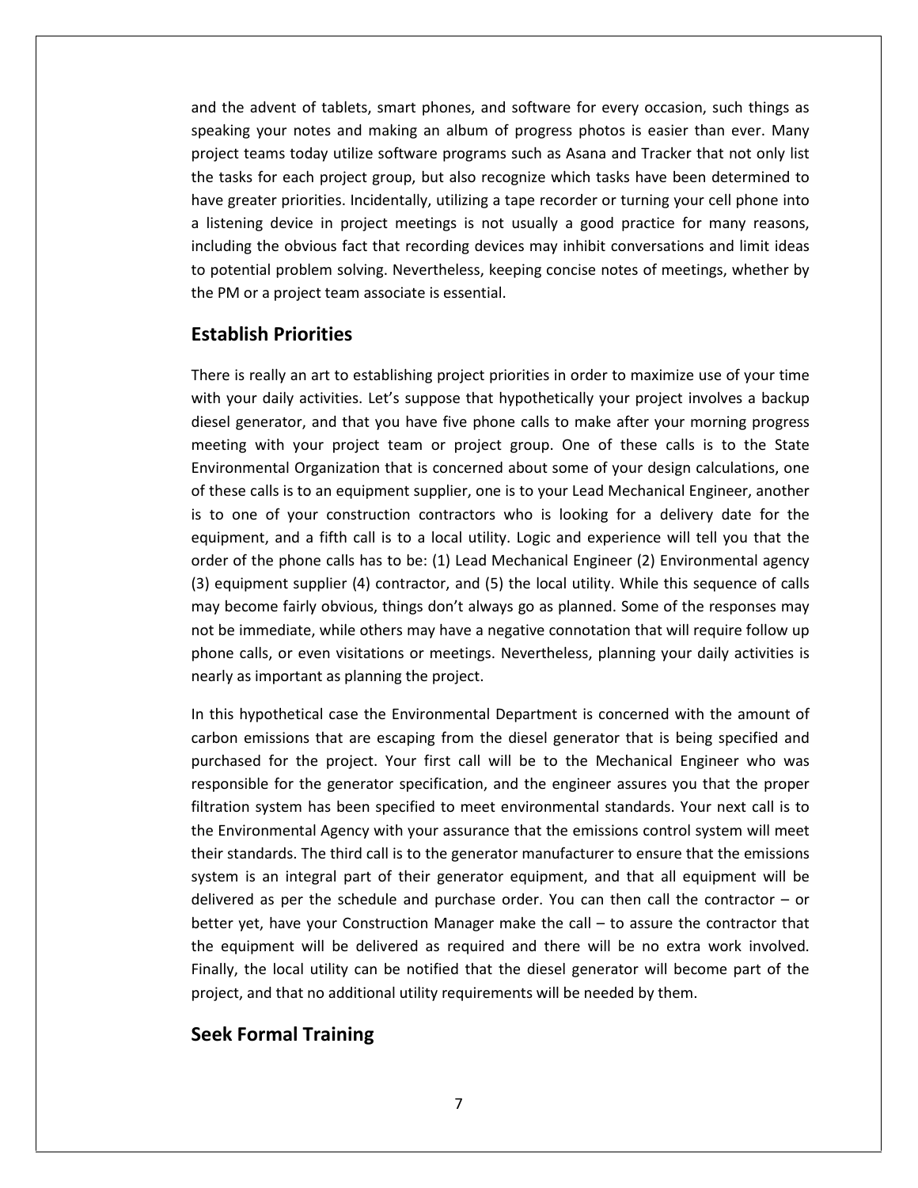and the advent of tablets, smart phones, and software for every occasion, such things as speaking your notes and making an album of progress photos is easier than ever. Many project teams today utilize software programs such as Asana and Tracker that not only list the tasks for each project group, but also recognize which tasks have been determined to have greater priorities. Incidentally, utilizing a tape recorder or turning your cell phone into a listening device in project meetings is not usually a good practice for many reasons, including the obvious fact that recording devices may inhibit conversations and limit ideas to potential problem solving. Nevertheless, keeping concise notes of meetings, whether by the PM or a project team associate is essential.

## Establish Priorities

There is really an art to establishing project priorities in order to maximize use of your time with your daily activities. Let's suppose that hypothetically your project involves a backup diesel generator, and that you have five phone calls to make after your morning progress meeting with your project team or project group. One of these calls is to the State Environmental Organization that is concerned about some of your design calculations, one of these calls is to an equipment supplier, one is to your Lead Mechanical Engineer, another is to one of your construction contractors who is looking for a delivery date for the equipment, and a fifth call is to a local utility. Logic and experience will tell you that the order of the phone calls has to be: (1) Lead Mechanical Engineer (2) Environmental agency (3) equipment supplier (4) contractor, and (5) the local utility. While this sequence of calls may become fairly obvious, things don't always go as planned. Some of the responses may not be immediate, while others may have a negative connotation that will require follow up phone calls, or even visitations or meetings. Nevertheless, planning your daily activities is nearly as important as planning the project.

In this hypothetical case the Environmental Department is concerned with the amount of carbon emissions that are escaping from the diesel generator that is being specified and purchased for the project. Your first call will be to the Mechanical Engineer who was responsible for the generator specification, and the engineer assures you that the proper filtration system has been specified to meet environmental standards. Your next call is to the Environmental Agency with your assurance that the emissions control system will meet their standards. The third call is to the generator manufacturer to ensure that the emissions system is an integral part of their generator equipment, and that all equipment will be delivered as per the schedule and purchase order. You can then call the contractor – or better yet, have your Construction Manager make the call – to assure the contractor that the equipment will be delivered as required and there will be no extra work involved. Finally, the local utility can be notified that the diesel generator will become part of the project, and that no additional utility requirements will be needed by them.

## Seek Formal Training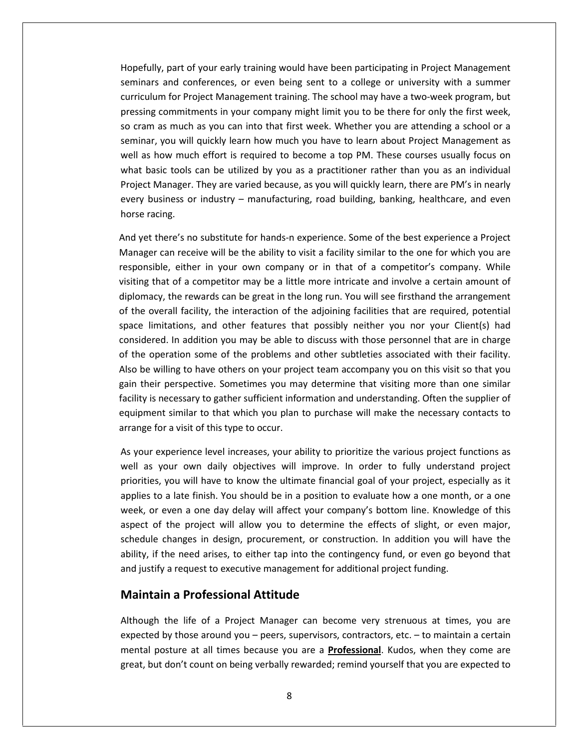Hopefully, part of your early training would have been participating in Project Management seminars and conferences, or even being sent to a college or university with a summer curriculum for Project Management training. The school may have a two-week program, but pressing commitments in your company might limit you to be there for only the first week, so cram as much as you can into that first week. Whether you are attending a school or a seminar, you will quickly learn how much you have to learn about Project Management as well as how much effort is required to become a top PM. These courses usually focus on what basic tools can be utilized by you as a practitioner rather than you as an individual Project Manager. They are varied because, as you will quickly learn, there are PM's in nearly every business or industry – manufacturing, road building, banking, healthcare, and even horse racing.

And yet there's no substitute for hands-n experience. Some of the best experience a Project Manager can receive will be the ability to visit a facility similar to the one for which you are responsible, either in your own company or in that of a competitor's company. While visiting that of a competitor may be a little more intricate and involve a certain amount of diplomacy, the rewards can be great in the long run. You will see firsthand the arrangement of the overall facility, the interaction of the adjoining facilities that are required, potential space limitations, and other features that possibly neither you nor your Client(s) had considered. In addition you may be able to discuss with those personnel that are in charge of the operation some of the problems and other subtleties associated with their facility. Also be willing to have others on your project team accompany you on this visit so that you gain their perspective. Sometimes you may determine that visiting more than one similar facility is necessary to gather sufficient information and understanding. Often the supplier of equipment similar to that which you plan to purchase will make the necessary contacts to arrange for a visit of this type to occur.

As your experience level increases, your ability to prioritize the various project functions as well as your own daily objectives will improve. In order to fully understand project priorities, you will have to know the ultimate financial goal of your project, especially as it applies to a late finish. You should be in a position to evaluate how a one month, or a one week, or even a one day delay will affect your company's bottom line. Knowledge of this aspect of the project will allow you to determine the effects of slight, or even major, schedule changes in design, procurement, or construction. In addition you will have the ability, if the need arises, to either tap into the contingency fund, or even go beyond that and justify a request to executive management for additional project funding.

## Maintain a Professional Attitude

Although the life of a Project Manager can become very strenuous at times, you are expected by those around you – peers, supervisors, contractors, etc. – to maintain a certain mental posture at all times because you are a **Professional**. Kudos, when they come are great, but don't count on being verbally rewarded; remind yourself that you are expected to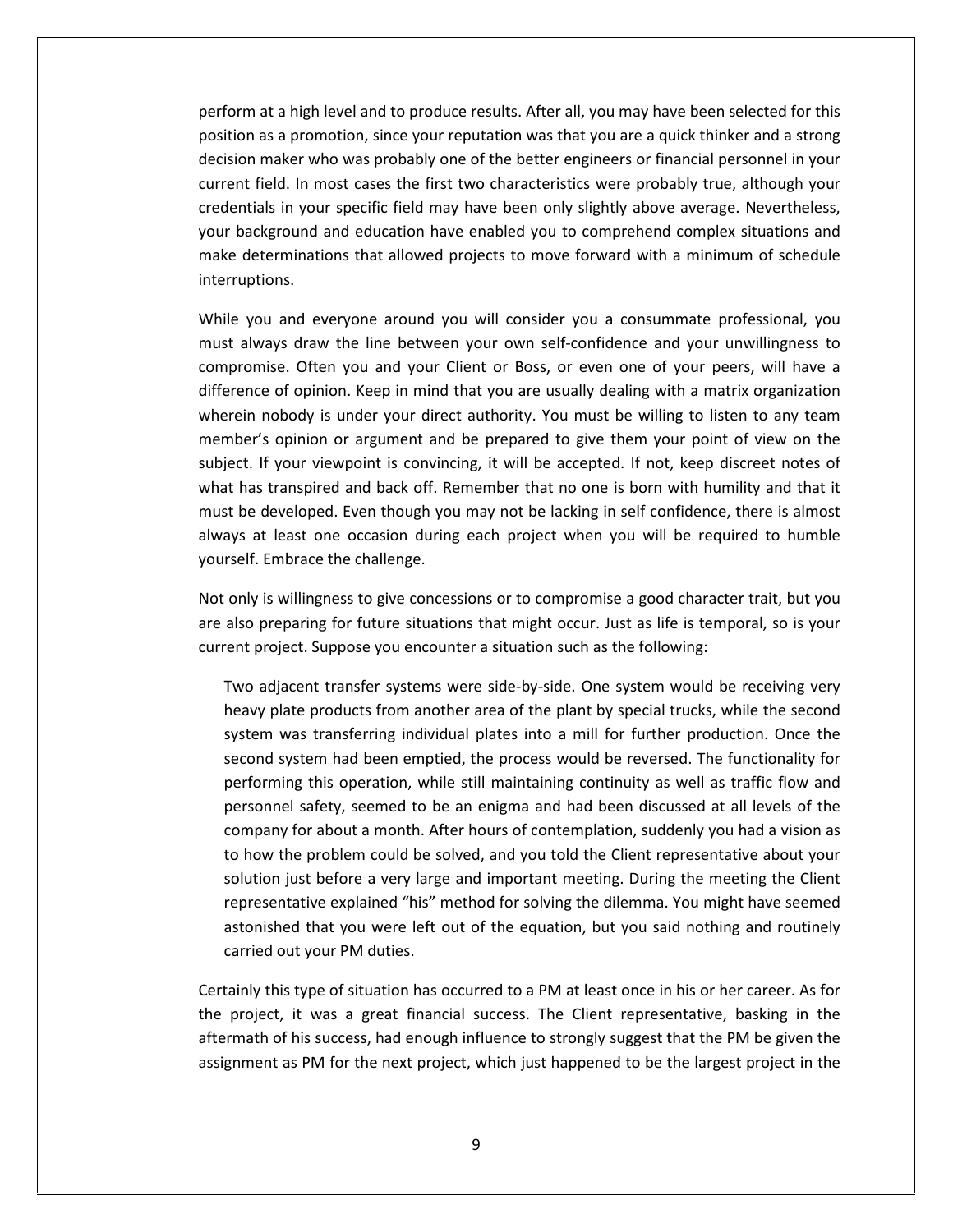perform at a high level and to produce results. After all, you may have been selected for this position as a promotion, since your reputation was that you are a quick thinker and a strong decision maker who was probably one of the better engineers or financial personnel in your current field. In most cases the first two characteristics were probably true, although your credentials in your specific field may have been only slightly above average. Nevertheless, your background and education have enabled you to comprehend complex situations and make determinations that allowed projects to move forward with a minimum of schedule interruptions.

While you and everyone around you will consider you a consummate professional, you must always draw the line between your own self-confidence and your unwillingness to compromise. Often you and your Client or Boss, or even one of your peers, will have a difference of opinion. Keep in mind that you are usually dealing with a matrix organization wherein nobody is under your direct authority. You must be willing to listen to any team member's opinion or argument and be prepared to give them your point of view on the subject. If your viewpoint is convincing, it will be accepted. If not, keep discreet notes of what has transpired and back off. Remember that no one is born with humility and that it must be developed. Even though you may not be lacking in self confidence, there is almost always at least one occasion during each project when you will be required to humble yourself. Embrace the challenge.

Not only is willingness to give concessions or to compromise a good character trait, but you are also preparing for future situations that might occur. Just as life is temporal, so is your current project. Suppose you encounter a situation such as the following:

> Two adjacent transfer systems were side-by-side. One system would be receiving very heavy plate products from another area of the plant by special trucks, while the second system was transferring individual plates into a mill for further production. Once the second system had been emptied, the process would be reversed. The functionality for performing this operation, while still maintaining continuity as well as traffic flow and personnel safety, seemed to be an enigma and had been discussed at all levels of the company for about a month. After hours of contemplation, suddenly you had a vision as to how the problem could be solved, and you told the Client representative about your solution just before a very large and important meeting. During the meeting the Client representative explained "his" method for solving the dilemma. You might have seemed astonished that you were left out of the equation, but you said nothing and routinely carried out your PM duties.

Certainly this type of situation has occurred to a PM at least once in his or her career. As for the project, it was a great financial success. The Client representative, basking in the aftermath of his success, had enough influence to strongly suggest that the PM be given the assignment as PM for the next project, which just happened to be the largest project in the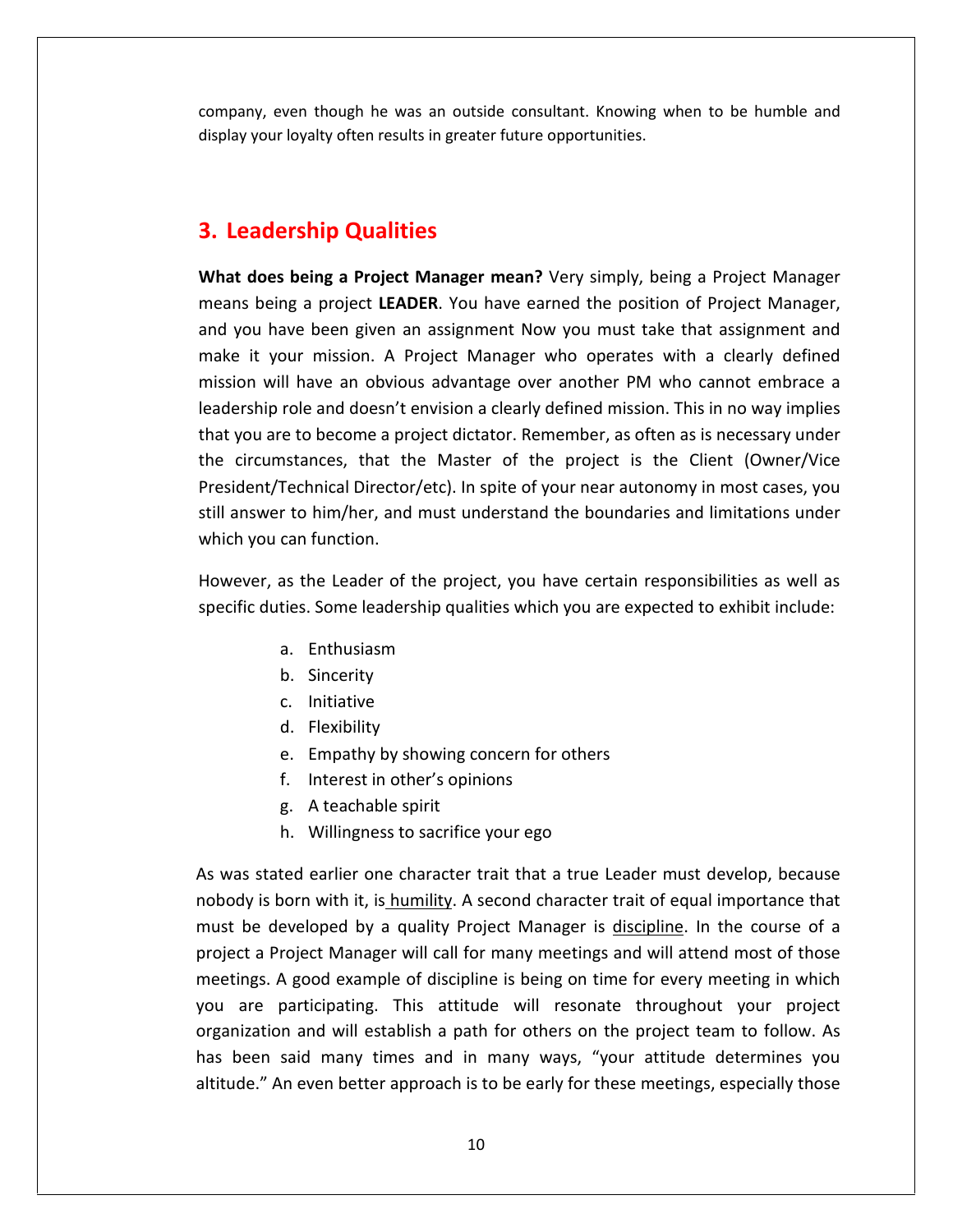company, even though he was an outside consultant. Knowing when to be humble and display your loyalty often results in greater future opportunities.

## 3. Leadership Qualities

**What does being a Project Manager mean?** Very simply, being a Project Manager means being a project **LEADER**. You have earned the position of Project Manager, and you have been given an assignment Now you must take that assignment and make it your mission. A Project Manager who operates with a clearly defined mission will have an obvious advantage over another PM who cannot embrace a leadership role and doesn't envision a clearly defined mission. This in no way implies that you are to become a project dictator. Remember, as often as is necessary under the circumstances, that the Master of the project is the Client (Owner/Vice President/Technical Director/etc). In spite of your near autonomy in most cases, you still answer to him/her, and must understand the boundaries and limitations under which you can function.

However, as the Leader of the project, you have certain responsibilities as well as specific duties. Some leadership qualities which you are expected to exhibit include:

a. Enthusiasm
b. Sincerity
c. Initiative
d. Flexibility
e. Empathy by showing concern for others
f. Interest in other's opinions
g. A teachable spirit
h. Willingness to sacrifice your ego

As was stated earlier one character trait that a true Leader must develop, because nobody is born with it, is humility. A second character trait of equal importance that must be developed by a quality Project Manager is discipline. In the course of a project a Project Manager will call for many meetings and will attend most of those meetings. A good example of discipline is being on time for every meeting in which you are participating. This attitude will resonate throughout your project organization and will establish a path for others on the project team to follow. As has been said many times and in many ways, "your attitude determines you altitude." An even better approach is to be early for these meetings, especially those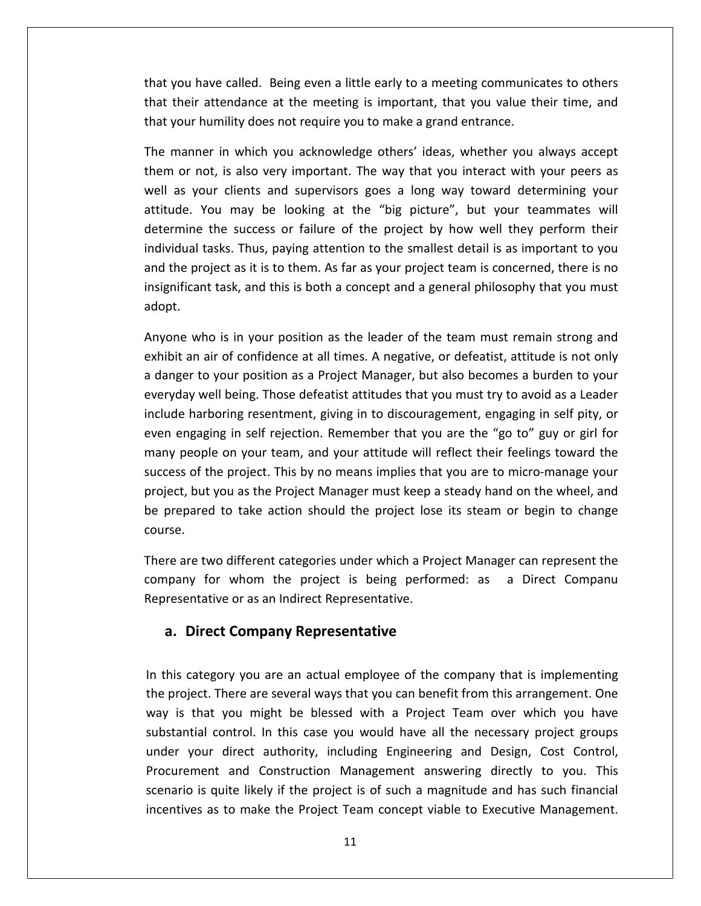that you have called. Being even a little early to a meeting communicates to others that their attendance at the meeting is important, that you value their time, and that your humility does not require you to make a grand entrance.

The manner in which you acknowledge others' ideas, whether you always accept them or not, is also very important. The way that you interact with your peers as well as your clients and supervisors goes a long way toward determining your attitude. You may be looking at the "big picture", but your teammates will determine the success or failure of the project by how well they perform their individual tasks. Thus, paying attention to the smallest detail is as important to you and the project as it is to them. As far as your project team is concerned, there is no insignificant task, and this is both a concept and a general philosophy that you must adopt.

Anyone who is in your position as the leader of the team must remain strong and exhibit an air of confidence at all times. A negative, or defeatist, attitude is not only a danger to your position as a Project Manager, but also becomes a burden to your everyday well being. Those defeatist attitudes that you must try to avoid as a Leader include harboring resentment, giving in to discouragement, engaging in self pity, or even engaging in self rejection. Remember that you are the "go to" guy or girl for many people on your team, and your attitude will reflect their feelings toward the success of the project. This by no means implies that you are to micro-manage your project, but you as the Project Manager must keep a steady hand on the wheel, and be prepared to take action should the project lose its steam or begin to change course.

There are two different categories under which a Project Manager can represent the company for whom the project is being performed: as a Direct Companu Representative or as an Indirect Representative.

### a. Direct Company Representative

In this category you are an actual employee of the company that is implementing the project. There are several ways that you can benefit from this arrangement. One way is that you might be blessed with a Project Team over which you have substantial control. In this case you would have all the necessary project groups under your direct authority, including Engineering and Design, Cost Control, Procurement and Construction Management answering directly to you. This scenario is quite likely if the project is of such a magnitude and has such financial incentives as to make the Project Team concept viable to Executive Management.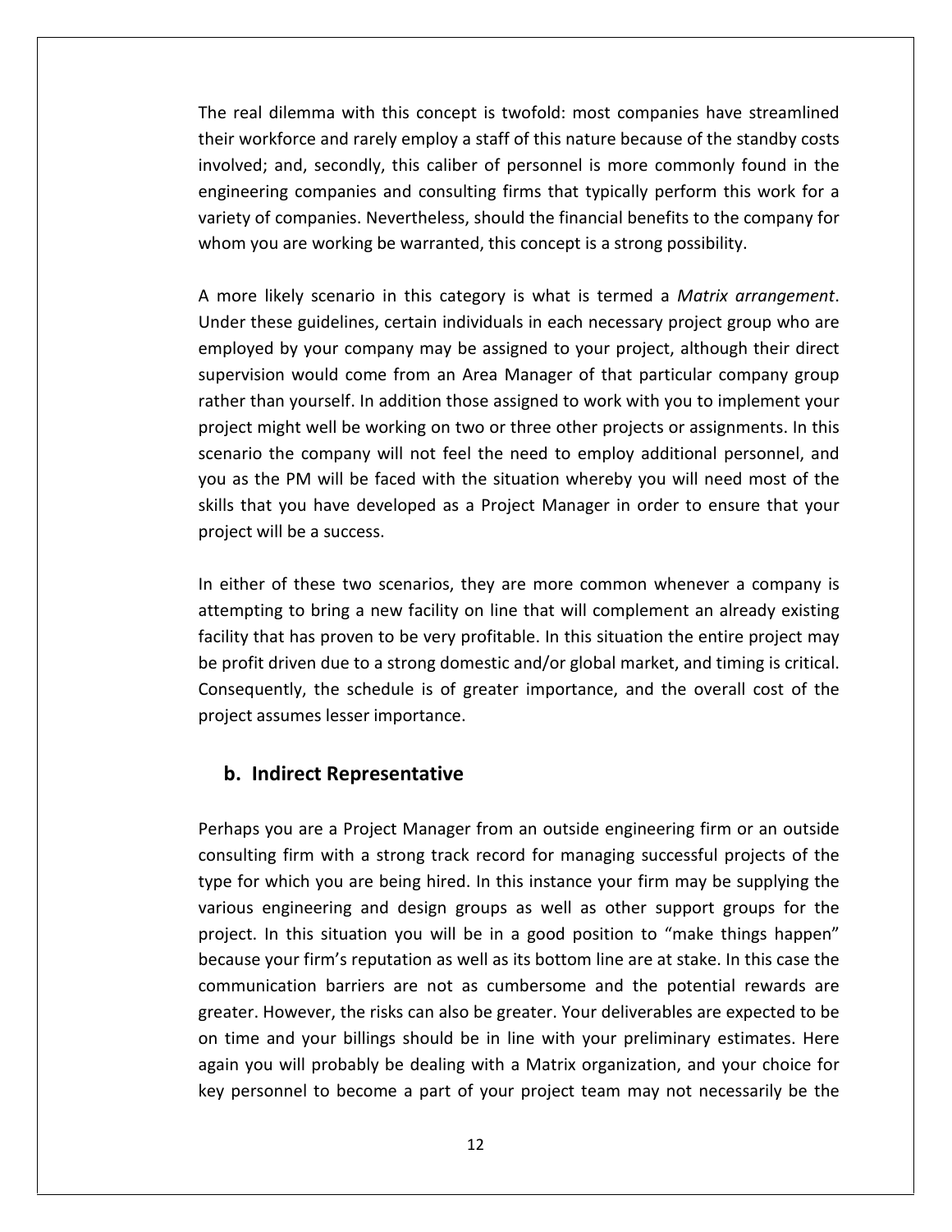The real dilemma with this concept is twofold: most companies have streamlined their workforce and rarely employ a staff of this nature because of the standby costs involved; and, secondly, this caliber of personnel is more commonly found in the engineering companies and consulting firms that typically perform this work for a variety of companies. Nevertheless, should the financial benefits to the company for whom you are working be warranted, this concept is a strong possibility.

A more likely scenario in this category is what is termed a *Matrix arrangement*. Under these guidelines, certain individuals in each necessary project group who are employed by your company may be assigned to your project, although their direct supervision would come from an Area Manager of that particular company group rather than yourself. In addition those assigned to work with you to implement your project might well be working on two or three other projects or assignments. In this scenario the company will not feel the need to employ additional personnel, and you as the PM will be faced with the situation whereby you will need most of the skills that you have developed as a Project Manager in order to ensure that your project will be a success.

In either of these two scenarios, they are more common whenever a company is attempting to bring a new facility on line that will complement an already existing facility that has proven to be very profitable. In this situation the entire project may be profit driven due to a strong domestic and/or global market, and timing is critical. Consequently, the schedule is of greater importance, and the overall cost of the project assumes lesser importance.

## b. Indirect Representative

Perhaps you are a Project Manager from an outside engineering firm or an outside consulting firm with a strong track record for managing successful projects of the type for which you are being hired. In this instance your firm may be supplying the various engineering and design groups as well as other support groups for the project. In this situation you will be in a good position to "make things happen" because your firm's reputation as well as its bottom line are at stake. In this case the communication barriers are not as cumbersome and the potential rewards are greater. However, the risks can also be greater. Your deliverables are expected to be on time and your billings should be in line with your preliminary estimates. Here again you will probably be dealing with a Matrix organization, and your choice for key personnel to become a part of your project team may not necessarily be the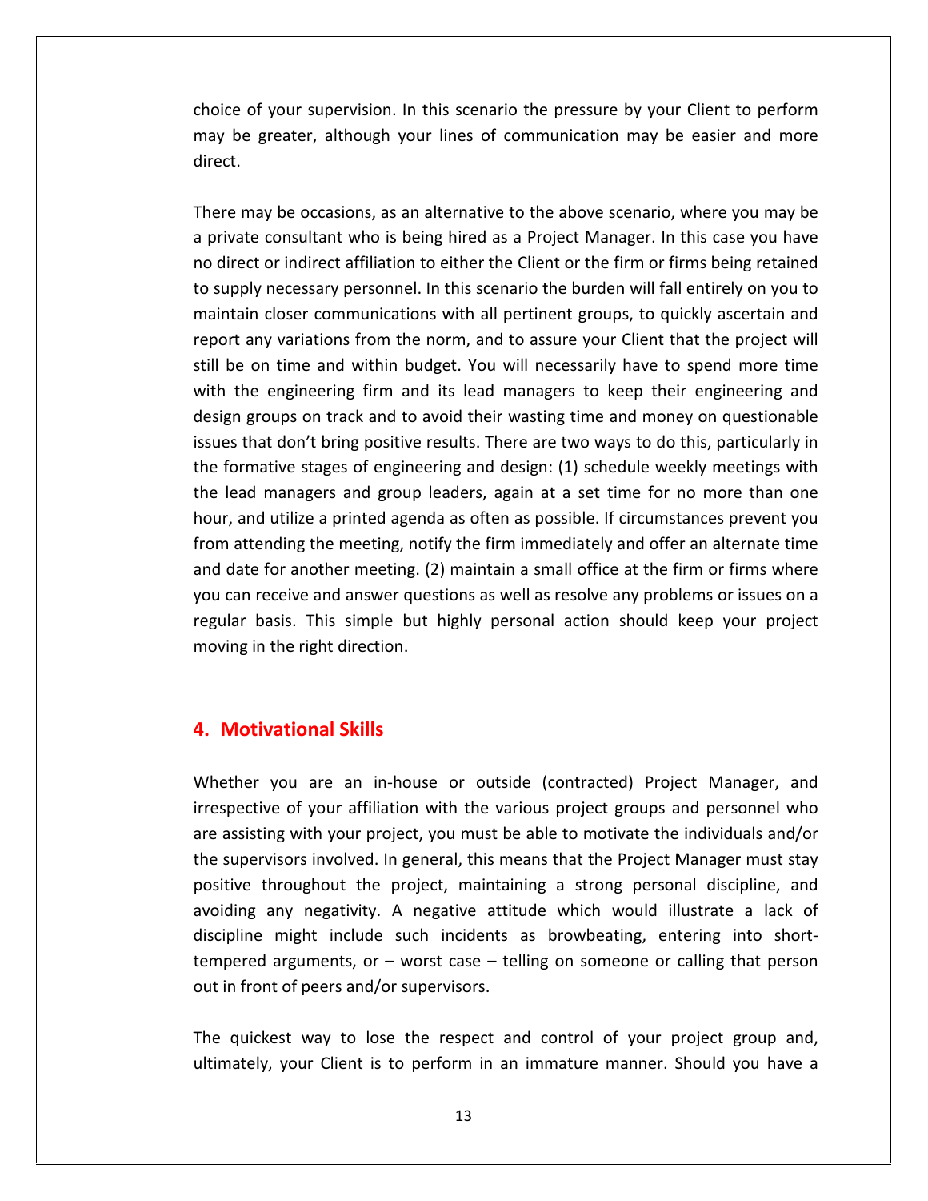choice of your supervision. In this scenario the pressure by your Client to perform may be greater, although your lines of communication may be easier and more direct.

There may be occasions, as an alternative to the above scenario, where you may be a private consultant who is being hired as a Project Manager. In this case you have no direct or indirect affiliation to either the Client or the firm or firms being retained to supply necessary personnel. In this scenario the burden will fall entirely on you to maintain closer communications with all pertinent groups, to quickly ascertain and report any variations from the norm, and to assure your Client that the project will still be on time and within budget. You will necessarily have to spend more time with the engineering firm and its lead managers to keep their engineering and design groups on track and to avoid their wasting time and money on questionable issues that don't bring positive results. There are two ways to do this, particularly in the formative stages of engineering and design: (1) schedule weekly meetings with the lead managers and group leaders, again at a set time for no more than one hour, and utilize a printed agenda as often as possible. If circumstances prevent you from attending the meeting, notify the firm immediately and offer an alternate time and date for another meeting. (2) maintain a small office at the firm or firms where you can receive and answer questions as well as resolve any problems or issues on a regular basis. This simple but highly personal action should keep your project moving in the right direction.

## 4. Motivational Skills

Whether you are an in-house or outside (contracted) Project Manager, and irrespective of your affiliation with the various project groups and personnel who are assisting with your project, you must be able to motivate the individuals and/or the supervisors involved. In general, this means that the Project Manager must stay positive throughout the project, maintaining a strong personal discipline, and avoiding any negativity. A negative attitude which would illustrate a lack of discipline might include such incidents as browbeating, entering into short-tempered arguments, or – worst case – telling on someone or calling that person out in front of peers and/or supervisors.

The quickest way to lose the respect and control of your project group and, ultimately, your Client is to perform in an immature manner. Should you have a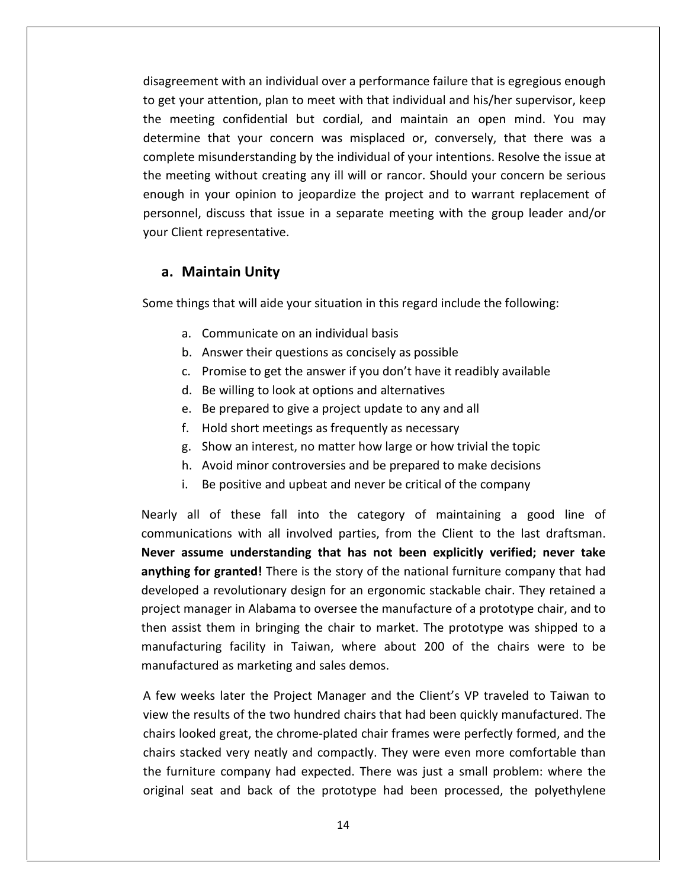disagreement with an individual over a performance failure that is egregious enough to get your attention, plan to meet with that individual and his/her supervisor, keep the meeting confidential but cordial, and maintain an open mind. You may determine that your concern was misplaced or, conversely, that there was a complete misunderstanding by the individual of your intentions. Resolve the issue at the meeting without creating any ill will or rancor. Should your concern be serious enough in your opinion to jeopardize the project and to warrant replacement of personnel, discuss that issue in a separate meeting with the group leader and/or your Client representative.

## a. Maintain Unity

Some things that will aide your situation in this regard include the following:

a. Communicate on an individual basis
b. Answer their questions as concisely as possible
c. Promise to get the answer if you don't have it readibly available
d. Be willing to look at options and alternatives
e. Be prepared to give a project update to any and all
f. Hold short meetings as frequently as necessary
g. Show an interest, no matter how large or how trivial the topic
h. Avoid minor controversies and be prepared to make decisions
i. Be positive and upbeat and never be critical of the company

Nearly all of these fall into the category of maintaining a good line of communications with all involved parties, from the Client to the last draftsman. **Never assume understanding that has not been explicitly verified; never take anything for granted!** There is the story of the national furniture company that had developed a revolutionary design for an ergonomic stackable chair. They retained a project manager in Alabama to oversee the manufacture of a prototype chair, and to then assist them in bringing the chair to market. The prototype was shipped to a manufacturing facility in Taiwan, where about 200 of the chairs were to be manufactured as marketing and sales demos.

A few weeks later the Project Manager and the Client's VP traveled to Taiwan to view the results of the two hundred chairs that had been quickly manufactured. The chairs looked great, the chrome-plated chair frames were perfectly formed, and the chairs stacked very neatly and compactly. They were even more comfortable than the furniture company had expected. There was just a small problem: where the original seat and back of the prototype had been processed, the polyethylene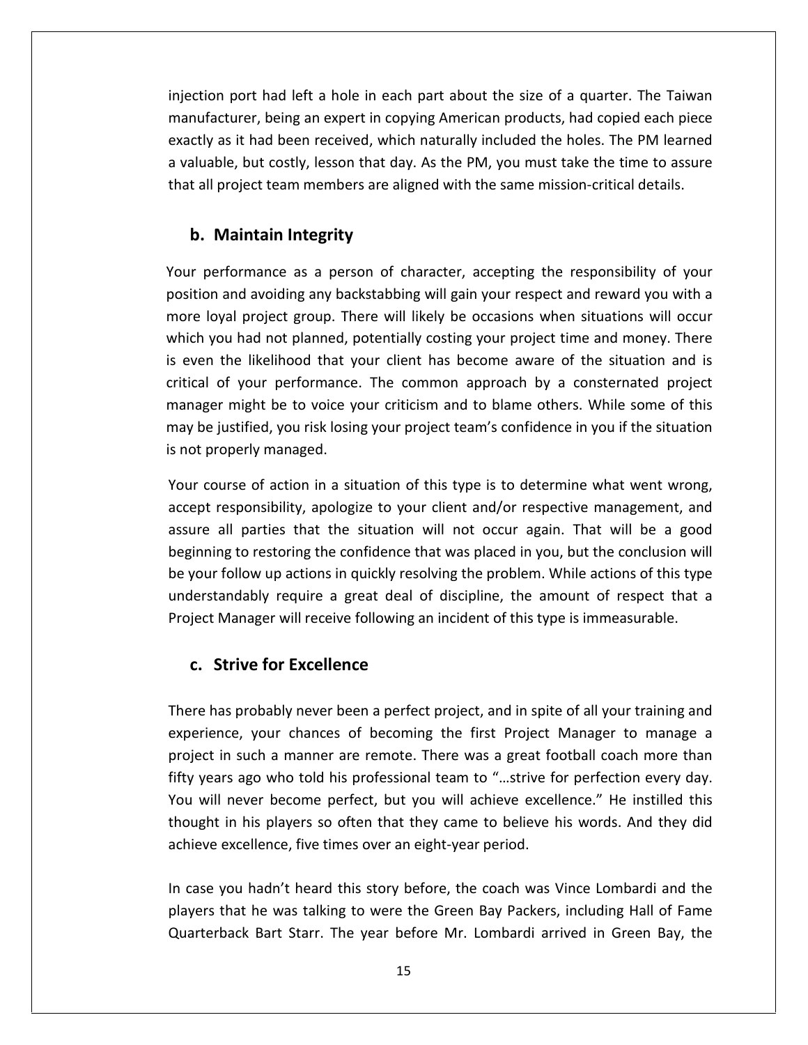injection port had left a hole in each part about the size of a quarter. The Taiwan manufacturer, being an expert in copying American products, had copied each piece exactly as it had been received, which naturally included the holes. The PM learned a valuable, but costly, lesson that day. As the PM, you must take the time to assure that all project team members are aligned with the same mission-critical details.

### b. Maintain Integrity

Your performance as a person of character, accepting the responsibility of your position and avoiding any backstabbing will gain your respect and reward you with a more loyal project group. There will likely be occasions when situations will occur which you had not planned, potentially costing your project time and money. There is even the likelihood that your client has become aware of the situation and is critical of your performance. The common approach by a consternated project manager might be to voice your criticism and to blame others. While some of this may be justified, you risk losing your project team's confidence in you if the situation is not properly managed.

Your course of action in a situation of this type is to determine what went wrong, accept responsibility, apologize to your client and/or respective management, and assure all parties that the situation will not occur again. That will be a good beginning to restoring the confidence that was placed in you, but the conclusion will be your follow up actions in quickly resolving the problem. While actions of this type understandably require a great deal of discipline, the amount of respect that a Project Manager will receive following an incident of this type is immeasurable.

### c. Strive for Excellence

There has probably never been a perfect project, and in spite of all your training and experience, your chances of becoming the first Project Manager to manage a project in such a manner are remote. There was a great football coach more than fifty years ago who told his professional team to "…strive for perfection every day. You will never become perfect, but you will achieve excellence." He instilled this thought in his players so often that they came to believe his words. And they did achieve excellence, five times over an eight-year period.

In case you hadn't heard this story before, the coach was Vince Lombardi and the players that he was talking to were the Green Bay Packers, including Hall of Fame Quarterback Bart Starr. The year before Mr. Lombardi arrived in Green Bay, the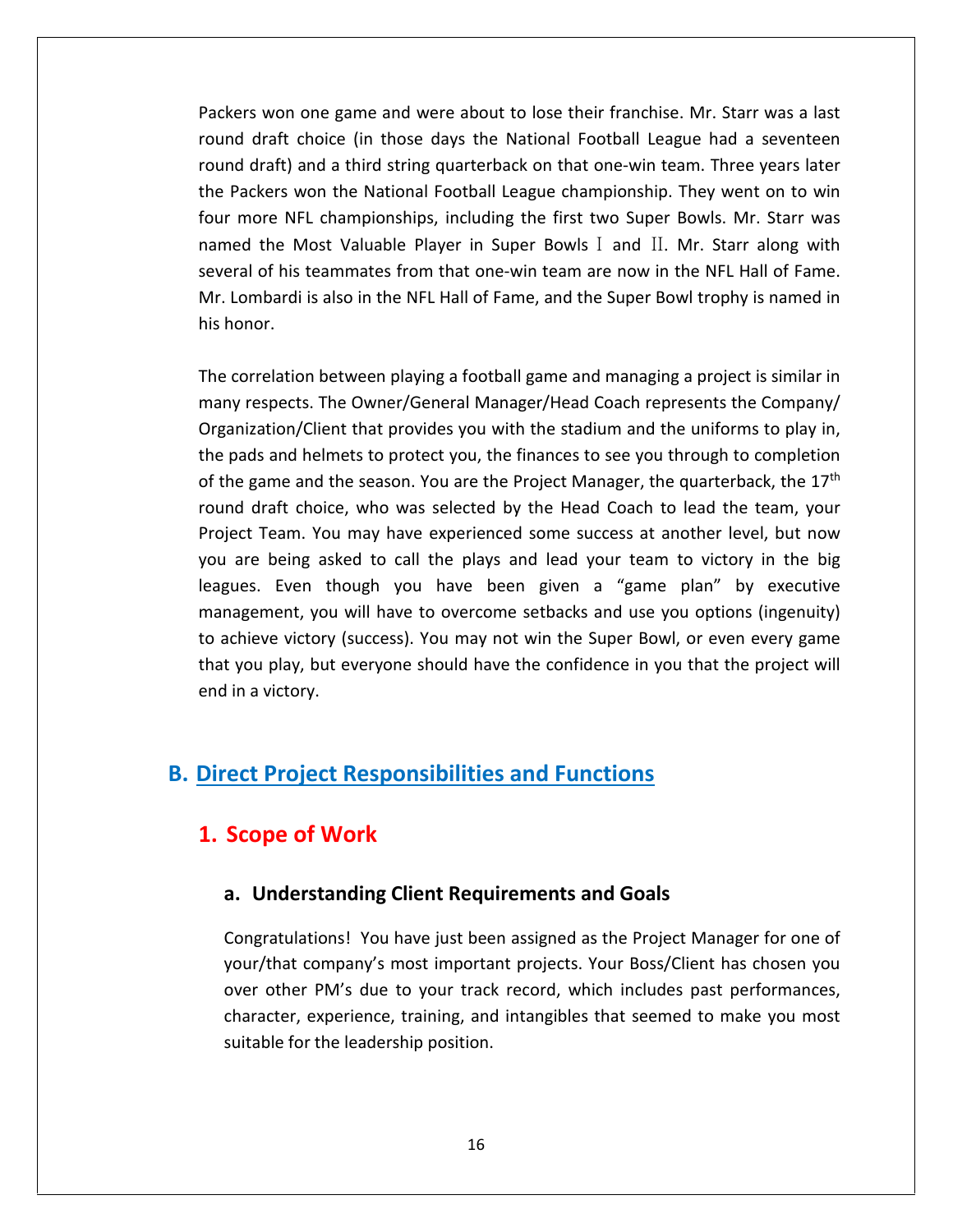Packers won one game and were about to lose their franchise. Mr. Starr was a last round draft choice (in those days the National Football League had a seventeen round draft) and a third string quarterback on that one-win team. Three years later the Packers won the National Football League championship. They went on to win four more NFL championships, including the first two Super Bowls. Mr. Starr was named the Most Valuable Player in Super Bowls Ⅰ and Ⅱ. Mr. Starr along with several of his teammates from that one-win team are now in the NFL Hall of Fame. Mr. Lombardi is also in the NFL Hall of Fame, and the Super Bowl trophy is named in his honor.

The correlation between playing a football game and managing a project is similar in many respects. The Owner/General Manager/Head Coach represents the Company/ Organization/Client that provides you with the stadium and the uniforms to play in, the pads and helmets to protect you, the finances to see you through to completion of the game and the season. You are the Project Manager, the quarterback, the 17th round draft choice, who was selected by the Head Coach to lead the team, your Project Team. You may have experienced some success at another level, but now you are being asked to call the plays and lead your team to victory in the big leagues. Even though you have been given a "game plan" by executive management, you will have to overcome setbacks and use you options (ingenuity) to achieve victory (success). You may not win the Super Bowl, or even every game that you play, but everyone should have the confidence in you that the project will end in a victory.

## B. Direct Project Responsibilities and Functions

### 1. Scope of Work

#### a. Understanding Client Requirements and Goals

Congratulations! You have just been assigned as the Project Manager for one of your/that company's most important projects. Your Boss/Client has chosen you over other PM's due to your track record, which includes past performances, character, experience, training, and intangibles that seemed to make you most suitable for the leadership position.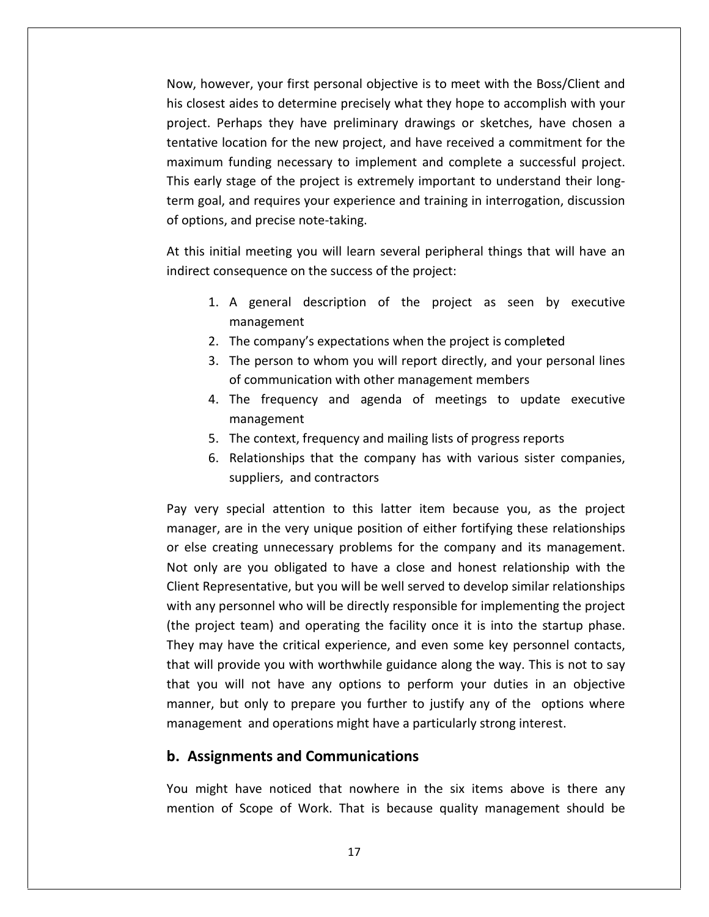Now, however, your first personal objective is to meet with the Boss/Client and his closest aides to determine precisely what they hope to accomplish with your project. Perhaps they have preliminary drawings or sketches, have chosen a tentative location for the new project, and have received a commitment for the maximum funding necessary to implement and complete a successful project. This early stage of the project is extremely important to understand their long-term goal, and requires your experience and training in interrogation, discussion of options, and precise note-taking.

At this initial meeting you will learn several peripheral things that will have an indirect consequence on the success of the project:

1. A general description of the project as seen by executive management
2. The company's expectations when the project is completed
3. The person to whom you will report directly, and your personal lines of communication with other management members
4. The frequency and agenda of meetings to update executive management
5. The context, frequency and mailing lists of progress reports
6. Relationships that the company has with various sister companies, suppliers, and contractors

Pay very special attention to this latter item because you, as the project manager, are in the very unique position of either fortifying these relationships or else creating unnecessary problems for the company and its management. Not only are you obligated to have a close and honest relationship with the Client Representative, but you will be well served to develop similar relationships with any personnel who will be directly responsible for implementing the project (the project team) and operating the facility once it is into the startup phase. They may have the critical experience, and even some key personnel contacts, that will provide you with worthwhile guidance along the way. This is not to say that you will not have any options to perform your duties in an objective manner, but only to prepare you further to justify any of the options where management and operations might have a particularly strong interest.

## b. Assignments and Communications

You might have noticed that nowhere in the six items above is there any mention of Scope of Work. That is because quality management should be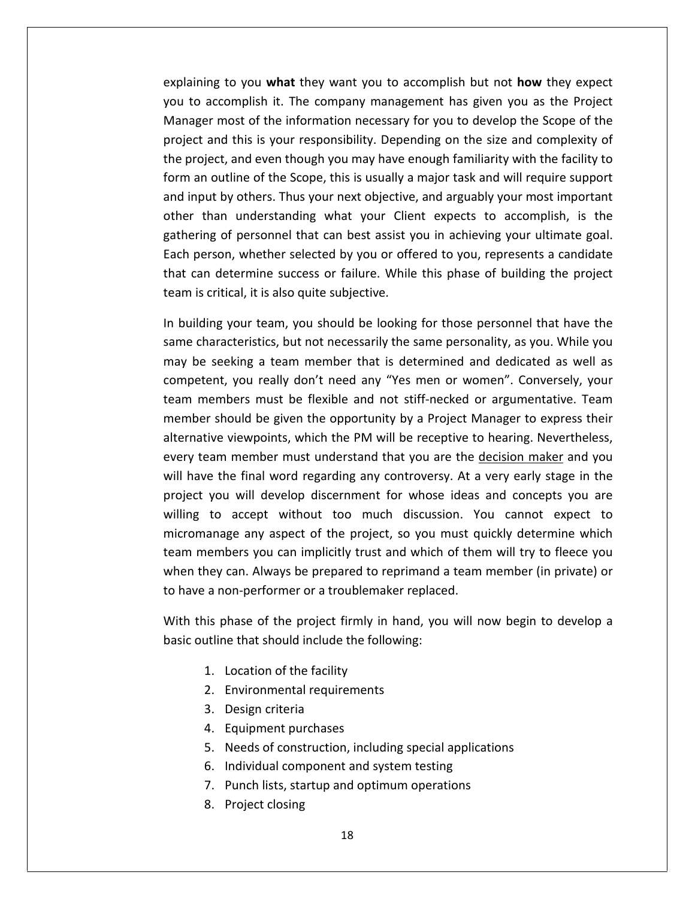explaining to you **what** they want you to accomplish but not **how** they expect you to accomplish it. The company management has given you as the Project Manager most of the information necessary for you to develop the Scope of the project and this is your responsibility. Depending on the size and complexity of the project, and even though you may have enough familiarity with the facility to form an outline of the Scope, this is usually a major task and will require support and input by others. Thus your next objective, and arguably your most important other than understanding what your Client expects to accomplish, is the gathering of personnel that can best assist you in achieving your ultimate goal. Each person, whether selected by you or offered to you, represents a candidate that can determine success or failure. While this phase of building the project team is critical, it is also quite subjective.

In building your team, you should be looking for those personnel that have the same characteristics, but not necessarily the same personality, as you. While you may be seeking a team member that is determined and dedicated as well as competent, you really don't need any "Yes men or women". Conversely, your team members must be flexible and not stiff-necked or argumentative. Team member should be given the opportunity by a Project Manager to express their alternative viewpoints, which the PM will be receptive to hearing. Nevertheless, every team member must understand that you are the <u>decision maker</u> and you will have the final word regarding any controversy. At a very early stage in the project you will develop discernment for whose ideas and concepts you are willing to accept without too much discussion. You cannot expect to micromanage any aspect of the project, so you must quickly determine which team members you can implicitly trust and which of them will try to fleece you when they can. Always be prepared to reprimand a team member (in private) or to have a non-performer or a troublemaker replaced.

With this phase of the project firmly in hand, you will now begin to develop a basic outline that should include the following:

1. Location of the facility
2. Environmental requirements
3. Design criteria
4. Equipment purchases
5. Needs of construction, including special applications
6. Individual component and system testing
7. Punch lists, startup and optimum operations
8. Project closing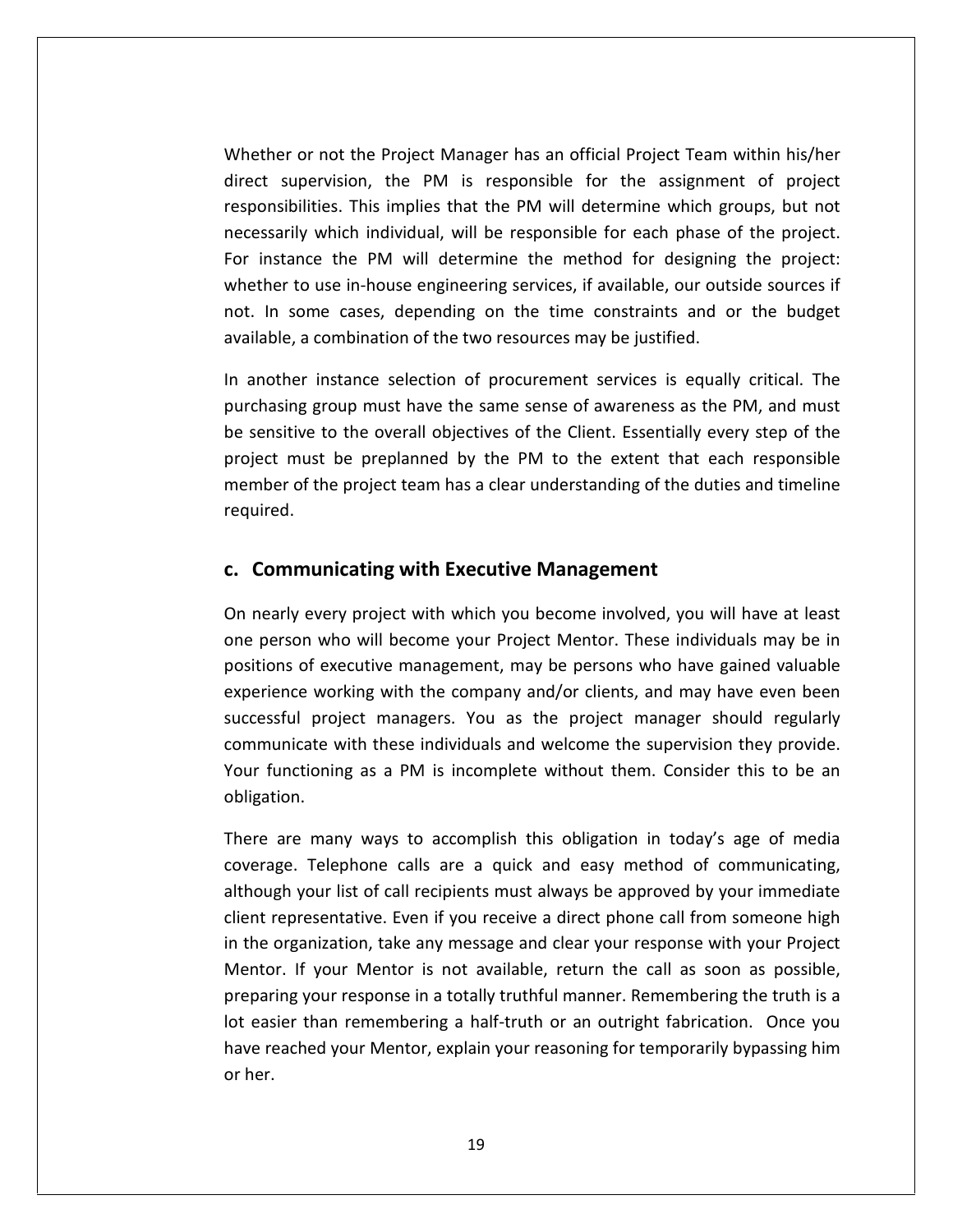Whether or not the Project Manager has an official Project Team within his/her direct supervision, the PM is responsible for the assignment of project responsibilities. This implies that the PM will determine which groups, but not necessarily which individual, will be responsible for each phase of the project. For instance the PM will determine the method for designing the project: whether to use in-house engineering services, if available, our outside sources if not. In some cases, depending on the time constraints and or the budget available, a combination of the two resources may be justified.

In another instance selection of procurement services is equally critical. The purchasing group must have the same sense of awareness as the PM, and must be sensitive to the overall objectives of the Client. Essentially every step of the project must be preplanned by the PM to the extent that each responsible member of the project team has a clear understanding of the duties and timeline required.

## c. Communicating with Executive Management

On nearly every project with which you become involved, you will have at least one person who will become your Project Mentor. These individuals may be in positions of executive management, may be persons who have gained valuable experience working with the company and/or clients, and may have even been successful project managers. You as the project manager should regularly communicate with these individuals and welcome the supervision they provide. Your functioning as a PM is incomplete without them. Consider this to be an obligation.

There are many ways to accomplish this obligation in today's age of media coverage. Telephone calls are a quick and easy method of communicating, although your list of call recipients must always be approved by your immediate client representative. Even if you receive a direct phone call from someone high in the organization, take any message and clear your response with your Project Mentor. If your Mentor is not available, return the call as soon as possible, preparing your response in a totally truthful manner. Remembering the truth is a lot easier than remembering a half-truth or an outright fabrication. Once you have reached your Mentor, explain your reasoning for temporarily bypassing him or her.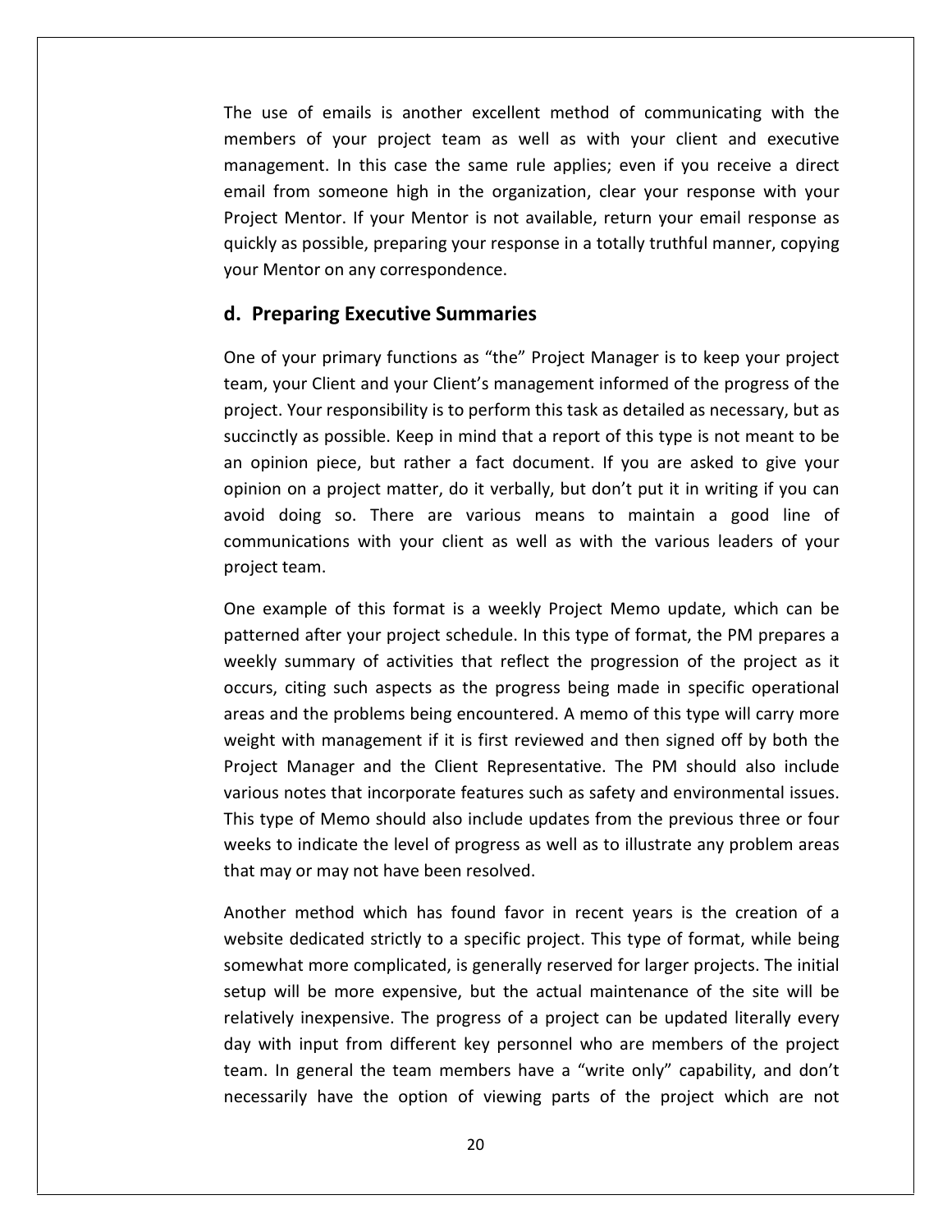The use of emails is another excellent method of communicating with the members of your project team as well as with your client and executive management. In this case the same rule applies; even if you receive a direct email from someone high in the organization, clear your response with your Project Mentor. If your Mentor is not available, return your email response as quickly as possible, preparing your response in a totally truthful manner, copying your Mentor on any correspondence.

## d. Preparing Executive Summaries

One of your primary functions as "the" Project Manager is to keep your project team, your Client and your Client's management informed of the progress of the project. Your responsibility is to perform this task as detailed as necessary, but as succinctly as possible. Keep in mind that a report of this type is not meant to be an opinion piece, but rather a fact document. If you are asked to give your opinion on a project matter, do it verbally, but don't put it in writing if you can avoid doing so. There are various means to maintain a good line of communications with your client as well as with the various leaders of your project team.

One example of this format is a weekly Project Memo update, which can be patterned after your project schedule. In this type of format, the PM prepares a weekly summary of activities that reflect the progression of the project as it occurs, citing such aspects as the progress being made in specific operational areas and the problems being encountered. A memo of this type will carry more weight with management if it is first reviewed and then signed off by both the Project Manager and the Client Representative. The PM should also include various notes that incorporate features such as safety and environmental issues. This type of Memo should also include updates from the previous three or four weeks to indicate the level of progress as well as to illustrate any problem areas that may or may not have been resolved.

Another method which has found favor in recent years is the creation of a website dedicated strictly to a specific project. This type of format, while being somewhat more complicated, is generally reserved for larger projects. The initial setup will be more expensive, but the actual maintenance of the site will be relatively inexpensive. The progress of a project can be updated literally every day with input from different key personnel who are members of the project team. In general the team members have a "write only" capability, and don't necessarily have the option of viewing parts of the project which are not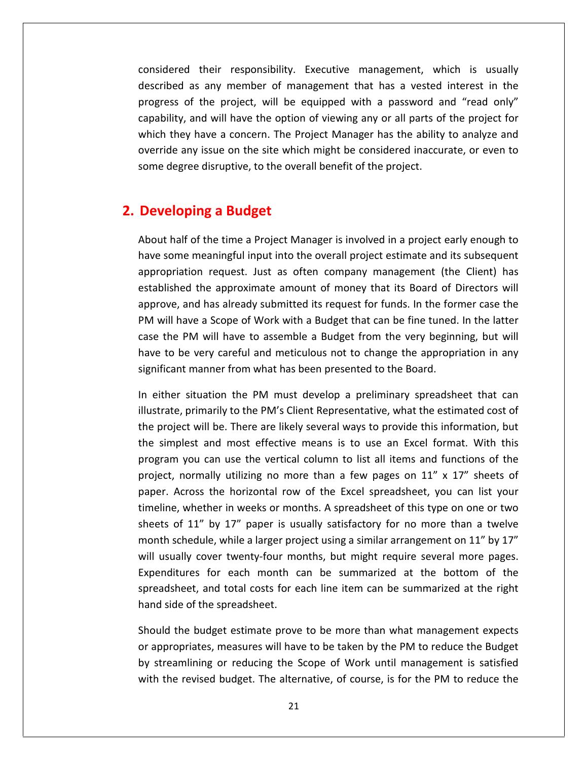considered their responsibility. Executive management, which is usually described as any member of management that has a vested interest in the progress of the project, will be equipped with a password and "read only" capability, and will have the option of viewing any or all parts of the project for which they have a concern. The Project Manager has the ability to analyze and override any issue on the site which might be considered inaccurate, or even to some degree disruptive, to the overall benefit of the project.

## 2. Developing a Budget

About half of the time a Project Manager is involved in a project early enough to have some meaningful input into the overall project estimate and its subsequent appropriation request. Just as often company management (the Client) has established the approximate amount of money that its Board of Directors will approve, and has already submitted its request for funds. In the former case the PM will have a Scope of Work with a Budget that can be fine tuned. In the latter case the PM will have to assemble a Budget from the very beginning, but will have to be very careful and meticulous not to change the appropriation in any significant manner from what has been presented to the Board.

In either situation the PM must develop a preliminary spreadsheet that can illustrate, primarily to the PM's Client Representative, what the estimated cost of the project will be. There are likely several ways to provide this information, but the simplest and most effective means is to use an Excel format. With this program you can use the vertical column to list all items and functions of the project, normally utilizing no more than a few pages on 11" x 17" sheets of paper. Across the horizontal row of the Excel spreadsheet, you can list your timeline, whether in weeks or months. A spreadsheet of this type on one or two sheets of 11" by 17" paper is usually satisfactory for no more than a twelve month schedule, while a larger project using a similar arrangement on 11" by 17" will usually cover twenty-four months, but might require several more pages. Expenditures for each month can be summarized at the bottom of the spreadsheet, and total costs for each line item can be summarized at the right hand side of the spreadsheet.

Should the budget estimate prove to be more than what management expects or appropriates, measures will have to be taken by the PM to reduce the Budget by streamlining or reducing the Scope of Work until management is satisfied with the revised budget. The alternative, of course, is for the PM to reduce the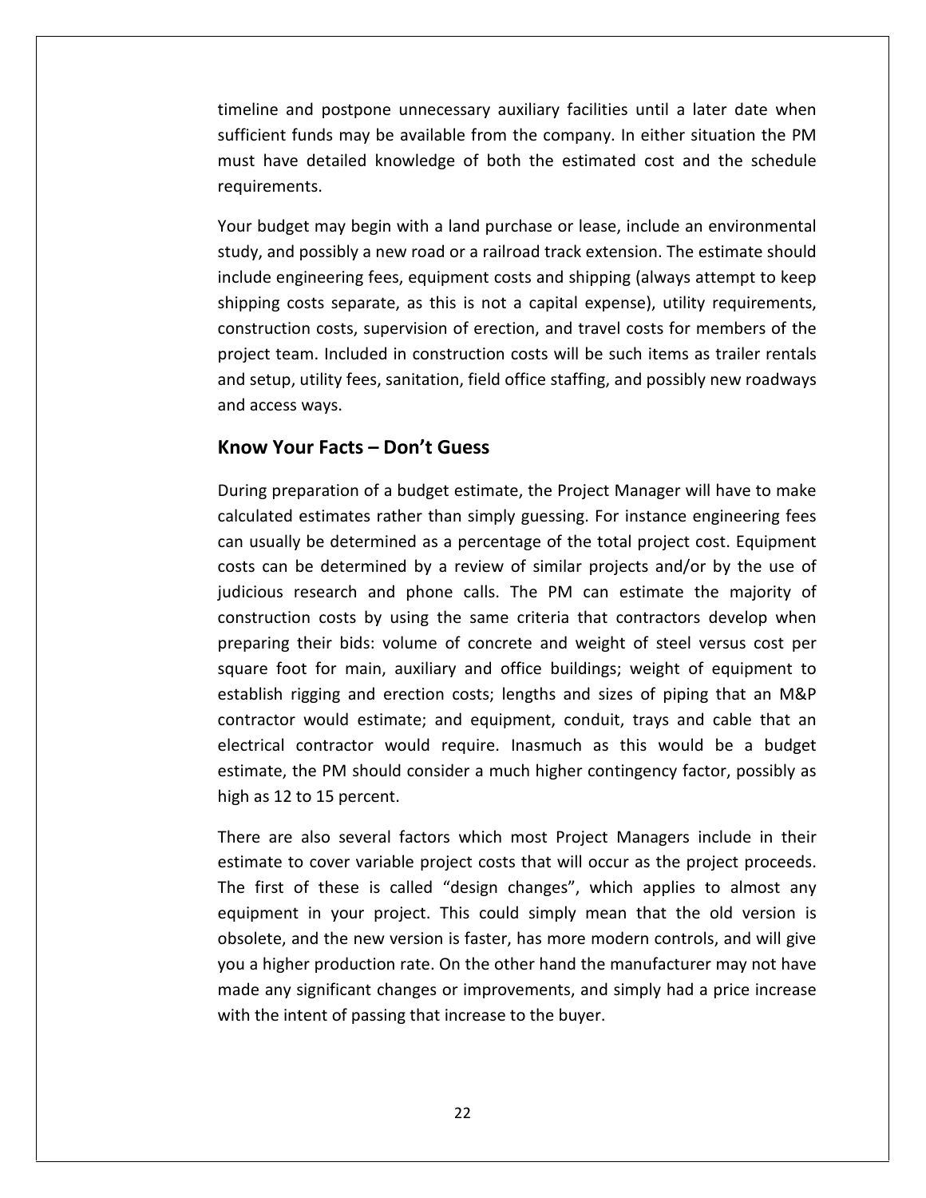timeline and postpone unnecessary auxiliary facilities until a later date when sufficient funds may be available from the company. In either situation the PM must have detailed knowledge of both the estimated cost and the schedule requirements.

Your budget may begin with a land purchase or lease, include an environmental study, and possibly a new road or a railroad track extension. The estimate should include engineering fees, equipment costs and shipping (always attempt to keep shipping costs separate, as this is not a capital expense), utility requirements, construction costs, supervision of erection, and travel costs for members of the project team. Included in construction costs will be such items as trailer rentals and setup, utility fees, sanitation, field office staffing, and possibly new roadways and access ways.

## Know Your Facts – Don't Guess

During preparation of a budget estimate, the Project Manager will have to make calculated estimates rather than simply guessing. For instance engineering fees can usually be determined as a percentage of the total project cost. Equipment costs can be determined by a review of similar projects and/or by the use of judicious research and phone calls. The PM can estimate the majority of construction costs by using the same criteria that contractors develop when preparing their bids: volume of concrete and weight of steel versus cost per square foot for main, auxiliary and office buildings; weight of equipment to establish rigging and erection costs; lengths and sizes of piping that an M&P contractor would estimate; and equipment, conduit, trays and cable that an electrical contractor would require. Inasmuch as this would be a budget estimate, the PM should consider a much higher contingency factor, possibly as high as 12 to 15 percent.

There are also several factors which most Project Managers include in their estimate to cover variable project costs that will occur as the project proceeds. The first of these is called "design changes", which applies to almost any equipment in your project. This could simply mean that the old version is obsolete, and the new version is faster, has more modern controls, and will give you a higher production rate. On the other hand the manufacturer may not have made any significant changes or improvements, and simply had a price increase with the intent of passing that increase to the buyer.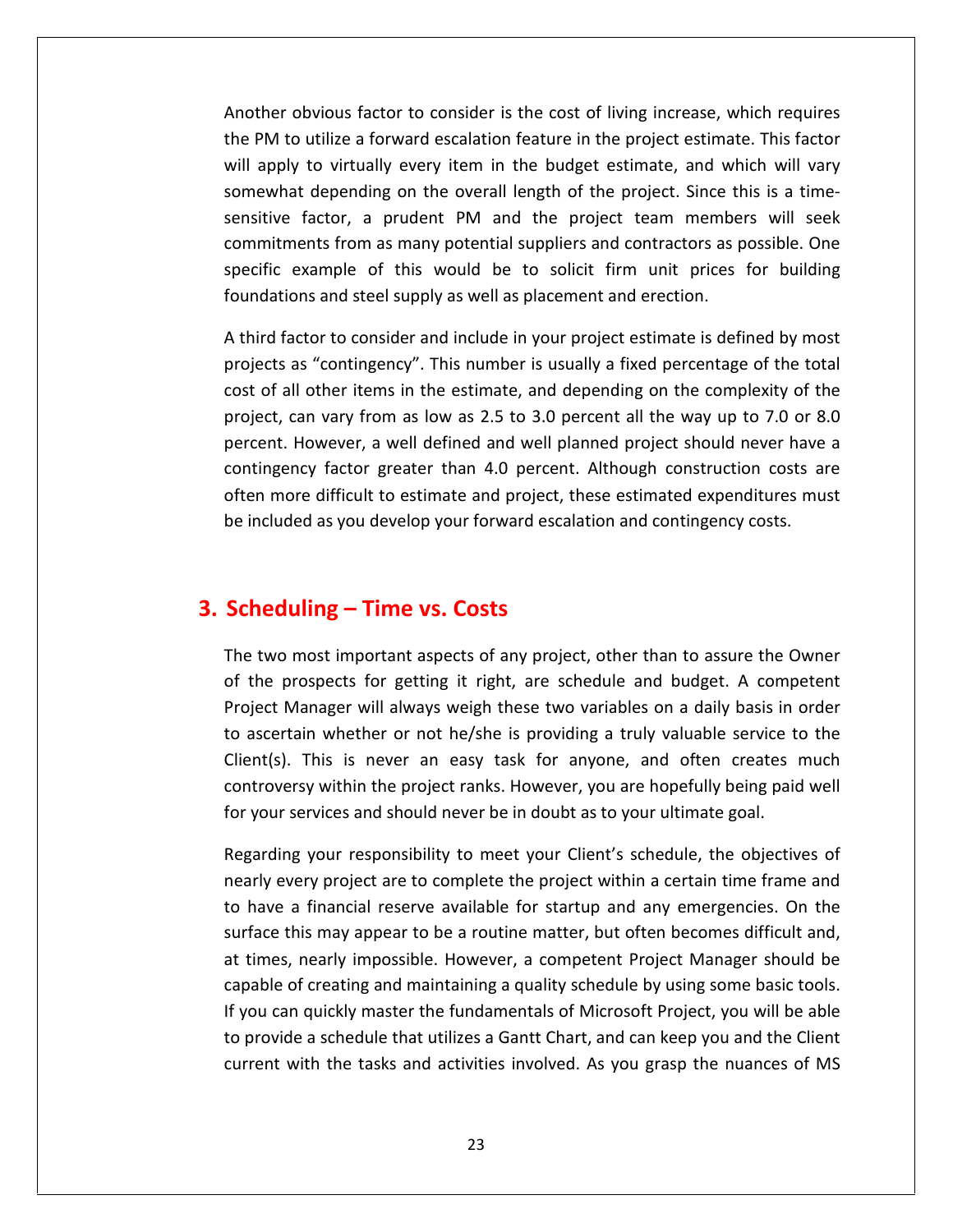Another obvious factor to consider is the cost of living increase, which requires the PM to utilize a forward escalation feature in the project estimate. This factor will apply to virtually every item in the budget estimate, and which will vary somewhat depending on the overall length of the project. Since this is a time-sensitive factor, a prudent PM and the project team members will seek commitments from as many potential suppliers and contractors as possible. One specific example of this would be to solicit firm unit prices for building foundations and steel supply as well as placement and erection.

A third factor to consider and include in your project estimate is defined by most projects as "contingency". This number is usually a fixed percentage of the total cost of all other items in the estimate, and depending on the complexity of the project, can vary from as low as 2.5 to 3.0 percent all the way up to 7.0 or 8.0 percent. However, a well defined and well planned project should never have a contingency factor greater than 4.0 percent. Although construction costs are often more difficult to estimate and project, these estimated expenditures must be included as you develop your forward escalation and contingency costs.

## 3. Scheduling – Time vs. Costs

The two most important aspects of any project, other than to assure the Owner of the prospects for getting it right, are schedule and budget. A competent Project Manager will always weigh these two variables on a daily basis in order to ascertain whether or not he/she is providing a truly valuable service to the Client(s). This is never an easy task for anyone, and often creates much controversy within the project ranks. However, you are hopefully being paid well for your services and should never be in doubt as to your ultimate goal.

Regarding your responsibility to meet your Client's schedule, the objectives of nearly every project are to complete the project within a certain time frame and to have a financial reserve available for startup and any emergencies. On the surface this may appear to be a routine matter, but often becomes difficult and, at times, nearly impossible. However, a competent Project Manager should be capable of creating and maintaining a quality schedule by using some basic tools. If you can quickly master the fundamentals of Microsoft Project, you will be able to provide a schedule that utilizes a Gantt Chart, and can keep you and the Client current with the tasks and activities involved. As you grasp the nuances of MS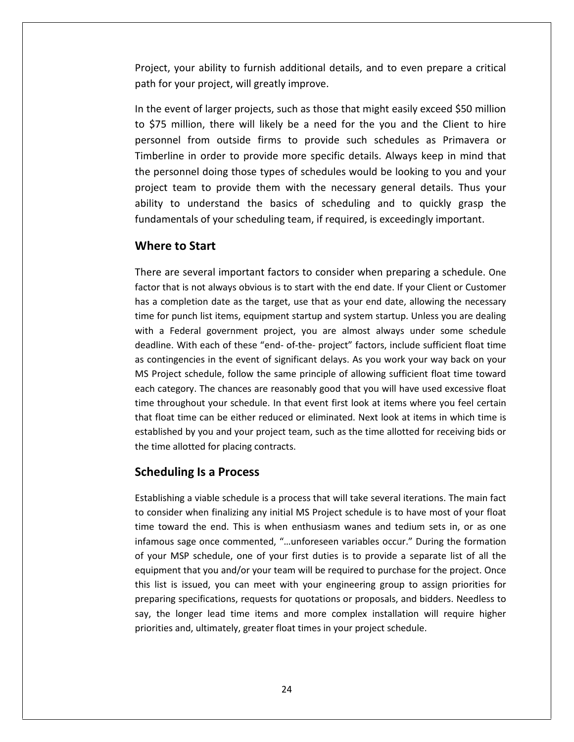Project, your ability to furnish additional details, and to even prepare a critical path for your project, will greatly improve.

In the event of larger projects, such as those that might easily exceed $50 million to $75 million, there will likely be a need for the you and the Client to hire personnel from outside firms to provide such schedules as Primavera or Timberline in order to provide more specific details. Always keep in mind that the personnel doing those types of schedules would be looking to you and your project team to provide them with the necessary general details. Thus your ability to understand the basics of scheduling and to quickly grasp the fundamentals of your scheduling team, if required, is exceedingly important.

## Where to Start

There are several important factors to consider when preparing a schedule. One factor that is not always obvious is to start with the end date. If your Client or Customer has a completion date as the target, use that as your end date, allowing the necessary time for punch list items, equipment startup and system startup. Unless you are dealing with a Federal government project, you are almost always under some schedule deadline. With each of these "end- of-the- project" factors, include sufficient float time as contingencies in the event of significant delays. As you work your way back on your MS Project schedule, follow the same principle of allowing sufficient float time toward each category. The chances are reasonably good that you will have used excessive float time throughout your schedule. In that event first look at items where you feel certain that float time can be either reduced or eliminated. Next look at items in which time is established by you and your project team, such as the time allotted for receiving bids or the time allotted for placing contracts.

## Scheduling Is a Process

Establishing a viable schedule is a process that will take several iterations. The main fact to consider when finalizing any initial MS Project schedule is to have most of your float time toward the end. This is when enthusiasm wanes and tedium sets in, or as one infamous sage once commented, "…unforeseen variables occur." During the formation of your MSP schedule, one of your first duties is to provide a separate list of all the equipment that you and/or your team will be required to purchase for the project. Once this list is issued, you can meet with your engineering group to assign priorities for preparing specifications, requests for quotations or proposals, and bidders. Needless to say, the longer lead time items and more complex installation will require higher priorities and, ultimately, greater float times in your project schedule.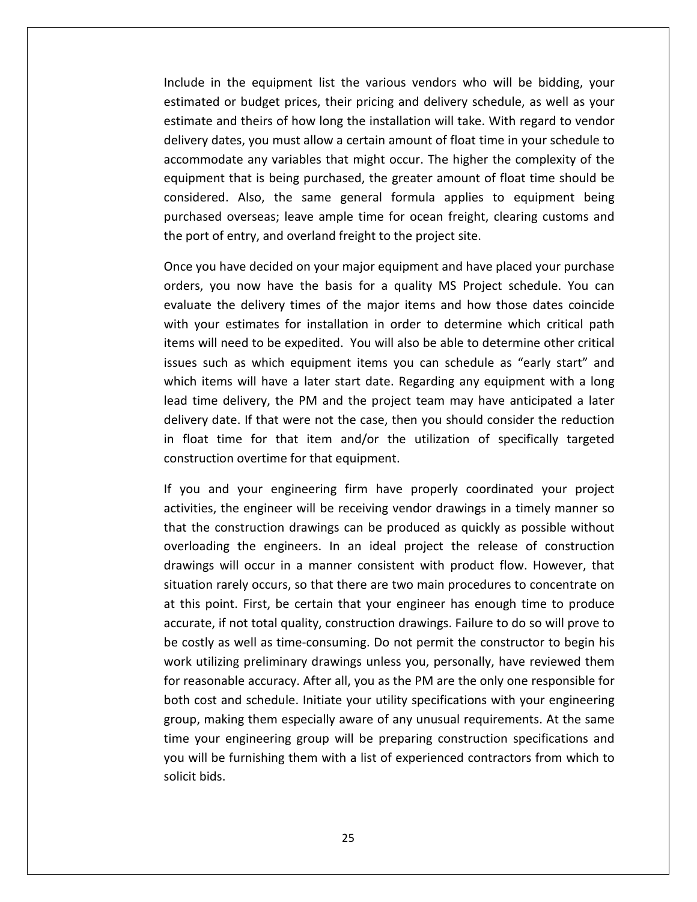Include in the equipment list the various vendors who will be bidding, your estimated or budget prices, their pricing and delivery schedule, as well as your estimate and theirs of how long the installation will take. With regard to vendor delivery dates, you must allow a certain amount of float time in your schedule to accommodate any variables that might occur. The higher the complexity of the equipment that is being purchased, the greater amount of float time should be considered. Also, the same general formula applies to equipment being purchased overseas; leave ample time for ocean freight, clearing customs and the port of entry, and overland freight to the project site.

Once you have decided on your major equipment and have placed your purchase orders, you now have the basis for a quality MS Project schedule. You can evaluate the delivery times of the major items and how those dates coincide with your estimates for installation in order to determine which critical path items will need to be expedited. You will also be able to determine other critical issues such as which equipment items you can schedule as "early start" and which items will have a later start date. Regarding any equipment with a long lead time delivery, the PM and the project team may have anticipated a later delivery date. If that were not the case, then you should consider the reduction in float time for that item and/or the utilization of specifically targeted construction overtime for that equipment.

If you and your engineering firm have properly coordinated your project activities, the engineer will be receiving vendor drawings in a timely manner so that the construction drawings can be produced as quickly as possible without overloading the engineers. In an ideal project the release of construction drawings will occur in a manner consistent with product flow. However, that situation rarely occurs, so that there are two main procedures to concentrate on at this point. First, be certain that your engineer has enough time to produce accurate, if not total quality, construction drawings. Failure to do so will prove to be costly as well as time-consuming. Do not permit the constructor to begin his work utilizing preliminary drawings unless you, personally, have reviewed them for reasonable accuracy. After all, you as the PM are the only one responsible for both cost and schedule. Initiate your utility specifications with your engineering group, making them especially aware of any unusual requirements. At the same time your engineering group will be preparing construction specifications and you will be furnishing them with a list of experienced contractors from which to solicit bids.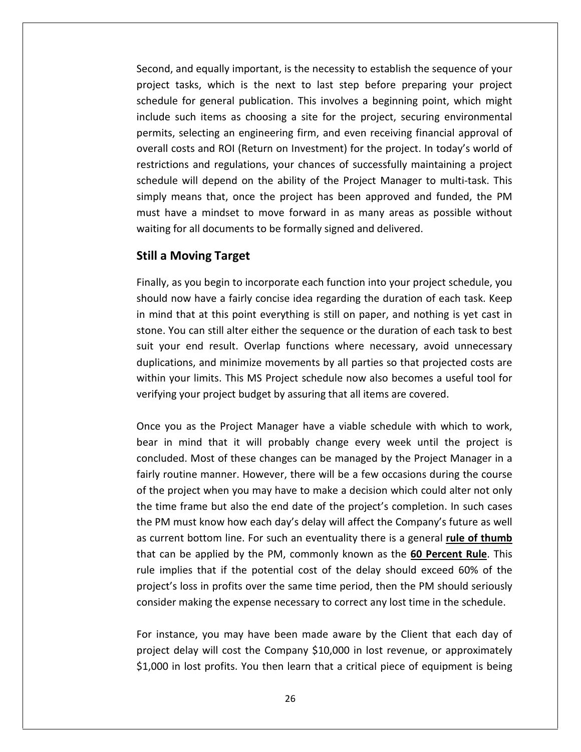Second, and equally important, is the necessity to establish the sequence of your project tasks, which is the next to last step before preparing your project schedule for general publication. This involves a beginning point, which might include such items as choosing a site for the project, securing environmental permits, selecting an engineering firm, and even receiving financial approval of overall costs and ROI (Return on Investment) for the project. In today's world of restrictions and regulations, your chances of successfully maintaining a project schedule will depend on the ability of the Project Manager to multi-task. This simply means that, once the project has been approved and funded, the PM must have a mindset to move forward in as many areas as possible without waiting for all documents to be formally signed and delivered.

## Still a Moving Target

Finally, as you begin to incorporate each function into your project schedule, you should now have a fairly concise idea regarding the duration of each task. Keep in mind that at this point everything is still on paper, and nothing is yet cast in stone. You can still alter either the sequence or the duration of each task to best suit your end result. Overlap functions where necessary, avoid unnecessary duplications, and minimize movements by all parties so that projected costs are within your limits. This MS Project schedule now also becomes a useful tool for verifying your project budget by assuring that all items are covered.

Once you as the Project Manager have a viable schedule with which to work, bear in mind that it will probably change every week until the project is concluded. Most of these changes can be managed by the Project Manager in a fairly routine manner. However, there will be a few occasions during the course of the project when you may have to make a decision which could alter not only the time frame but also the end date of the project's completion. In such cases the PM must know how each day's delay will affect the Company's future as well as current bottom line. For such an eventuality there is a general **rule of thumb** that can be applied by the PM, commonly known as the **60 Percent Rule**. This rule implies that if the potential cost of the delay should exceed 60% of the project's loss in profits over the same time period, then the PM should seriously consider making the expense necessary to correct any lost time in the schedule.

For instance, you may have been made aware by the Client that each day of project delay will cost the Company $10,000 in lost revenue, or approximately $1,000 in lost profits. You then learn that a critical piece of equipment is being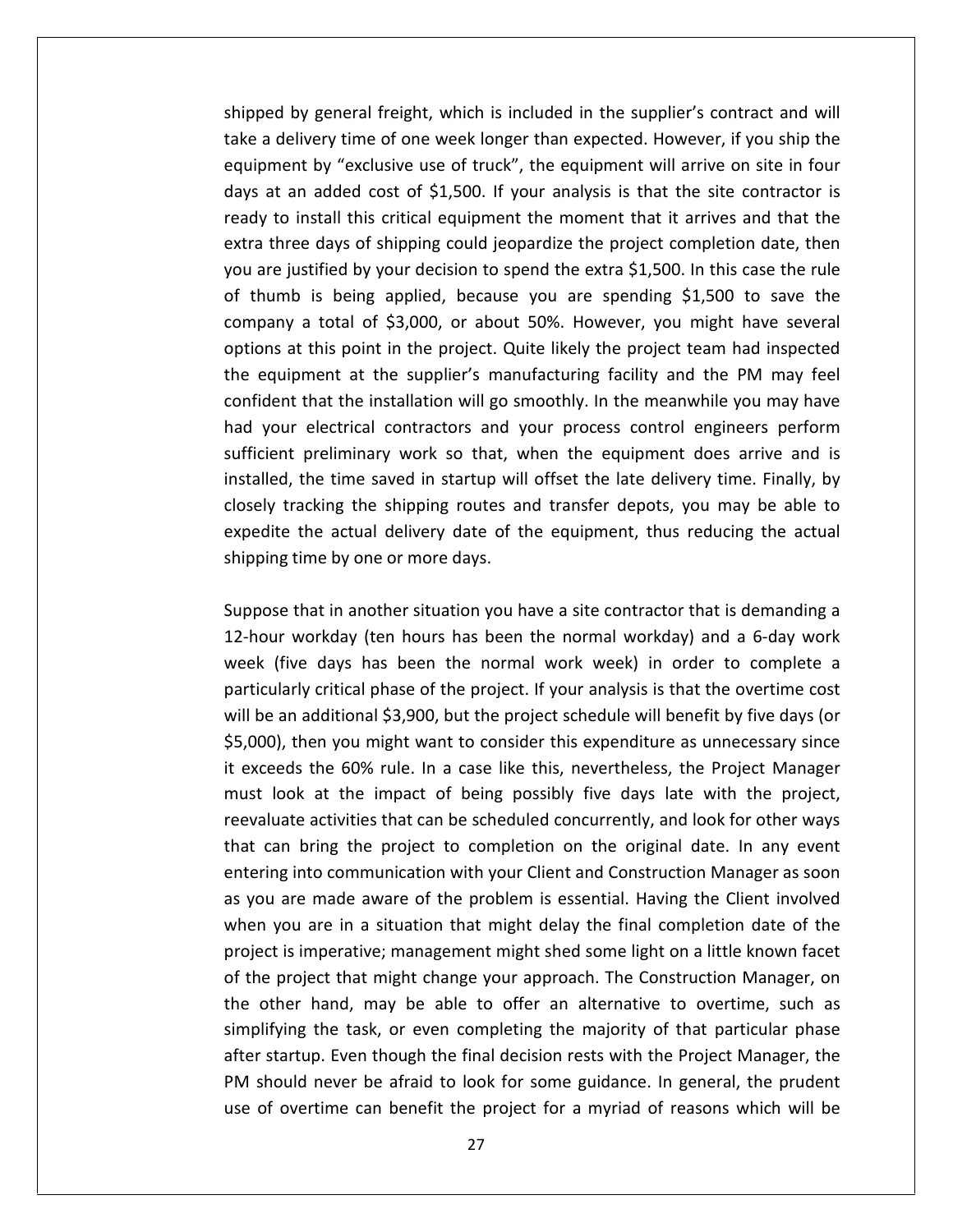shipped by general freight, which is included in the supplier's contract and will take a delivery time of one week longer than expected. However, if you ship the equipment by "exclusive use of truck", the equipment will arrive on site in four days at an added cost of $1,500. If your analysis is that the site contractor is ready to install this critical equipment the moment that it arrives and that the extra three days of shipping could jeopardize the project completion date, then you are justified by your decision to spend the extra $1,500. In this case the rule of thumb is being applied, because you are spending $1,500 to save the company a total of $3,000, or about 50%. However, you might have several options at this point in the project. Quite likely the project team had inspected the equipment at the supplier's manufacturing facility and the PM may feel confident that the installation will go smoothly. In the meanwhile you may have had your electrical contractors and your process control engineers perform sufficient preliminary work so that, when the equipment does arrive and is installed, the time saved in startup will offset the late delivery time. Finally, by closely tracking the shipping routes and transfer depots, you may be able to expedite the actual delivery date of the equipment, thus reducing the actual shipping time by one or more days.

Suppose that in another situation you have a site contractor that is demanding a 12-hour workday (ten hours has been the normal workday) and a 6-day work week (five days has been the normal work week) in order to complete a particularly critical phase of the project. If your analysis is that the overtime cost will be an additional $3,900, but the project schedule will benefit by five days (or $5,000), then you might want to consider this expenditure as unnecessary since it exceeds the 60% rule. In a case like this, nevertheless, the Project Manager must look at the impact of being possibly five days late with the project, reevaluate activities that can be scheduled concurrently, and look for other ways that can bring the project to completion on the original date. In any event entering into communication with your Client and Construction Manager as soon as you are made aware of the problem is essential. Having the Client involved when you are in a situation that might delay the final completion date of the project is imperative; management might shed some light on a little known facet of the project that might change your approach. The Construction Manager, on the other hand, may be able to offer an alternative to overtime, such as simplifying the task, or even completing the majority of that particular phase after startup. Even though the final decision rests with the Project Manager, the PM should never be afraid to look for some guidance. In general, the prudent use of overtime can benefit the project for a myriad of reasons which will be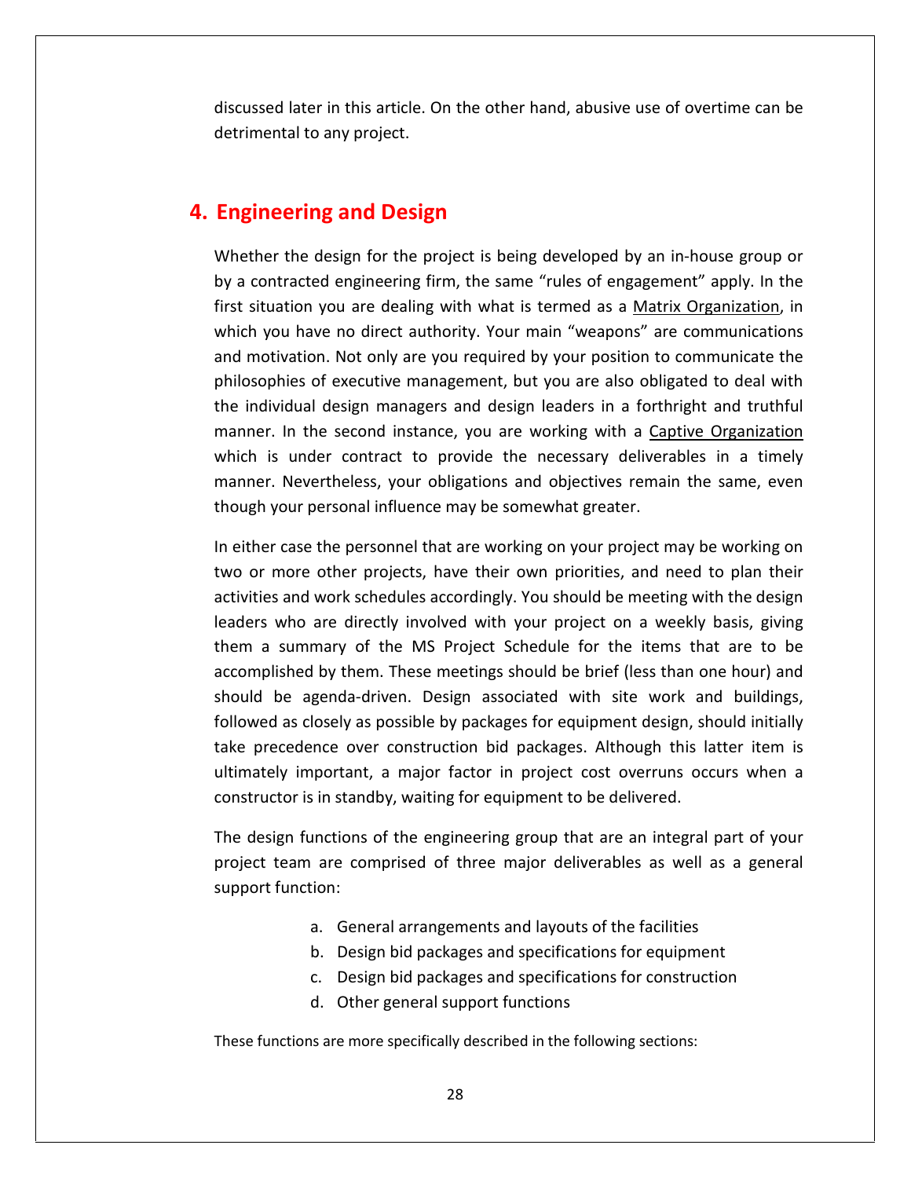discussed later in this article. On the other hand, abusive use of overtime can be detrimental to any project.

# 4. Engineering and Design

Whether the design for the project is being developed by an in-house group or by a contracted engineering firm, the same "rules of engagement" apply. In the first situation you are dealing with what is termed as a Matrix Organization, in which you have no direct authority. Your main "weapons" are communications and motivation. Not only are you required by your position to communicate the philosophies of executive management, but you are also obligated to deal with the individual design managers and design leaders in a forthright and truthful manner. In the second instance, you are working with a Captive Organization which is under contract to provide the necessary deliverables in a timely manner. Nevertheless, your obligations and objectives remain the same, even though your personal influence may be somewhat greater.

In either case the personnel that are working on your project may be working on two or more other projects, have their own priorities, and need to plan their activities and work schedules accordingly. You should be meeting with the design leaders who are directly involved with your project on a weekly basis, giving them a summary of the MS Project Schedule for the items that are to be accomplished by them. These meetings should be brief (less than one hour) and should be agenda-driven. Design associated with site work and buildings, followed as closely as possible by packages for equipment design, should initially take precedence over construction bid packages. Although this latter item is ultimately important, a major factor in project cost overruns occurs when a constructor is in standby, waiting for equipment to be delivered.

The design functions of the engineering group that are an integral part of your project team are comprised of three major deliverables as well as a general support function:

a. General arrangements and layouts of the facilities
b. Design bid packages and specifications for equipment
c. Design bid packages and specifications for construction
d. Other general support functions

These functions are more specifically described in the following sections: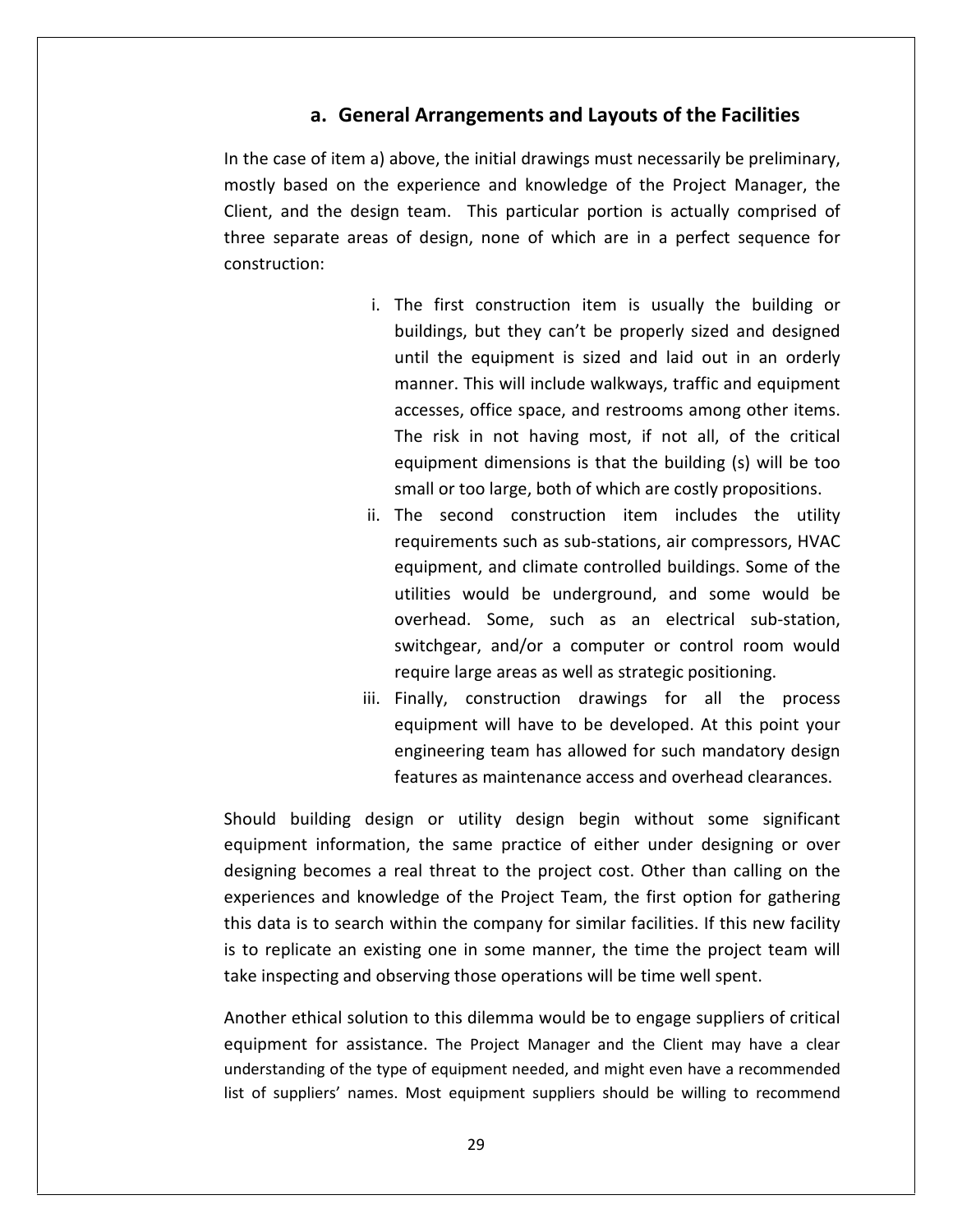## a. General Arrangements and Layouts of the Facilities

In the case of item a) above, the initial drawings must necessarily be preliminary, mostly based on the experience and knowledge of the Project Manager, the Client, and the design team. This particular portion is actually comprised of three separate areas of design, none of which are in a perfect sequence for construction:

i. The first construction item is usually the building or buildings, but they can't be properly sized and designed until the equipment is sized and laid out in an orderly manner. This will include walkways, traffic and equipment accesses, office space, and restrooms among other items. The risk in not having most, if not all, of the critical equipment dimensions is that the building (s) will be too small or too large, both of which are costly propositions.

ii. The second construction item includes the utility requirements such as sub-stations, air compressors, HVAC equipment, and climate controlled buildings. Some of the utilities would be underground, and some would be overhead. Some, such as an electrical sub-station, switchgear, and/or a computer or control room would require large areas as well as strategic positioning.

iii. Finally, construction drawings for all the process equipment will have to be developed. At this point your engineering team has allowed for such mandatory design features as maintenance access and overhead clearances.

Should building design or utility design begin without some significant equipment information, the same practice of either under designing or over designing becomes a real threat to the project cost. Other than calling on the experiences and knowledge of the Project Team, the first option for gathering this data is to search within the company for similar facilities. If this new facility is to replicate an existing one in some manner, the time the project team will take inspecting and observing those operations will be time well spent.

Another ethical solution to this dilemma would be to engage suppliers of critical equipment for assistance. The Project Manager and the Client may have a clear understanding of the type of equipment needed, and might even have a recommended list of suppliers' names. Most equipment suppliers should be willing to recommend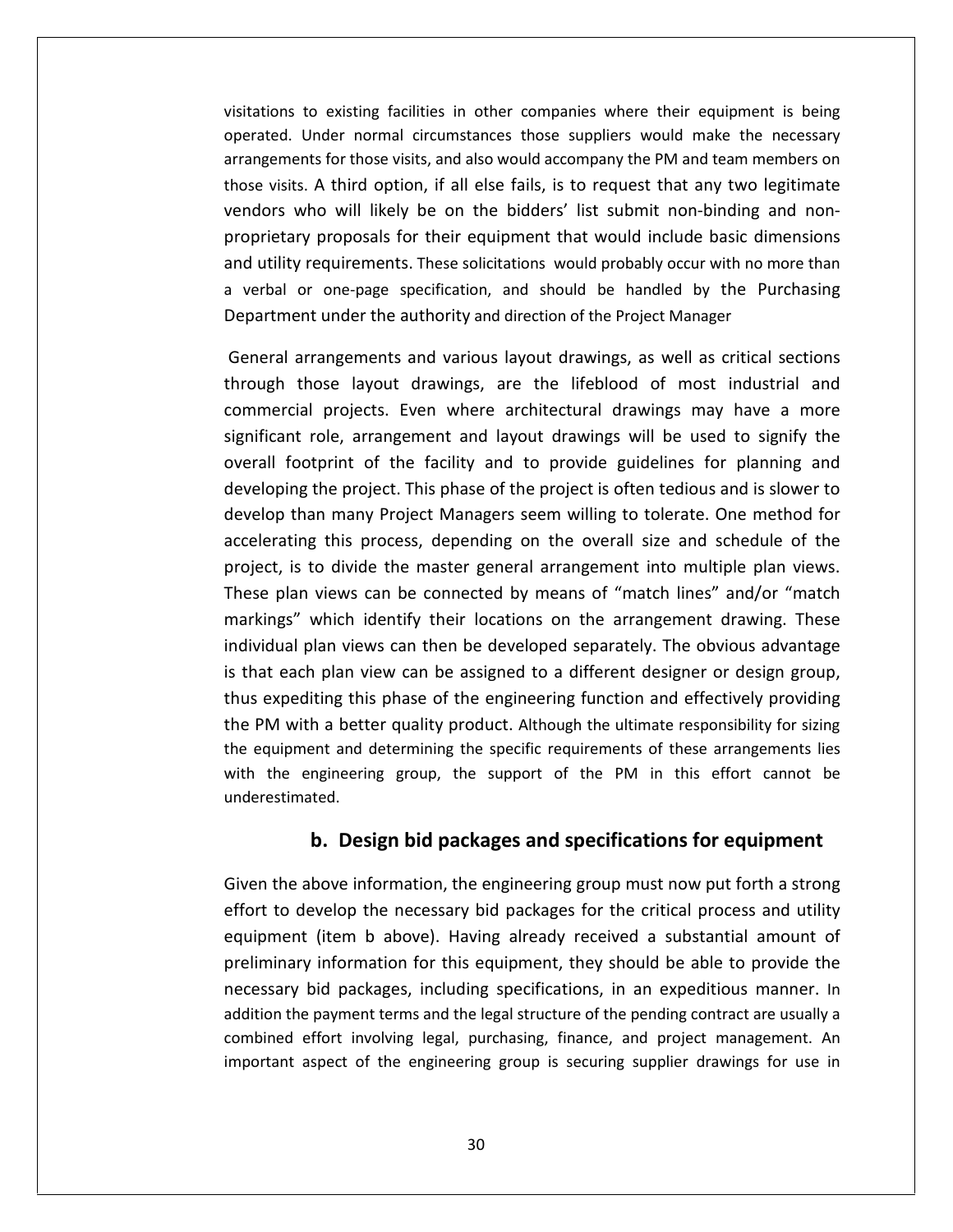visitations to existing facilities in other companies where their equipment is being operated. Under normal circumstances those suppliers would make the necessary arrangements for those visits, and also would accompany the PM and team members on those visits. A third option, if all else fails, is to request that any two legitimate vendors who will likely be on the bidders' list submit non-binding and non-proprietary proposals for their equipment that would include basic dimensions and utility requirements. These solicitations would probably occur with no more than a verbal or one-page specification, and should be handled by the Purchasing Department under the authority and direction of the Project Manager

General arrangements and various layout drawings, as well as critical sections through those layout drawings, are the lifeblood of most industrial and commercial projects. Even where architectural drawings may have a more significant role, arrangement and layout drawings will be used to signify the overall footprint of the facility and to provide guidelines for planning and developing the project. This phase of the project is often tedious and is slower to develop than many Project Managers seem willing to tolerate. One method for accelerating this process, depending on the overall size and schedule of the project, is to divide the master general arrangement into multiple plan views. These plan views can be connected by means of "match lines" and/or "match markings" which identify their locations on the arrangement drawing. These individual plan views can then be developed separately. The obvious advantage is that each plan view can be assigned to a different designer or design group, thus expediting this phase of the engineering function and effectively providing the PM with a better quality product. Although the ultimate responsibility for sizing the equipment and determining the specific requirements of these arrangements lies with the engineering group, the support of the PM in this effort cannot be underestimated.

### b. Design bid packages and specifications for equipment

Given the above information, the engineering group must now put forth a strong effort to develop the necessary bid packages for the critical process and utility equipment (item b above). Having already received a substantial amount of preliminary information for this equipment, they should be able to provide the necessary bid packages, including specifications, in an expeditious manner. In addition the payment terms and the legal structure of the pending contract are usually a combined effort involving legal, purchasing, finance, and project management. An important aspect of the engineering group is securing supplier drawings for use in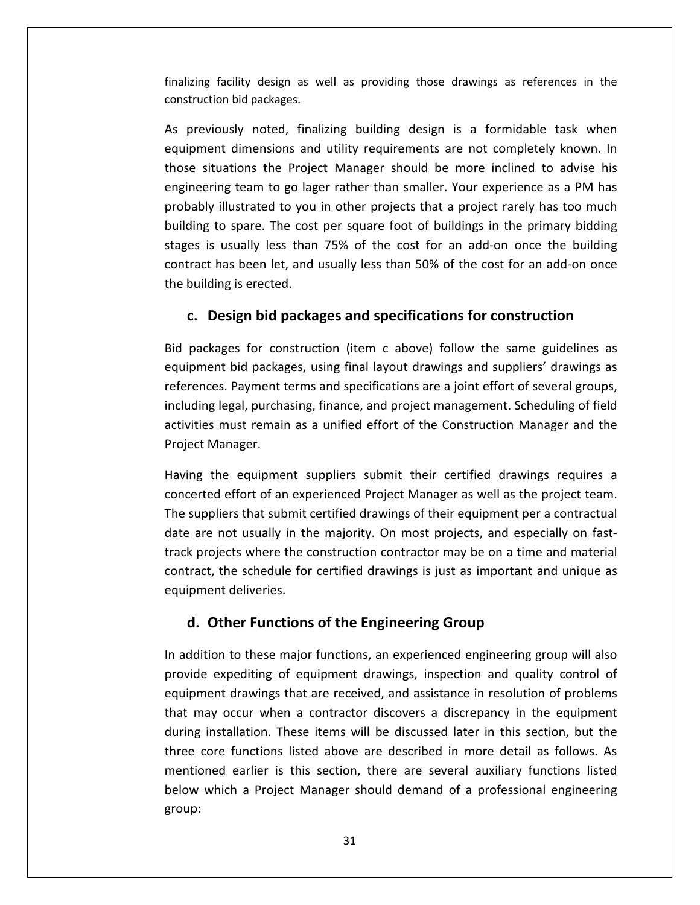finalizing facility design as well as providing those drawings as references in the construction bid packages.

As previously noted, finalizing building design is a formidable task when equipment dimensions and utility requirements are not completely known. In those situations the Project Manager should be more inclined to advise his engineering team to go lager rather than smaller. Your experience as a PM has probably illustrated to you in other projects that a project rarely has too much building to spare. The cost per square foot of buildings in the primary bidding stages is usually less than 75% of the cost for an add-on once the building contract has been let, and usually less than 50% of the cost for an add-on once the building is erected.

### c. Design bid packages and specifications for construction

Bid packages for construction (item c above) follow the same guidelines as equipment bid packages, using final layout drawings and suppliers' drawings as references. Payment terms and specifications are a joint effort of several groups, including legal, purchasing, finance, and project management. Scheduling of field activities must remain as a unified effort of the Construction Manager and the Project Manager.

Having the equipment suppliers submit their certified drawings requires a concerted effort of an experienced Project Manager as well as the project team. The suppliers that submit certified drawings of their equipment per a contractual date are not usually in the majority. On most projects, and especially on fast-track projects where the construction contractor may be on a time and material contract, the schedule for certified drawings is just as important and unique as equipment deliveries.

### d. Other Functions of the Engineering Group

In addition to these major functions, an experienced engineering group will also provide expediting of equipment drawings, inspection and quality control of equipment drawings that are received, and assistance in resolution of problems that may occur when a contractor discovers a discrepancy in the equipment during installation. These items will be discussed later in this section, but the three core functions listed above are described in more detail as follows. As mentioned earlier is this section, there are several auxiliary functions listed below which a Project Manager should demand of a professional engineering group: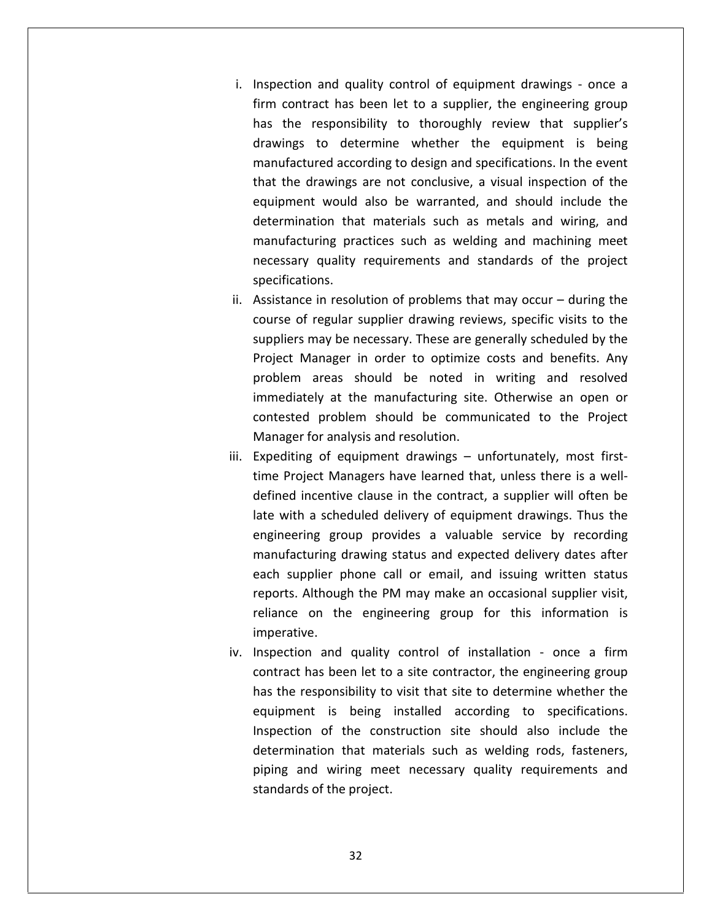i. Inspection and quality control of equipment drawings - once a firm contract has been let to a supplier, the engineering group has the responsibility to thoroughly review that supplier's drawings to determine whether the equipment is being manufactured according to design and specifications. In the event that the drawings are not conclusive, a visual inspection of the equipment would also be warranted, and should include the determination that materials such as metals and wiring, and manufacturing practices such as welding and machining meet necessary quality requirements and standards of the project specifications.

ii. Assistance in resolution of problems that may occur – during the course of regular supplier drawing reviews, specific visits to the suppliers may be necessary. These are generally scheduled by the Project Manager in order to optimize costs and benefits. Any problem areas should be noted in writing and resolved immediately at the manufacturing site. Otherwise an open or contested problem should be communicated to the Project Manager for analysis and resolution.

iii. Expediting of equipment drawings – unfortunately, most first-time Project Managers have learned that, unless there is a well-defined incentive clause in the contract, a supplier will often be late with a scheduled delivery of equipment drawings. Thus the engineering group provides a valuable service by recording manufacturing drawing status and expected delivery dates after each supplier phone call or email, and issuing written status reports. Although the PM may make an occasional supplier visit, reliance on the engineering group for this information is imperative.

iv. Inspection and quality control of installation - once a firm contract has been let to a site contractor, the engineering group has the responsibility to visit that site to determine whether the equipment is being installed according to specifications. Inspection of the construction site should also include the determination that materials such as welding rods, fasteners, piping and wiring meet necessary quality requirements and standards of the project.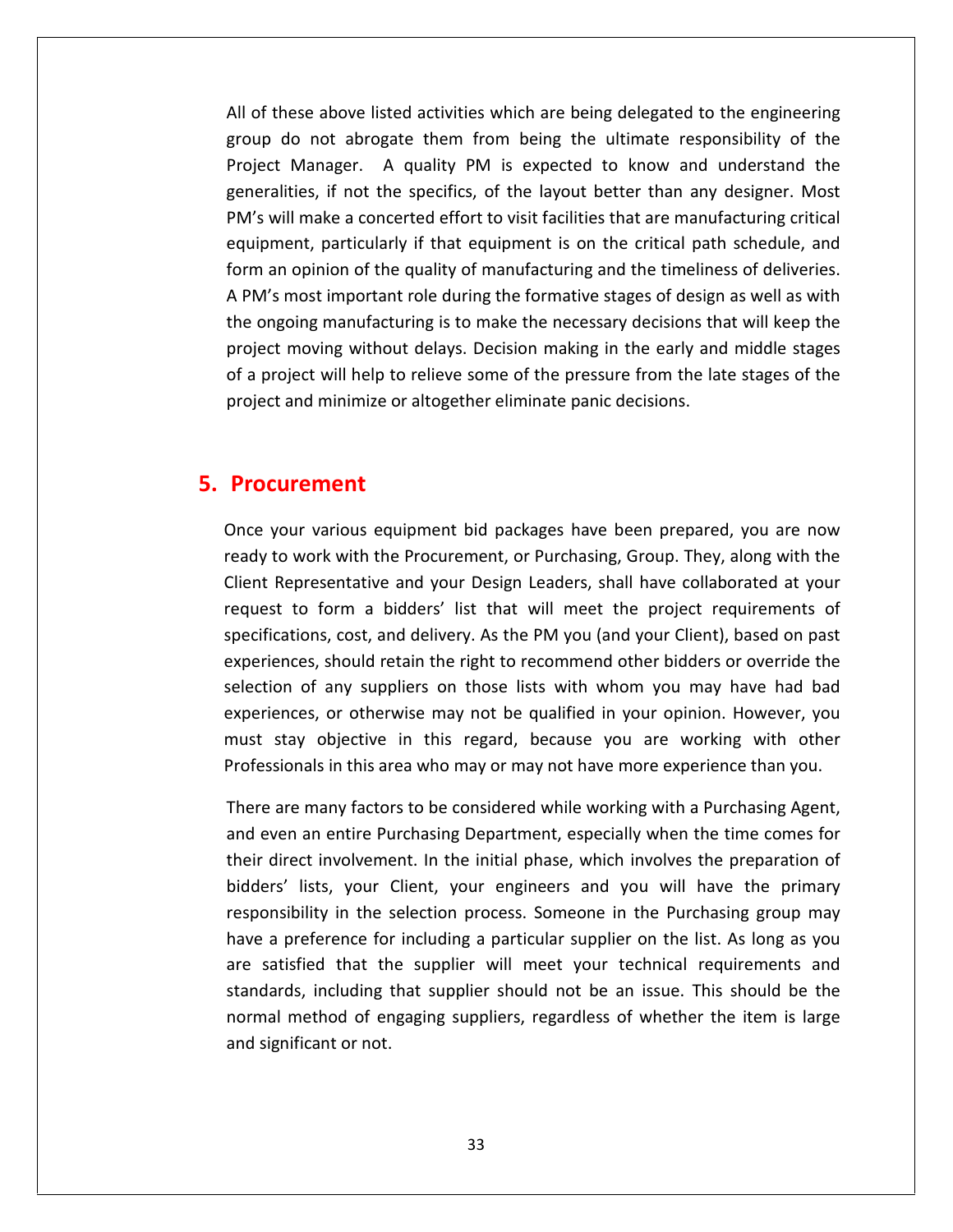All of these above listed activities which are being delegated to the engineering group do not abrogate them from being the ultimate responsibility of the Project Manager. A quality PM is expected to know and understand the generalities, if not the specifics, of the layout better than any designer. Most PM's will make a concerted effort to visit facilities that are manufacturing critical equipment, particularly if that equipment is on the critical path schedule, and form an opinion of the quality of manufacturing and the timeliness of deliveries. A PM's most important role during the formative stages of design as well as with the ongoing manufacturing is to make the necessary decisions that will keep the project moving without delays. Decision making in the early and middle stages of a project will help to relieve some of the pressure from the late stages of the project and minimize or altogether eliminate panic decisions.

# 5. Procurement

Once your various equipment bid packages have been prepared, you are now ready to work with the Procurement, or Purchasing, Group. They, along with the Client Representative and your Design Leaders, shall have collaborated at your request to form a bidders' list that will meet the project requirements of specifications, cost, and delivery. As the PM you (and your Client), based on past experiences, should retain the right to recommend other bidders or override the selection of any suppliers on those lists with whom you may have had bad experiences, or otherwise may not be qualified in your opinion. However, you must stay objective in this regard, because you are working with other Professionals in this area who may or may not have more experience than you.

There are many factors to be considered while working with a Purchasing Agent, and even an entire Purchasing Department, especially when the time comes for their direct involvement. In the initial phase, which involves the preparation of bidders' lists, your Client, your engineers and you will have the primary responsibility in the selection process. Someone in the Purchasing group may have a preference for including a particular supplier on the list. As long as you are satisfied that the supplier will meet your technical requirements and standards, including that supplier should not be an issue. This should be the normal method of engaging suppliers, regardless of whether the item is large and significant or not.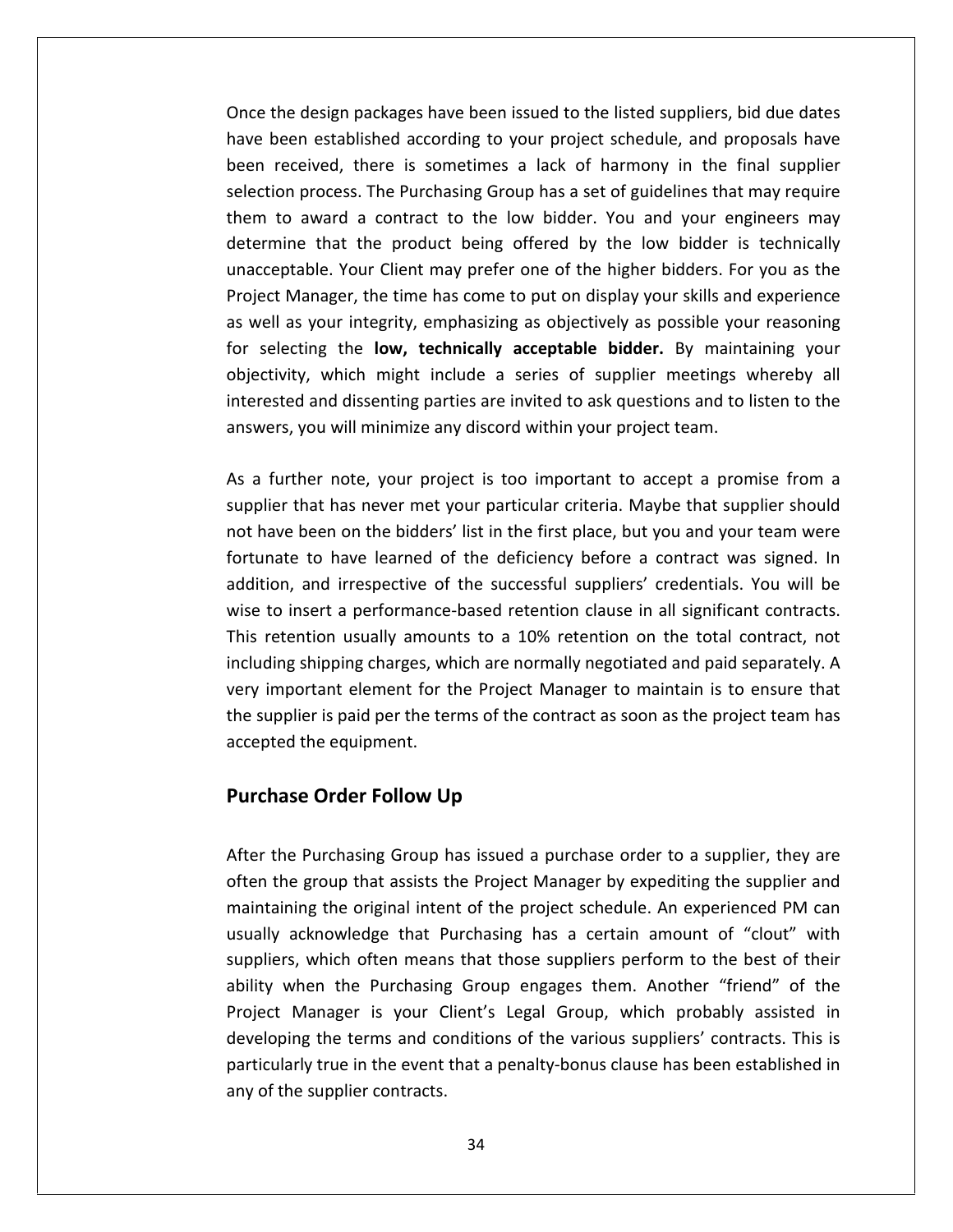Once the design packages have been issued to the listed suppliers, bid due dates have been established according to your project schedule, and proposals have been received, there is sometimes a lack of harmony in the final supplier selection process. The Purchasing Group has a set of guidelines that may require them to award a contract to the low bidder. You and your engineers may determine that the product being offered by the low bidder is technically unacceptable. Your Client may prefer one of the higher bidders. For you as the Project Manager, the time has come to put on display your skills and experience as well as your integrity, emphasizing as objectively as possible your reasoning for selecting the **low, technically acceptable bidder.** By maintaining your objectivity, which might include a series of supplier meetings whereby all interested and dissenting parties are invited to ask questions and to listen to the answers, you will minimize any discord within your project team.

As a further note, your project is too important to accept a promise from a supplier that has never met your particular criteria. Maybe that supplier should not have been on the bidders' list in the first place, but you and your team were fortunate to have learned of the deficiency before a contract was signed. In addition, and irrespective of the successful suppliers' credentials. You will be wise to insert a performance-based retention clause in all significant contracts. This retention usually amounts to a 10% retention on the total contract, not including shipping charges, which are normally negotiated and paid separately. A very important element for the Project Manager to maintain is to ensure that the supplier is paid per the terms of the contract as soon as the project team has accepted the equipment.

## Purchase Order Follow Up

After the Purchasing Group has issued a purchase order to a supplier, they are often the group that assists the Project Manager by expediting the supplier and maintaining the original intent of the project schedule. An experienced PM can usually acknowledge that Purchasing has a certain amount of "clout" with suppliers, which often means that those suppliers perform to the best of their ability when the Purchasing Group engages them. Another "friend" of the Project Manager is your Client's Legal Group, which probably assisted in developing the terms and conditions of the various suppliers' contracts. This is particularly true in the event that a penalty-bonus clause has been established in any of the supplier contracts.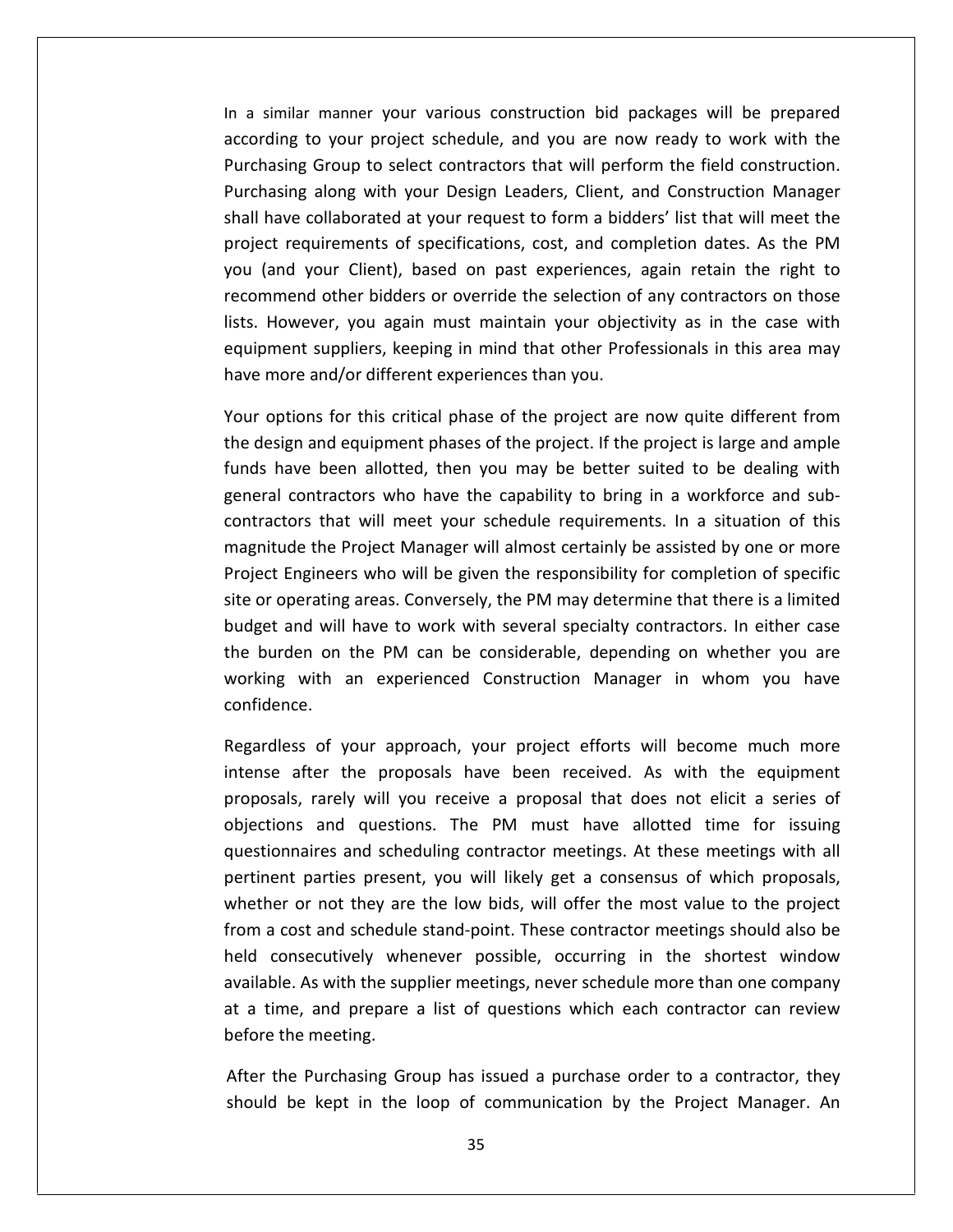In a similar manner your various construction bid packages will be prepared according to your project schedule, and you are now ready to work with the Purchasing Group to select contractors that will perform the field construction. Purchasing along with your Design Leaders, Client, and Construction Manager shall have collaborated at your request to form a bidders' list that will meet the project requirements of specifications, cost, and completion dates. As the PM you (and your Client), based on past experiences, again retain the right to recommend other bidders or override the selection of any contractors on those lists. However, you again must maintain your objectivity as in the case with equipment suppliers, keeping in mind that other Professionals in this area may have more and/or different experiences than you.

Your options for this critical phase of the project are now quite different from the design and equipment phases of the project. If the project is large and ample funds have been allotted, then you may be better suited to be dealing with general contractors who have the capability to bring in a workforce and sub-contractors that will meet your schedule requirements. In a situation of this magnitude the Project Manager will almost certainly be assisted by one or more Project Engineers who will be given the responsibility for completion of specific site or operating areas. Conversely, the PM may determine that there is a limited budget and will have to work with several specialty contractors. In either case the burden on the PM can be considerable, depending on whether you are working with an experienced Construction Manager in whom you have confidence.

Regardless of your approach, your project efforts will become much more intense after the proposals have been received. As with the equipment proposals, rarely will you receive a proposal that does not elicit a series of objections and questions. The PM must have allotted time for issuing questionnaires and scheduling contractor meetings. At these meetings with all pertinent parties present, you will likely get a consensus of which proposals, whether or not they are the low bids, will offer the most value to the project from a cost and schedule stand-point. These contractor meetings should also be held consecutively whenever possible, occurring in the shortest window available. As with the supplier meetings, never schedule more than one company at a time, and prepare a list of questions which each contractor can review before the meeting.

After the Purchasing Group has issued a purchase order to a contractor, they should be kept in the loop of communication by the Project Manager. An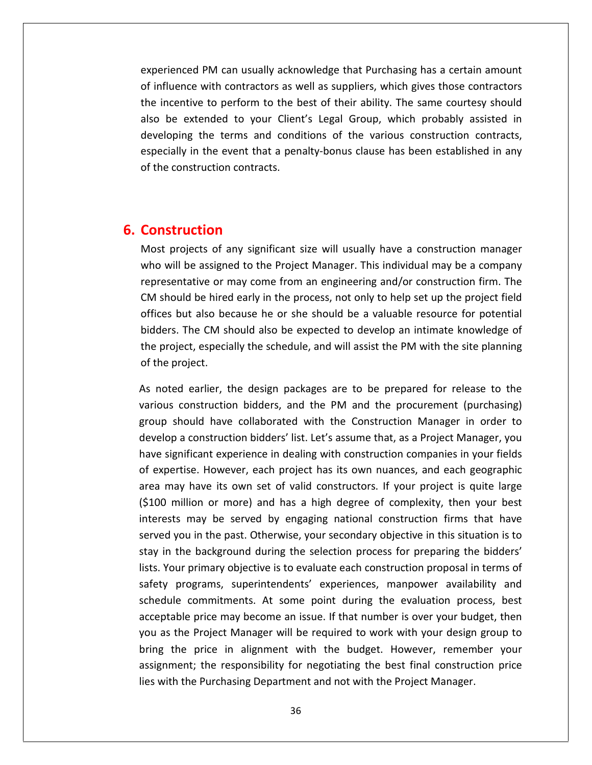experienced PM can usually acknowledge that Purchasing has a certain amount of influence with contractors as well as suppliers, which gives those contractors the incentive to perform to the best of their ability. The same courtesy should also be extended to your Client's Legal Group, which probably assisted in developing the terms and conditions of the various construction contracts, especially in the event that a penalty-bonus clause has been established in any of the construction contracts.

## 6. Construction

Most projects of any significant size will usually have a construction manager who will be assigned to the Project Manager. This individual may be a company representative or may come from an engineering and/or construction firm. The CM should be hired early in the process, not only to help set up the project field offices but also because he or she should be a valuable resource for potential bidders. The CM should also be expected to develop an intimate knowledge of the project, especially the schedule, and will assist the PM with the site planning of the project.

As noted earlier, the design packages are to be prepared for release to the various construction bidders, and the PM and the procurement (purchasing) group should have collaborated with the Construction Manager in order to develop a construction bidders' list. Let's assume that, as a Project Manager, you have significant experience in dealing with construction companies in your fields of expertise. However, each project has its own nuances, and each geographic area may have its own set of valid constructors. If your project is quite large ($100 million or more) and has a high degree of complexity, then your best interests may be served by engaging national construction firms that have served you in the past. Otherwise, your secondary objective in this situation is to stay in the background during the selection process for preparing the bidders' lists. Your primary objective is to evaluate each construction proposal in terms of safety programs, superintendents' experiences, manpower availability and schedule commitments. At some point during the evaluation process, best acceptable price may become an issue. If that number is over your budget, then you as the Project Manager will be required to work with your design group to bring the price in alignment with the budget. However, remember your assignment; the responsibility for negotiating the best final construction price lies with the Purchasing Department and not with the Project Manager.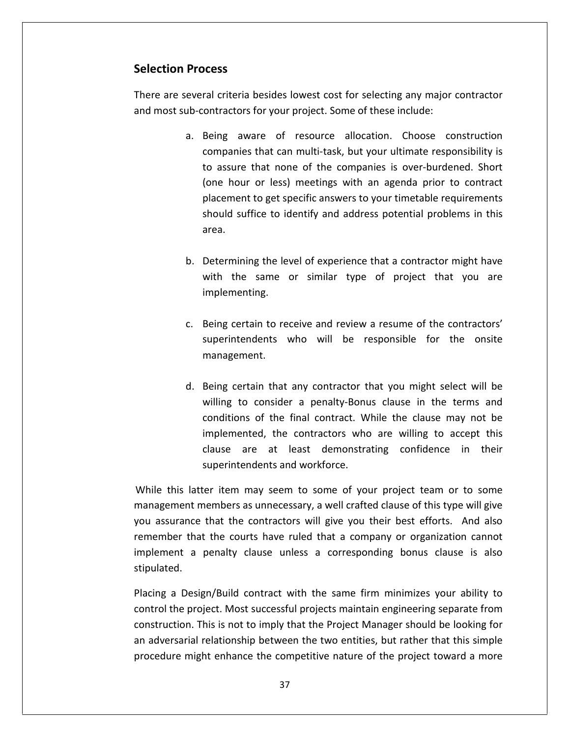## Selection Process

There are several criteria besides lowest cost for selecting any major contractor and most sub-contractors for your project. Some of these include:

a. Being aware of resource allocation. Choose construction companies that can multi-task, but your ultimate responsibility is to assure that none of the companies is over-burdened. Short (one hour or less) meetings with an agenda prior to contract placement to get specific answers to your timetable requirements should suffice to identify and address potential problems in this area.

b. Determining the level of experience that a contractor might have with the same or similar type of project that you are implementing.

c. Being certain to receive and review a resume of the contractors' superintendents who will be responsible for the onsite management.

d. Being certain that any contractor that you might select will be willing to consider a penalty-Bonus clause in the terms and conditions of the final contract. While the clause may not be implemented, the contractors who are willing to accept this clause are at least demonstrating confidence in their superintendents and workforce.

While this latter item may seem to some of your project team or to some management members as unnecessary, a well crafted clause of this type will give you assurance that the contractors will give you their best efforts. And also remember that the courts have ruled that a company or organization cannot implement a penalty clause unless a corresponding bonus clause is also stipulated.

Placing a Design/Build contract with the same firm minimizes your ability to control the project. Most successful projects maintain engineering separate from construction. This is not to imply that the Project Manager should be looking for an adversarial relationship between the two entities, but rather that this simple procedure might enhance the competitive nature of the project toward a more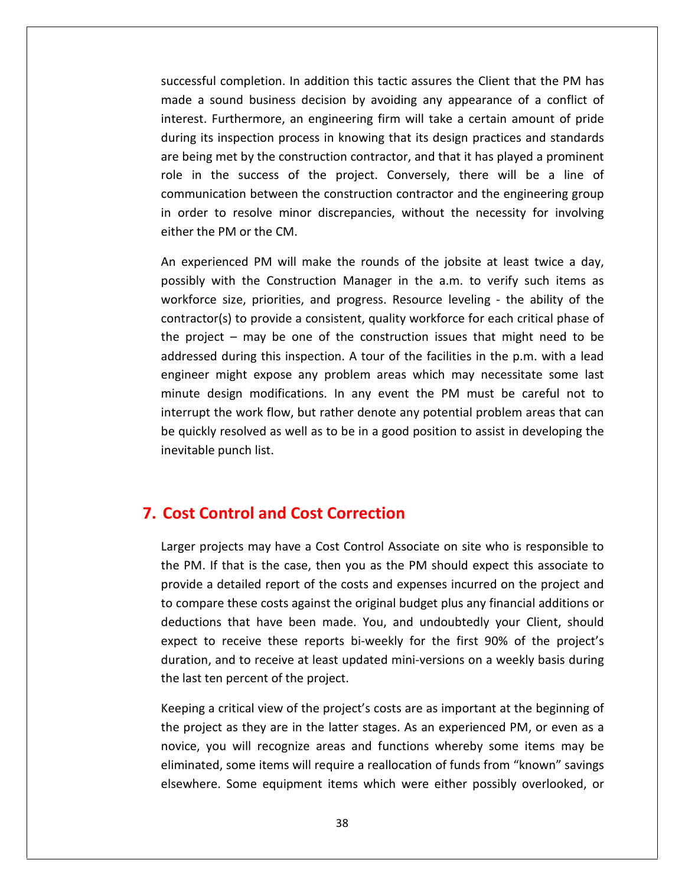successful completion. In addition this tactic assures the Client that the PM has made a sound business decision by avoiding any appearance of a conflict of interest. Furthermore, an engineering firm will take a certain amount of pride during its inspection process in knowing that its design practices and standards are being met by the construction contractor, and that it has played a prominent role in the success of the project. Conversely, there will be a line of communication between the construction contractor and the engineering group in order to resolve minor discrepancies, without the necessity for involving either the PM or the CM.

An experienced PM will make the rounds of the jobsite at least twice a day, possibly with the Construction Manager in the a.m. to verify such items as workforce size, priorities, and progress. Resource leveling - the ability of the contractor(s) to provide a consistent, quality workforce for each critical phase of the project – may be one of the construction issues that might need to be addressed during this inspection. A tour of the facilities in the p.m. with a lead engineer might expose any problem areas which may necessitate some last minute design modifications. In any event the PM must be careful not to interrupt the work flow, but rather denote any potential problem areas that can be quickly resolved as well as to be in a good position to assist in developing the inevitable punch list.

# 7. Cost Control and Cost Correction

Larger projects may have a Cost Control Associate on site who is responsible to the PM. If that is the case, then you as the PM should expect this associate to provide a detailed report of the costs and expenses incurred on the project and to compare these costs against the original budget plus any financial additions or deductions that have been made. You, and undoubtedly your Client, should expect to receive these reports bi-weekly for the first 90% of the project's duration, and to receive at least updated mini-versions on a weekly basis during the last ten percent of the project.

Keeping a critical view of the project's costs are as important at the beginning of the project as they are in the latter stages. As an experienced PM, or even as a novice, you will recognize areas and functions whereby some items may be eliminated, some items will require a reallocation of funds from "known" savings elsewhere. Some equipment items which were either possibly overlooked, or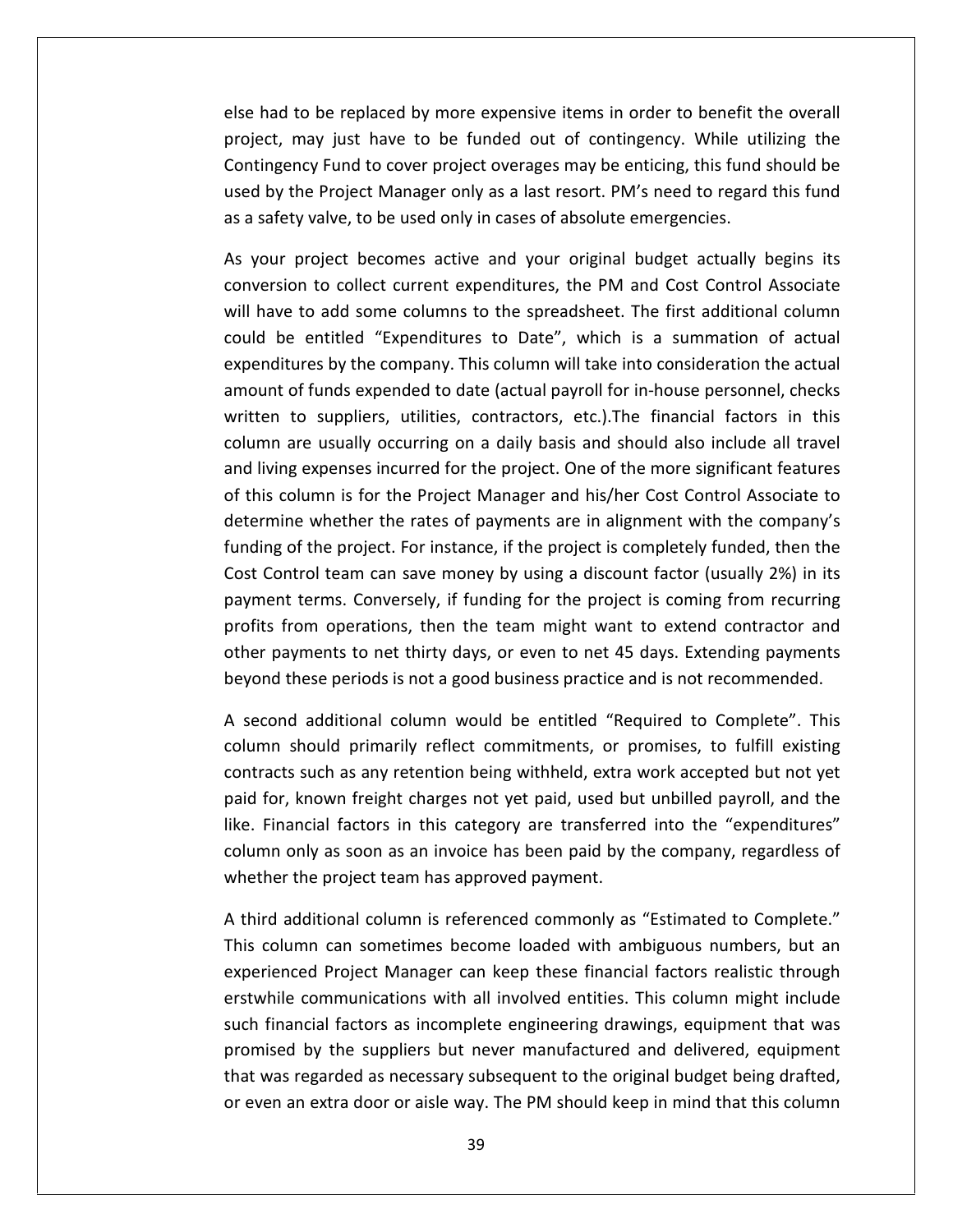else had to be replaced by more expensive items in order to benefit the overall project, may just have to be funded out of contingency. While utilizing the Contingency Fund to cover project overages may be enticing, this fund should be used by the Project Manager only as a last resort. PM's need to regard this fund as a safety valve, to be used only in cases of absolute emergencies.

As your project becomes active and your original budget actually begins its conversion to collect current expenditures, the PM and Cost Control Associate will have to add some columns to the spreadsheet. The first additional column could be entitled "Expenditures to Date", which is a summation of actual expenditures by the company. This column will take into consideration the actual amount of funds expended to date (actual payroll for in-house personnel, checks written to suppliers, utilities, contractors, etc.).The financial factors in this column are usually occurring on a daily basis and should also include all travel and living expenses incurred for the project. One of the more significant features of this column is for the Project Manager and his/her Cost Control Associate to determine whether the rates of payments are in alignment with the company's funding of the project. For instance, if the project is completely funded, then the Cost Control team can save money by using a discount factor (usually 2%) in its payment terms. Conversely, if funding for the project is coming from recurring profits from operations, then the team might want to extend contractor and other payments to net thirty days, or even to net 45 days. Extending payments beyond these periods is not a good business practice and is not recommended.

A second additional column would be entitled "Required to Complete". This column should primarily reflect commitments, or promises, to fulfill existing contracts such as any retention being withheld, extra work accepted but not yet paid for, known freight charges not yet paid, used but unbilled payroll, and the like. Financial factors in this category are transferred into the "expenditures" column only as soon as an invoice has been paid by the company, regardless of whether the project team has approved payment.

A third additional column is referenced commonly as "Estimated to Complete." This column can sometimes become loaded with ambiguous numbers, but an experienced Project Manager can keep these financial factors realistic through erstwhile communications with all involved entities. This column might include such financial factors as incomplete engineering drawings, equipment that was promised by the suppliers but never manufactured and delivered, equipment that was regarded as necessary subsequent to the original budget being drafted, or even an extra door or aisle way. The PM should keep in mind that this column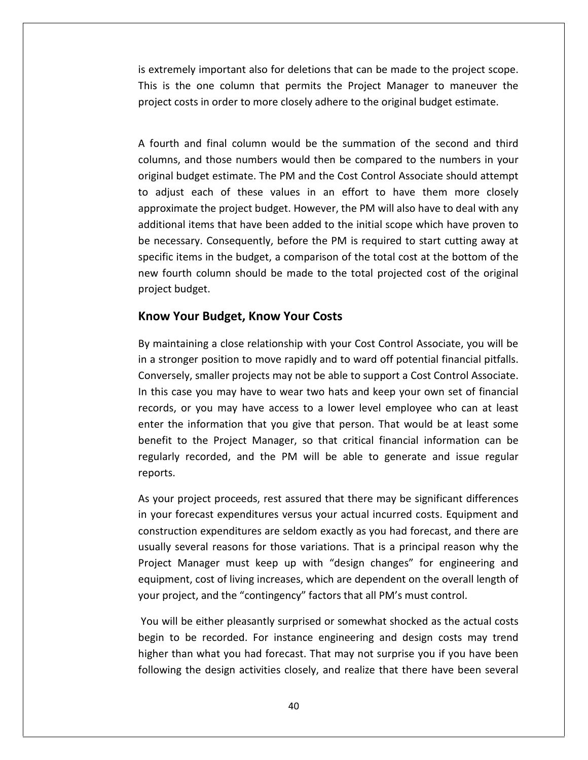is extremely important also for deletions that can be made to the project scope. This is the one column that permits the Project Manager to maneuver the project costs in order to more closely adhere to the original budget estimate.

A fourth and final column would be the summation of the second and third columns, and those numbers would then be compared to the numbers in your original budget estimate. The PM and the Cost Control Associate should attempt to adjust each of these values in an effort to have them more closely approximate the project budget. However, the PM will also have to deal with any additional items that have been added to the initial scope which have proven to be necessary. Consequently, before the PM is required to start cutting away at specific items in the budget, a comparison of the total cost at the bottom of the new fourth column should be made to the total projected cost of the original project budget.

## Know Your Budget, Know Your Costs

By maintaining a close relationship with your Cost Control Associate, you will be in a stronger position to move rapidly and to ward off potential financial pitfalls. Conversely, smaller projects may not be able to support a Cost Control Associate. In this case you may have to wear two hats and keep your own set of financial records, or you may have access to a lower level employee who can at least enter the information that you give that person. That would be at least some benefit to the Project Manager, so that critical financial information can be regularly recorded, and the PM will be able to generate and issue regular reports.

As your project proceeds, rest assured that there may be significant differences in your forecast expenditures versus your actual incurred costs. Equipment and construction expenditures are seldom exactly as you had forecast, and there are usually several reasons for those variations. That is a principal reason why the Project Manager must keep up with “design changes” for engineering and equipment, cost of living increases, which are dependent on the overall length of your project, and the “contingency” factors that all PM’s must control.

You will be either pleasantly surprised or somewhat shocked as the actual costs begin to be recorded. For instance engineering and design costs may trend higher than what you had forecast. That may not surprise you if you have been following the design activities closely, and realize that there have been several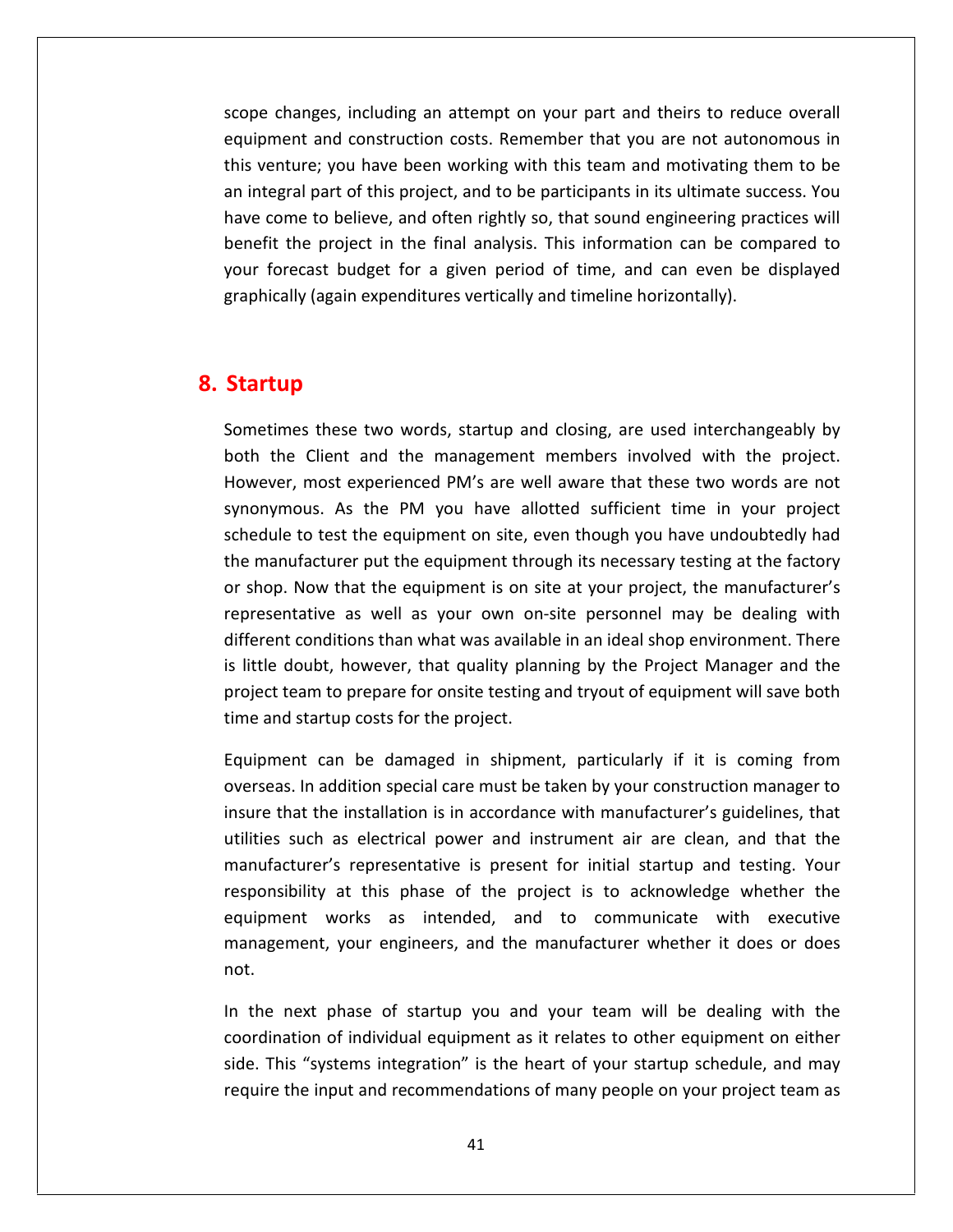scope changes, including an attempt on your part and theirs to reduce overall equipment and construction costs. Remember that you are not autonomous in this venture; you have been working with this team and motivating them to be an integral part of this project, and to be participants in its ultimate success. You have come to believe, and often rightly so, that sound engineering practices will benefit the project in the final analysis. This information can be compared to your forecast budget for a given period of time, and can even be displayed graphically (again expenditures vertically and timeline horizontally).

## 8. Startup

Sometimes these two words, startup and closing, are used interchangeably by both the Client and the management members involved with the project. However, most experienced PM's are well aware that these two words are not synonymous. As the PM you have allotted sufficient time in your project schedule to test the equipment on site, even though you have undoubtedly had the manufacturer put the equipment through its necessary testing at the factory or shop. Now that the equipment is on site at your project, the manufacturer's representative as well as your own on-site personnel may be dealing with different conditions than what was available in an ideal shop environment. There is little doubt, however, that quality planning by the Project Manager and the project team to prepare for onsite testing and tryout of equipment will save both time and startup costs for the project.

Equipment can be damaged in shipment, particularly if it is coming from overseas. In addition special care must be taken by your construction manager to insure that the installation is in accordance with manufacturer's guidelines, that utilities such as electrical power and instrument air are clean, and that the manufacturer's representative is present for initial startup and testing. Your responsibility at this phase of the project is to acknowledge whether the equipment works as intended, and to communicate with executive management, your engineers, and the manufacturer whether it does or does not.

In the next phase of startup you and your team will be dealing with the coordination of individual equipment as it relates to other equipment on either side. This "systems integration" is the heart of your startup schedule, and may require the input and recommendations of many people on your project team as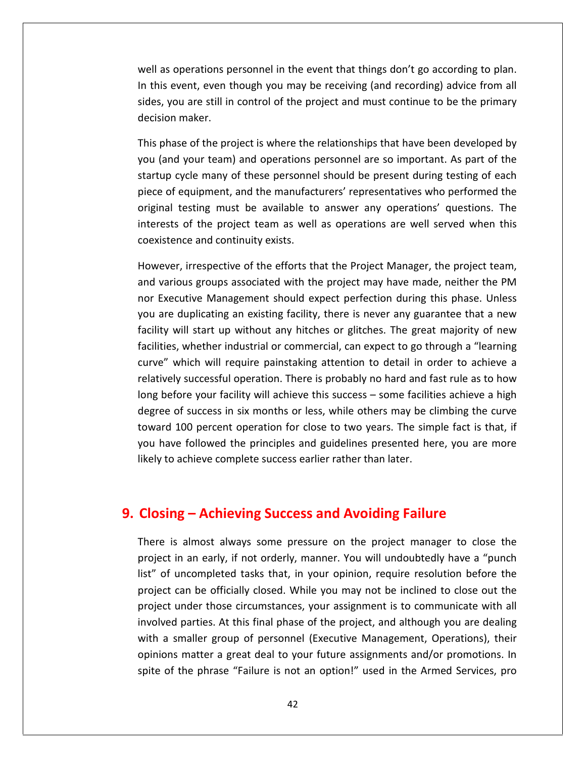well as operations personnel in the event that things don't go according to plan. In this event, even though you may be receiving (and recording) advice from all sides, you are still in control of the project and must continue to be the primary decision maker.

This phase of the project is where the relationships that have been developed by you (and your team) and operations personnel are so important. As part of the startup cycle many of these personnel should be present during testing of each piece of equipment, and the manufacturers' representatives who performed the original testing must be available to answer any operations' questions. The interests of the project team as well as operations are well served when this coexistence and continuity exists.

However, irrespective of the efforts that the Project Manager, the project team, and various groups associated with the project may have made, neither the PM nor Executive Management should expect perfection during this phase. Unless you are duplicating an existing facility, there is never any guarantee that a new facility will start up without any hitches or glitches. The great majority of new facilities, whether industrial or commercial, can expect to go through a "learning curve" which will require painstaking attention to detail in order to achieve a relatively successful operation. There is probably no hard and fast rule as to how long before your facility will achieve this success – some facilities achieve a high degree of success in six months or less, while others may be climbing the curve toward 100 percent operation for close to two years. The simple fact is that, if you have followed the principles and guidelines presented here, you are more likely to achieve complete success earlier rather than later.

## 9. Closing – Achieving Success and Avoiding Failure

There is almost always some pressure on the project manager to close the project in an early, if not orderly, manner. You will undoubtedly have a "punch list" of uncompleted tasks that, in your opinion, require resolution before the project can be officially closed. While you may not be inclined to close out the project under those circumstances, your assignment is to communicate with all involved parties. At this final phase of the project, and although you are dealing with a smaller group of personnel (Executive Management, Operations), their opinions matter a great deal to your future assignments and/or promotions. In spite of the phrase "Failure is not an option!" used in the Armed Services, pro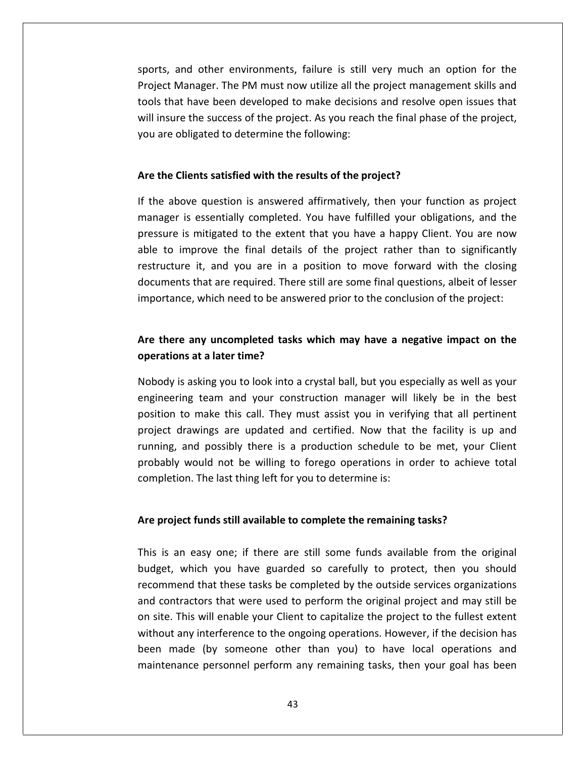sports, and other environments, failure is still very much an option for the Project Manager. The PM must now utilize all the project management skills and tools that have been developed to make decisions and resolve open issues that will insure the success of the project. As you reach the final phase of the project, you are obligated to determine the following:

**Are the Clients satisfied with the results of the project?**

If the above question is answered affirmatively, then your function as project manager is essentially completed. You have fulfilled your obligations, and the pressure is mitigated to the extent that you have a happy Client. You are now able to improve the final details of the project rather than to significantly restructure it, and you are in a position to move forward with the closing documents that are required. There still are some final questions, albeit of lesser importance, which need to be answered prior to the conclusion of the project:

**Are there any uncompleted tasks which may have a negative impact on the operations at a later time?**

Nobody is asking you to look into a crystal ball, but you especially as well as your engineering team and your construction manager will likely be in the best position to make this call. They must assist you in verifying that all pertinent project drawings are updated and certified. Now that the facility is up and running, and possibly there is a production schedule to be met, your Client probably would not be willing to forego operations in order to achieve total completion. The last thing left for you to determine is:

**Are project funds still available to complete the remaining tasks?**

This is an easy one; if there are still some funds available from the original budget, which you have guarded so carefully to protect, then you should recommend that these tasks be completed by the outside services organizations and contractors that were used to perform the original project and may still be on site. This will enable your Client to capitalize the project to the fullest extent without any interference to the ongoing operations. However, if the decision has been made (by someone other than you) to have local operations and maintenance personnel perform any remaining tasks, then your goal has been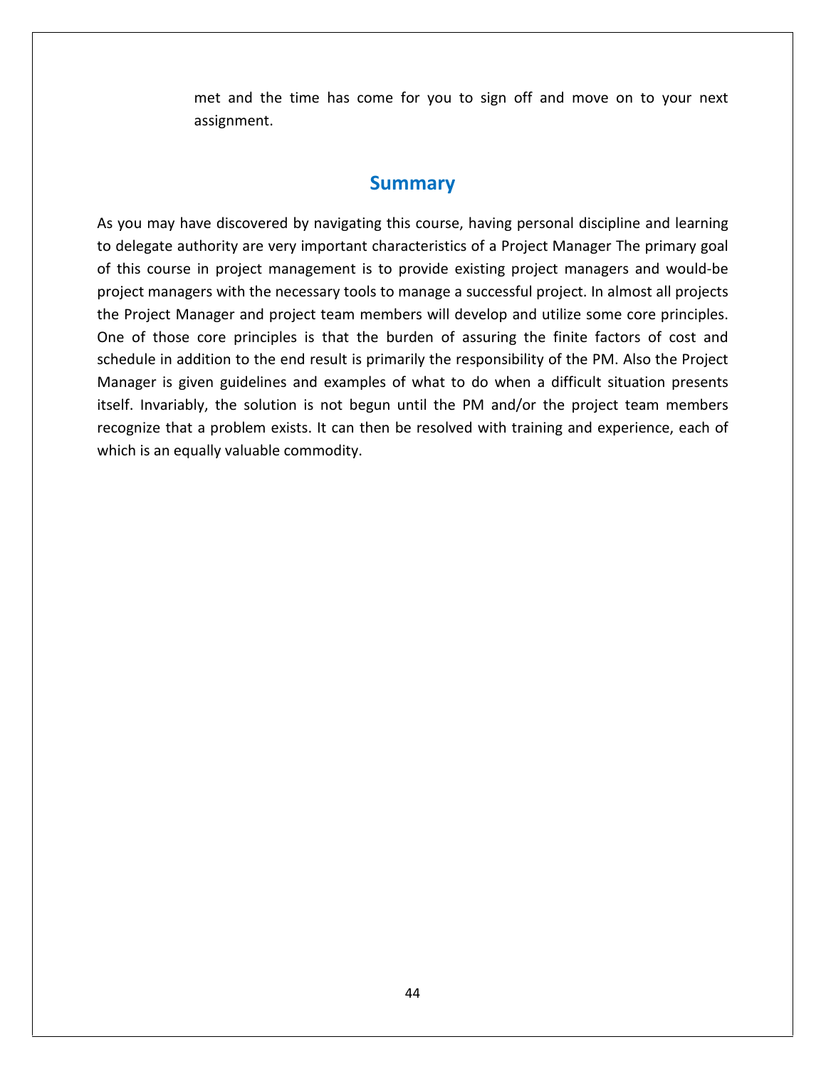met and the time has come for you to sign off and move on to your next assignment.

## Summary

As you may have discovered by navigating this course, having personal discipline and learning to delegate authority are very important characteristics of a Project Manager The primary goal of this course in project management is to provide existing project managers and would-be project managers with the necessary tools to manage a successful project. In almost all projects the Project Manager and project team members will develop and utilize some core principles. One of those core principles is that the burden of assuring the finite factors of cost and schedule in addition to the end result is primarily the responsibility of the PM. Also the Project Manager is given guidelines and examples of what to do when a difficult situation presents itself. Invariably, the solution is not begun until the PM and/or the project team members recognize that a problem exists. It can then be resolved with training and experience, each of which is an equally valuable commodity.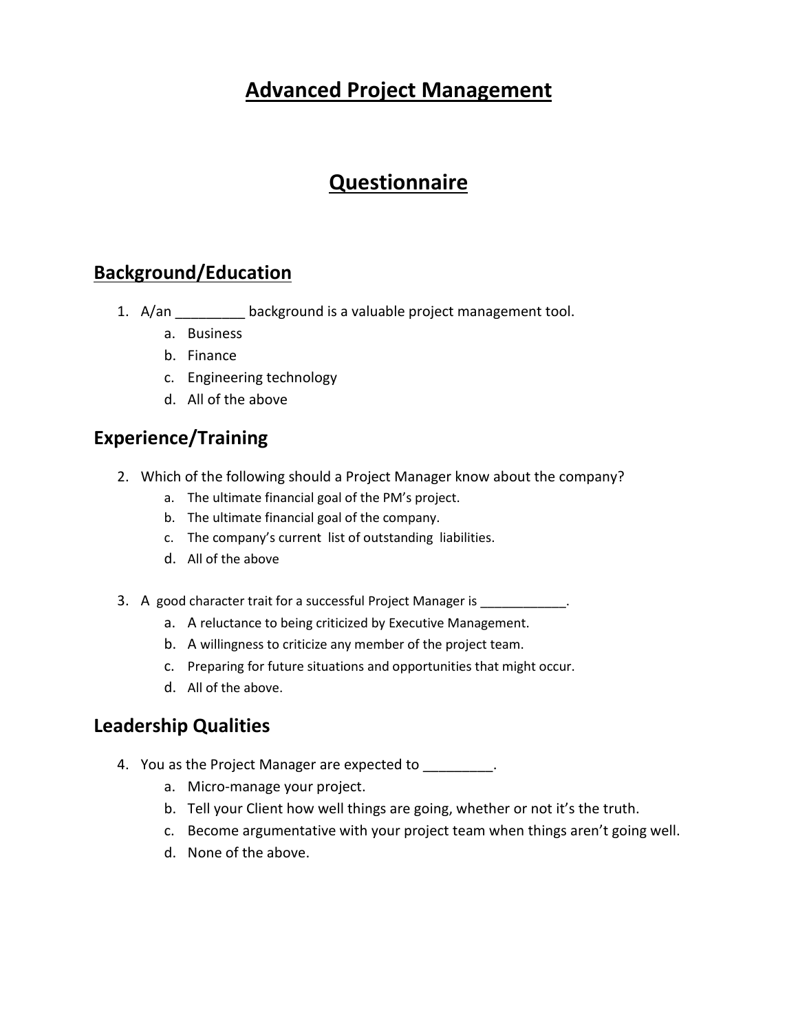# Advanced Project Management

# Questionnaire

## Background/Education

1. A/an _________ background is a valuable project management tool.
    a. Business
    b. Finance
    c. Engineering technology
    d. All of the above

## Experience/Training

2. Which of the following should a Project Manager know about the company?
    a. The ultimate financial goal of the PM's project.
    b. The ultimate financial goal of the company.
    c. The company's current list of outstanding liabilities.
    d. All of the above

3. A good character trait for a successful Project Manager is ____________.
    a. A reluctance to being criticized by Executive Management.
    b. A willingness to criticize any member of the project team.
    c. Preparing for future situations and opportunities that might occur.
    d. All of the above.

## Leadership Qualities

4. You as the Project Manager are expected to _________.
    a. Micro-manage your project.
    b. Tell your Client how well things are going, whether or not it's the truth.
    c. Become argumentative with your project team when things aren't going well.
    d. None of the above.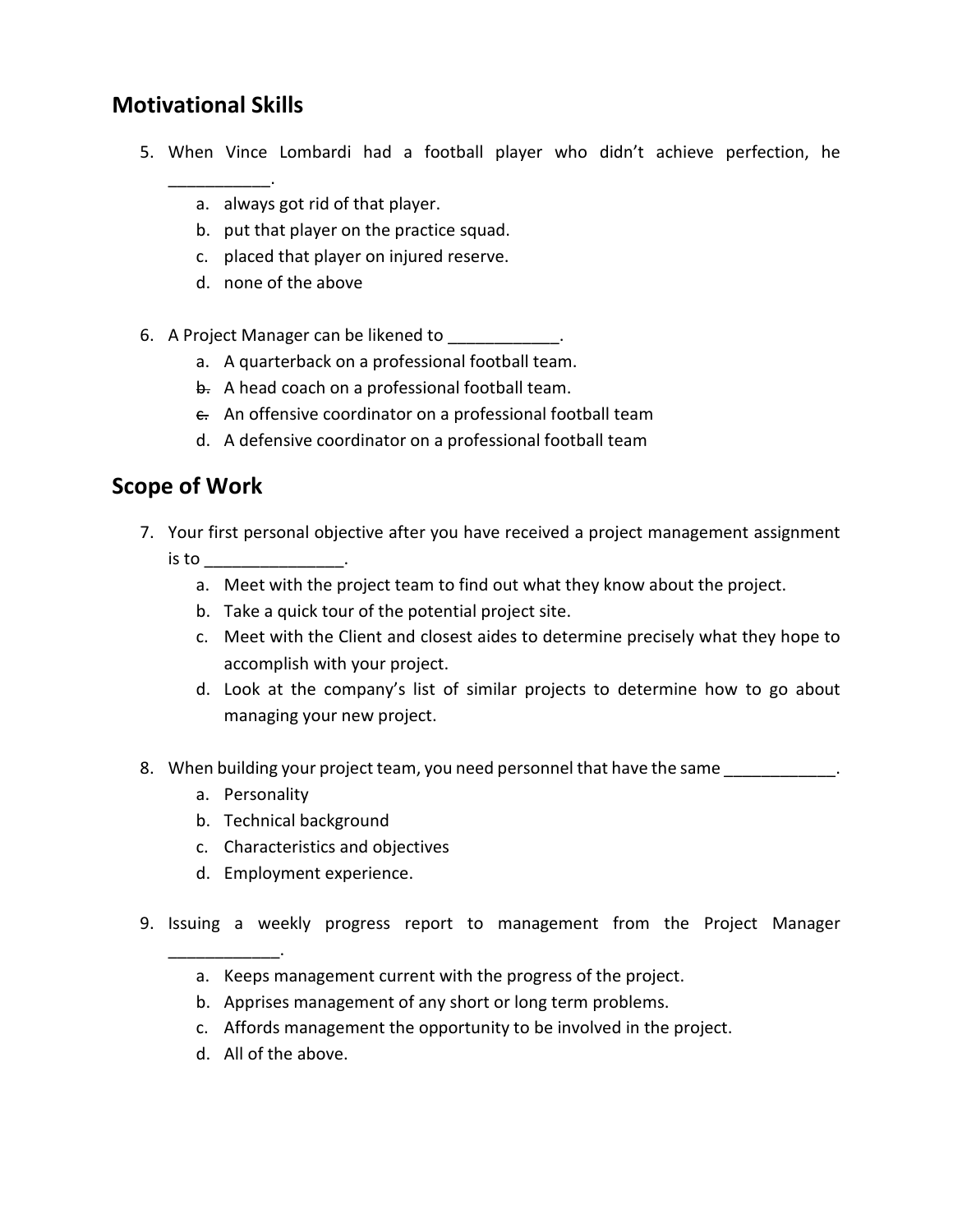## Motivational Skills

5. When Vince Lombardi had a football player who didn't achieve perfection, he ___________.
   a. always got rid of that player.
   b. put that player on the practice squad.
   c. placed that player on injured reserve.
   d. none of the above

6. A Project Manager can be likened to ____________.
   a. A quarterback on a professional football team.
   b. A head coach on a professional football team.
   c. An offensive coordinator on a professional football team
   d. A defensive coordinator on a professional football team

## Scope of Work

7. Your first personal objective after you have received a project management assignment is to _______________.
   a. Meet with the project team to find out what they know about the project.
   b. Take a quick tour of the potential project site.
   c. Meet with the Client and closest aides to determine precisely what they hope to accomplish with your project.
   d. Look at the company's list of similar projects to determine how to go about managing your new project.

8. When building your project team, you need personnel that have the same ____________.
   a. Personality
   b. Technical background
   c. Characteristics and objectives
   d. Employment experience.

9. Issuing a weekly progress report to management from the Project Manager ____________.
   a. Keeps management current with the progress of the project.
   b. Apprises management of any short or long term problems.
   c. Affords management the opportunity to be involved in the project.
   d. All of the above.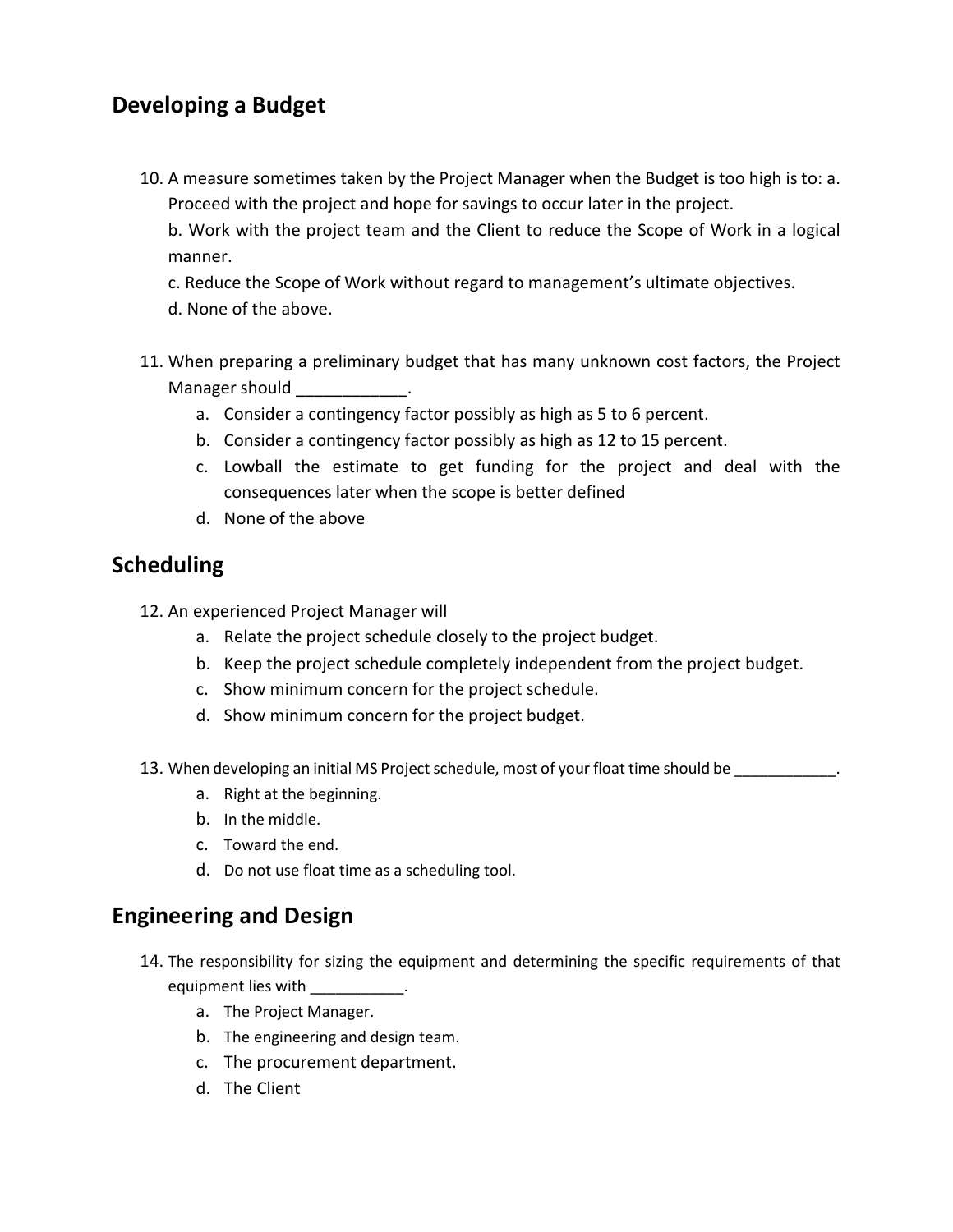## Developing a Budget

10. A measure sometimes taken by the Project Manager when the Budget is too high is to: a. Proceed with the project and hope for savings to occur later in the project.

    b. Work with the project team and the Client to reduce the Scope of Work in a logical manner.

    c. Reduce the Scope of Work without regard to management's ultimate objectives.

    d. None of the above.

11. When preparing a preliminary budget that has many unknown cost factors, the Project Manager should ____________.
    a. Consider a contingency factor possibly as high as 5 to 6 percent.
    b. Consider a contingency factor possibly as high as 12 to 15 percent.
    c. Lowball the estimate to get funding for the project and deal with the consequences later when the scope is better defined
    d. None of the above

## Scheduling

12. An experienced Project Manager will
    a. Relate the project schedule closely to the project budget.
    b. Keep the project schedule completely independent from the project budget.
    c. Show minimum concern for the project schedule.
    d. Show minimum concern for the project budget.

13. When developing an initial MS Project schedule, most of your float time should be ____________.
    a. Right at the beginning.
    b. In the middle.
    c. Toward the end.
    d. Do not use float time as a scheduling tool.

## Engineering and Design

14. The responsibility for sizing the equipment and determining the specific requirements of that equipment lies with ___________.
    a. The Project Manager.
    b. The engineering and design team.
    c. The procurement department.
    d. The Client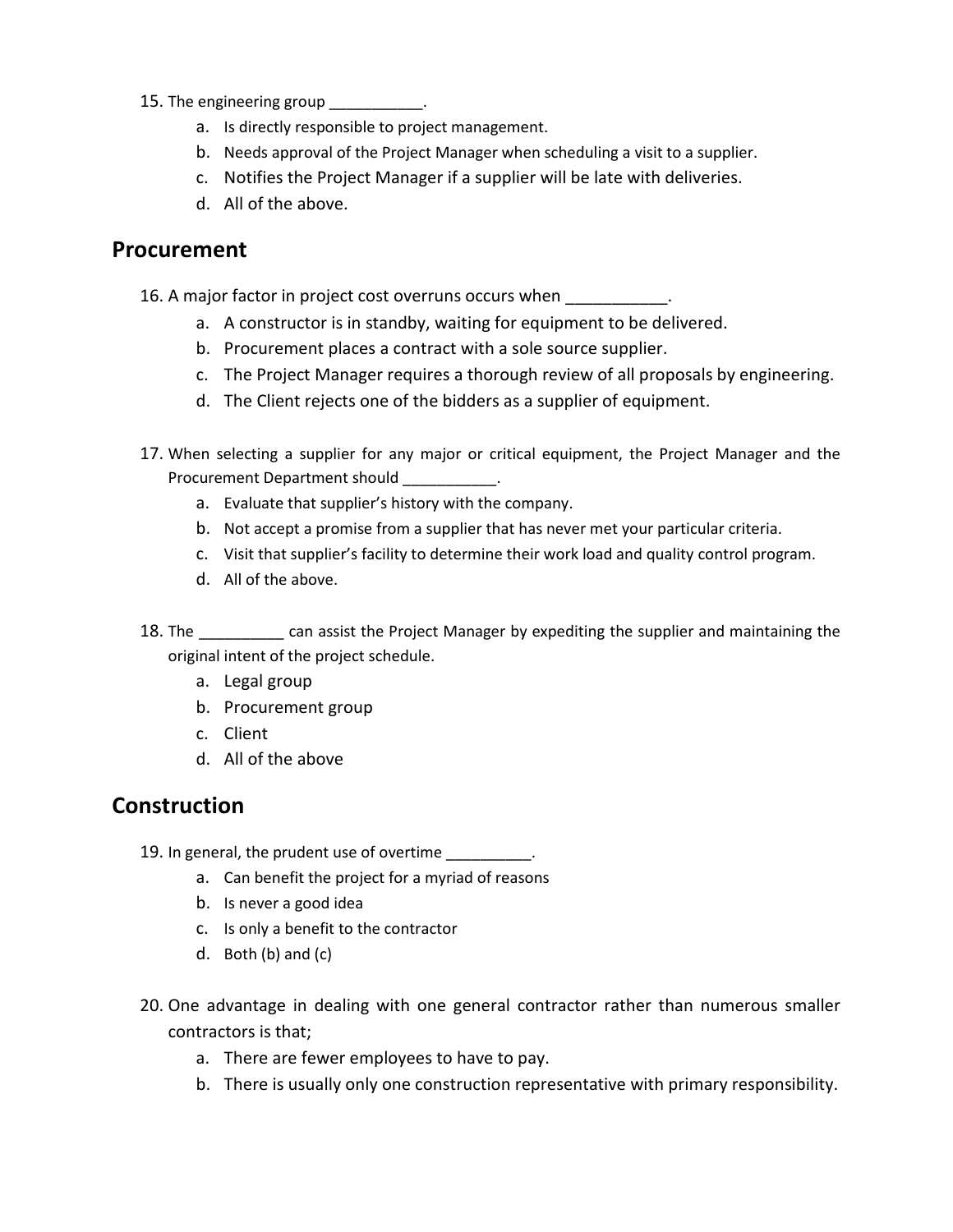15. The engineering group ___________.
    a. Is directly responsible to project management.
    b. Needs approval of the Project Manager when scheduling a visit to a supplier.
    c. Notifies the Project Manager if a supplier will be late with deliveries.
    d. All of the above.

## Procurement

16. A major factor in project cost overruns occurs when ___________.
    a. A constructor is in standby, waiting for equipment to be delivered.
    b. Procurement places a contract with a sole source supplier.
    c. The Project Manager requires a thorough review of all proposals by engineering.
    d. The Client rejects one of the bidders as a supplier of equipment.

17. When selecting a supplier for any major or critical equipment, the Project Manager and the Procurement Department should ___________.
    a. Evaluate that supplier's history with the company.
    b. Not accept a promise from a supplier that has never met your particular criteria.
    c. Visit that supplier's facility to determine their work load and quality control program.
    d. All of the above.

18. The __________ can assist the Project Manager by expediting the supplier and maintaining the original intent of the project schedule.
    a. Legal group
    b. Procurement group
    c. Client
    d. All of the above

## Construction

19. In general, the prudent use of overtime __________.
    a. Can benefit the project for a myriad of reasons
    b. Is never a good idea
    c. Is only a benefit to the contractor
    d. Both (b) and (c)

20. One advantage in dealing with one general contractor rather than numerous smaller contractors is that;
    a. There are fewer employees to have to pay.
    b. There is usually only one construction representative with primary responsibility.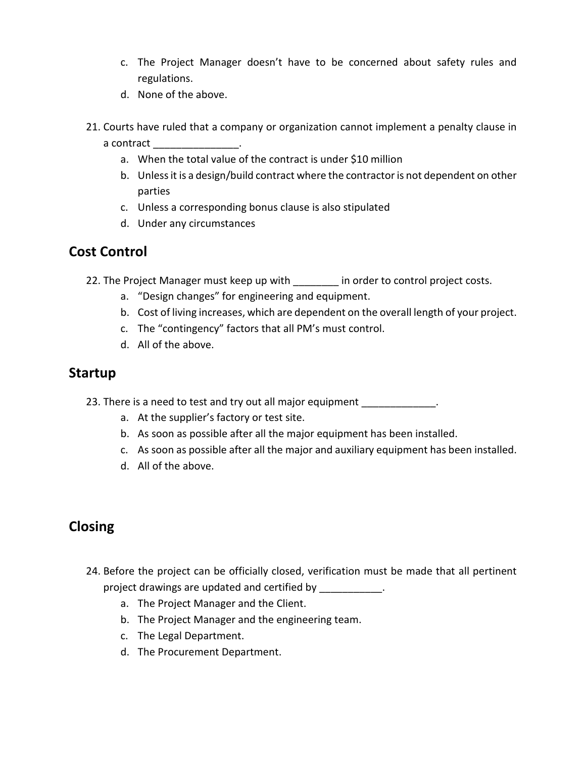c. The Project Manager doesn't have to be concerned about safety rules and regulations.
d. None of the above.

21. Courts have ruled that a company or organization cannot implement a penalty clause in a contract _______________.
    a. When the total value of the contract is under $10 million
    b. Unless it is a design/build contract where the contractor is not dependent on other parties
    c. Unless a corresponding bonus clause is also stipulated
    d. Under any circumstances

## Cost Control

22. The Project Manager must keep up with ________ in order to control project costs.
    a. "Design changes" for engineering and equipment.
    b. Cost of living increases, which are dependent on the overall length of your project.
    c. The "contingency" factors that all PM's must control.
    d. All of the above.

## Startup

23. There is a need to test and try out all major equipment _____________.
    a. At the supplier's factory or test site.
    b. As soon as possible after all the major equipment has been installed.
    c. As soon as possible after all the major and auxiliary equipment has been installed.
    d. All of the above.

## Closing

24. Before the project can be officially closed, verification must be made that all pertinent project drawings are updated and certified by ___________.
    a. The Project Manager and the Client.
    b. The Project Manager and the engineering team.
    c. The Legal Department.
    d. The Procurement Department.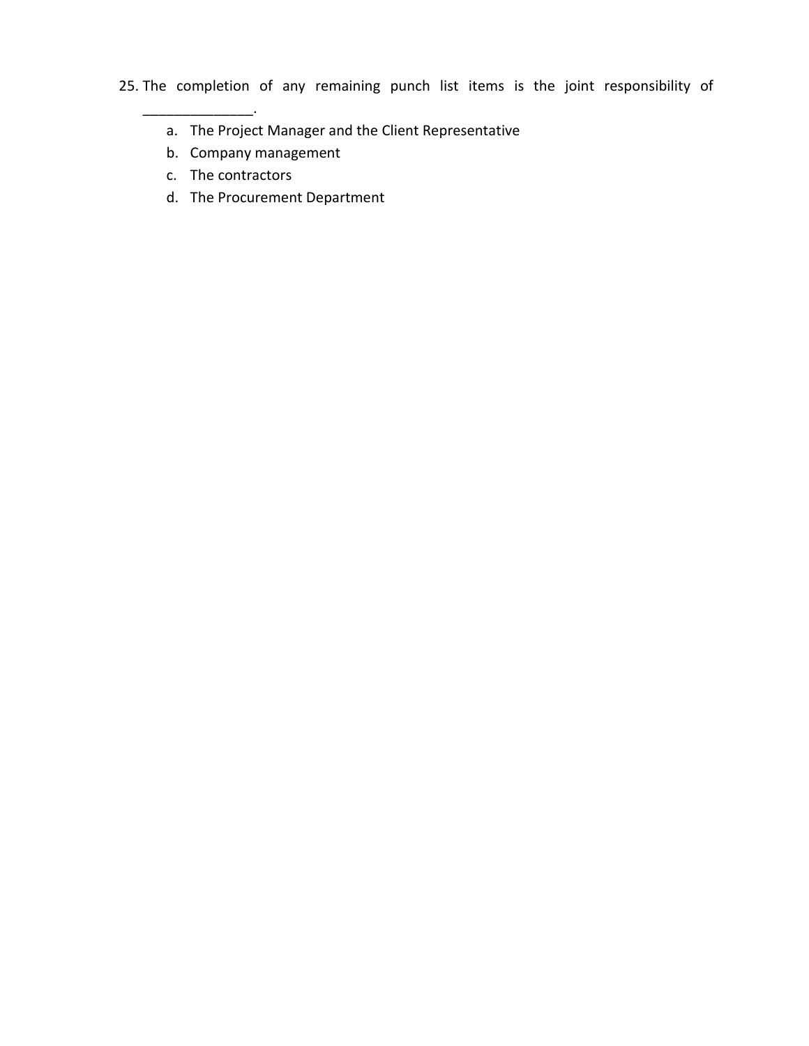25. The completion of any remaining punch list items is the joint responsibility of ______________.
    a. The Project Manager and the Client Representative
    b. Company management
    c. The contractors
    d. The Procurement Department